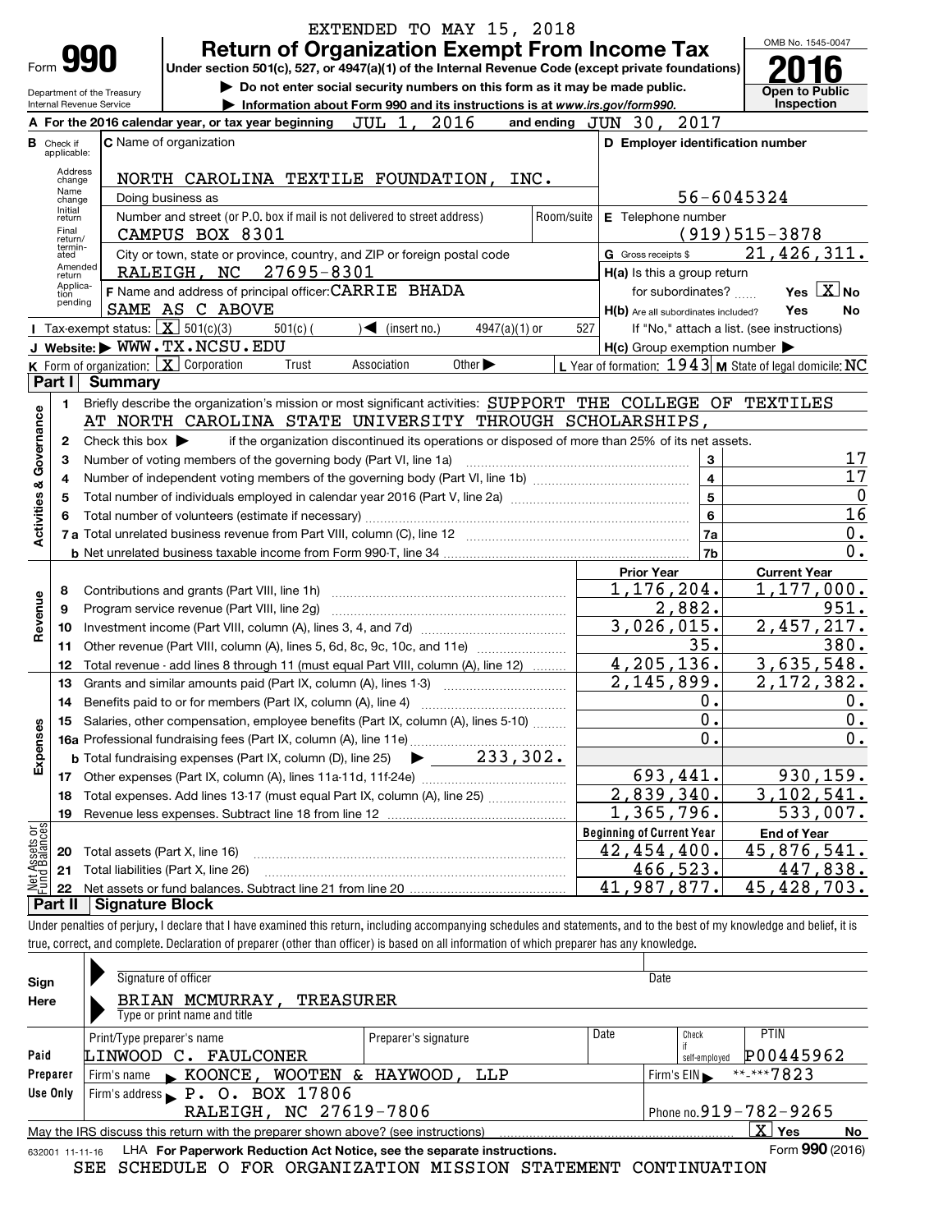EXTENDED TO MAY 15, 2018

# Form 990 — Return of Organization Exempt From Income Tax (2016)

Under section 501(c), 527, or 4947(a)(1) of the Internal Revenue Code (except private foundations)

▶ Do not enter social security numbers on this form as it may be made public.

▶ Information about Form 990 and its instructions is at *www.irs.gov/form990.*

Department of the Treasury, Internal Revenue Service

OMB No. 1545-0047 — Open to Public Inspection

**A** For the 2016 calendar year, or tax year beginning JUL 1, 2016 and ending JUN 30, 2017

**B** Check if applicable: Address change, Name change, Initial return, Final return/terminated, Amended return, Application pending

**C** Name of organization: NORTH CAROLINA TEXTILE FOUNDATION, INC.

Doing business as

Number and street (or P.O. box if mail is not delivered to street address): CAMPUS BOX 8301 — Room/suite

City or town, state or province, country, and ZIP or foreign postal code: RALEIGH, NC 27695-8301

**D** Employer identification number: 56-6045324

**E** Telephone number: (919)515-3878

**G** Gross receipts $ 21,426,311.

**F** Name and address of principal officer: CARRIE BHADA, SAME AS C ABOVE

**H(a)** Is this a group return for subordinates? Yes [X] No

**H(b)** Are all subordinates included? Yes No — If "No," attach a list. (see instructions)

**H(c)** Group exemption number ▶

**I** Tax-exempt status: [X] 501(c)(3) 501(c) ( ) ◀ (insert no.) 4947(a)(1) or 527

**J** Website: ▶ WWW.TX.NCSU.EDU

**K** Form of organization: [X] Corporation Trust Association Other ▶

**L** Year of formation: 1943 **M** State of legal domicile: NC

## Part I Summary

### Activities & Governance

1. Briefly describe the organization's mission or most significant activities: SUPPORT THE COLLEGE OF TEXTILES AT NORTH CAROLINA STATE UNIVERSITY THROUGH SCHOLARSHIPS,
2. Check this box ▶ if the organization discontinued its operations or disposed of more than 25% of its net assets.

| | | | |
|---|---|---|---|
| 3 | Number of voting members of the governing body (Part VI, line 1a) | 3 | 17 |
| 4 | Number of independent voting members of the governing body (Part VI, line 1b) | 4 | 17 |
| 5 | Total number of individuals employed in calendar year 2016 (Part V, line 2a) | 5 | 0 |
| 6 | Total number of volunteers (estimate if necessary) | 6 | 16 |
| 7a | Total unrelated business revenue from Part VIII, column (C), line 12 | 7a | 0. |
| 7b | Net unrelated business taxable income from Form 990-T, line 34 | 7b | 0. |

### Revenue / Expenses

| | | Prior Year | Current Year |
|---|---|---|---|
| 8 | Contributions and grants (Part VIII, line 1h) | 1,176,204. | 1,177,000. |
| 9 | Program service revenue (Part VIII, line 2g) | 2,882. | 951. |
| 10 | Investment income (Part VIII, column (A), lines 3, 4, and 7d) | 3,026,015. | 2,457,217. |
| 11 | Other revenue (Part VIII, column (A), lines 5, 6d, 8c, 9c, 10c, and 11e) | 35. | 380. |
| 12 | Total revenue - add lines 8 through 11 (must equal Part VIII, column (A), line 12) | 4,205,136. | 3,635,548. |
| 13 | Grants and similar amounts paid (Part IX, column (A), lines 1-3) | 2,145,899. | 2,172,382. |
| 14 | Benefits paid to or for members (Part IX, column (A), line 4) | 0. | 0. |
| 15 | Salaries, other compensation, employee benefits (Part IX, column (A), lines 5-10) | 0. | 0. |
| 16a | Professional fundraising fees (Part IX, column (A), line 11e) | 0. | 0. |
| b | Total fundraising expenses (Part IX, column (D), line 25) ▶ 233,302. | | |
| 17 | Other expenses (Part IX, column (A), lines 11a-11d, 11f-24e) | 693,441. | 930,159. |
| 18 | Total expenses. Add lines 13-17 (must equal Part IX, column (A), line 25) | 2,839,340. | 3,102,541. |
| 19 | Revenue less expenses. Subtract line 18 from line 12 | 1,365,796. | 533,007. |

### Net Assets or Fund Balances

| | | Beginning of Current Year | End of Year |
|---|---|---|---|
| 20 | Total assets (Part X, line 16) | 42,454,400. | 45,876,541. |
| 21 | Total liabilities (Part X, line 26) | 466,523. | 447,838. |
| 22 | Net assets or fund balances. Subtract line 21 from line 20 | 41,987,877. | 45,428,703. |

## Part II Signature Block

Under penalties of perjury, I declare that I have examined this return, including accompanying schedules and statements, and to the best of my knowledge and belief, it is true, correct, and complete. Declaration of preparer (other than officer) is based on all information of which preparer has any knowledge.

**Sign Here**

Signature of officer — Date

BRIAN MCMURRAY, TREASURER

Type or print name and title

**Paid Preparer Use Only**

| Print/Type preparer's name | Preparer's signature | Date | Check if self-employed | PTIN |
|---|---|---|---|---|
| LINWOOD C. FAULCONER | | | | P00445962 |

Firm's name ▶ KOONCE, WOOTEN & HAYWOOD, LLP — Firm's EIN ▶ **-***7823

Firm's address ▶ P. O. BOX 17806, RALEIGH, NC 27619-7806 — Phone no. 919-782-9265

May the IRS discuss this return with the preparer shown above? (see instructions) [X] Yes No

632001 11-11-16 LHA For Paperwork Reduction Act Notice, see the separate instructions. Form **990** (2016)

SEE SCHEDULE O FOR ORGANIZATION MISSION STATEMENT CONTINUATION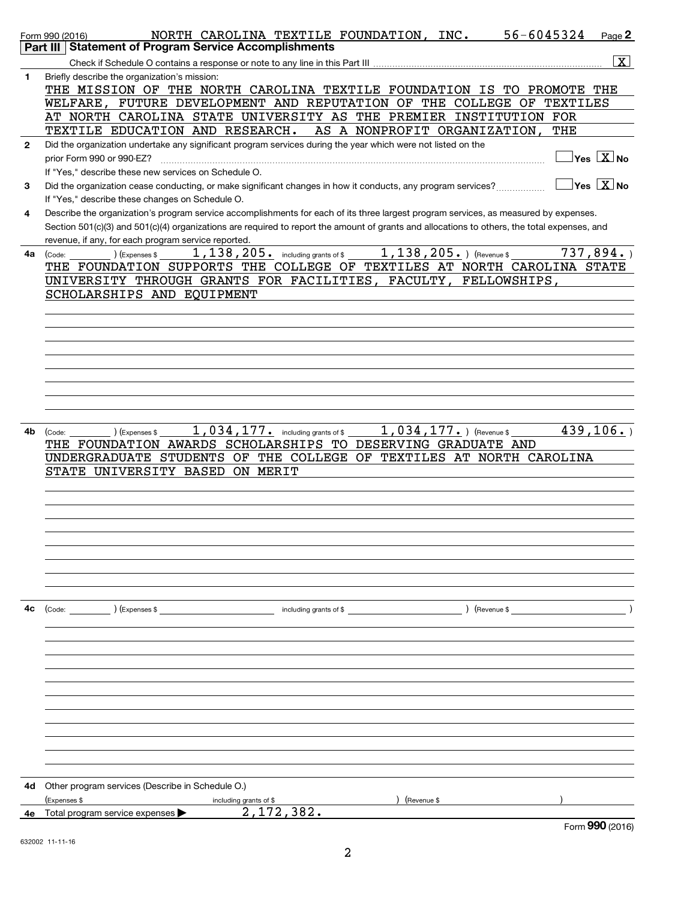Form 990 (2016) NORTH CAROLINA TEXTILE FOUNDATION, INC. 56-6045324 Page 2

## Part III Statement of Program Service Accomplishments

Check if Schedule O contains a response or note to any line in this Part III .......... [X]

**1** Briefly describe the organization's mission:

THE MISSION OF THE NORTH CAROLINA TEXTILE FOUNDATION IS TO PROMOTE THE WELFARE, FUTURE DEVELOPMENT AND REPUTATION OF THE COLLEGE OF TEXTILES AT NORTH CAROLINA STATE UNIVERSITY AS THE PREMIER INSTITUTION FOR TEXTILE EDUCATION AND RESEARCH. AS A NONPROFIT ORGANIZATION, THE

**2** Did the organization undertake any significant program services during the year which were not listed on the prior Form 990 or 990-EZ? .......... Yes [ ] No [X]

If "Yes," describe these new services on Schedule O.

**3** Did the organization cease conducting, or make significant changes in how it conducts, any program services? .......... Yes [ ] No [X]

If "Yes," describe these changes on Schedule O.

**4** Describe the organization's program service accomplishments for each of its three largest program services, as measured by expenses. Section 501(c)(3) and 501(c)(4) organizations are required to report the amount of grants and allocations to others, the total expenses, and revenue, if any, for each program service reported.

**4a** (Code: ) (Expenses $ 1,138,205. including grants of $ 1,138,205. ) (Revenue $ 737,894. )

THE FOUNDATION SUPPORTS THE COLLEGE OF TEXTILES AT NORTH CAROLINA STATE UNIVERSITY THROUGH GRANTS FOR FACILITIES, FACULTY, FELLOWSHIPS, SCHOLARSHIPS AND EQUIPMENT

**4b** (Code: ) (Expenses $ 1,034,177. including grants of $ 1,034,177. ) (Revenue $ 439,106. )

THE FOUNDATION AWARDS SCHOLARSHIPS TO DESERVING GRADUATE AND UNDERGRADUATE STUDENTS OF THE COLLEGE OF TEXTILES AT NORTH CAROLINA STATE UNIVERSITY BASED ON MERIT

**4c** (Code: ) (Expenses $ including grants of $ ) (Revenue $ )

**4d** Other program services (Describe in Schedule O.)

(Expenses $ including grants of $ ) (Revenue $ )

**4e** Total program service expenses ▶ 2,172,382.

Form **990** (2016)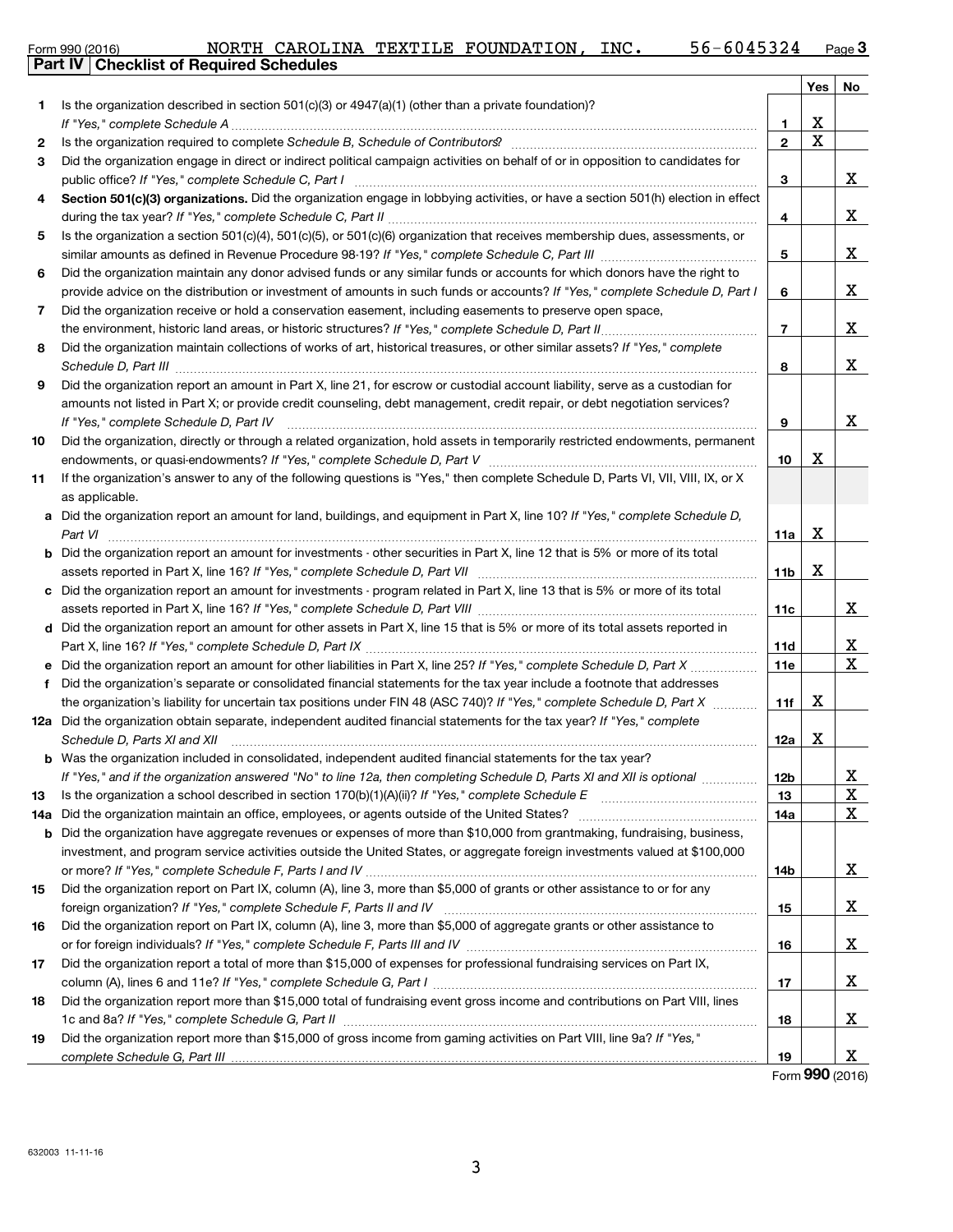Form 990 (2016) NORTH CAROLINA TEXTILE FOUNDATION, INC. 56-6045324 Page 3

**Part IV Checklist of Required Schedules**

| | | | Yes | No |
|---|---|---|---|---|
| 1 | Is the organization described in section 501(c)(3) or 4947(a)(1) (other than a private foundation)? *If "Yes," complete Schedule A* | 1 | X | |
| 2 | Is the organization required to complete *Schedule B, Schedule of Contributors*? | 2 | X | |
| 3 | Did the organization engage in direct or indirect political campaign activities on behalf of or in opposition to candidates for public office? *If "Yes," complete Schedule C, Part I* | 3 | | X |
| 4 | **Section 501(c)(3) organizations.** Did the organization engage in lobbying activities, or have a section 501(h) election in effect during the tax year? *If "Yes," complete Schedule C, Part II* | 4 | | X |
| 5 | Is the organization a section 501(c)(4), 501(c)(5), or 501(c)(6) organization that receives membership dues, assessments, or similar amounts as defined in Revenue Procedure 98-19? *If "Yes," complete Schedule C, Part III* | 5 | | X |
| 6 | Did the organization maintain any donor advised funds or any similar funds or accounts for which donors have the right to provide advice on the distribution or investment of amounts in such funds or accounts? *If "Yes," complete Schedule D, Part I* | 6 | | X |
| 7 | Did the organization receive or hold a conservation easement, including easements to preserve open space, the environment, historic land areas, or historic structures? *If "Yes," complete Schedule D, Part II* | 7 | | X |
| 8 | Did the organization maintain collections of works of art, historical treasures, or other similar assets? *If "Yes," complete Schedule D, Part III* | 8 | | X |
| 9 | Did the organization report an amount in Part X, line 21, for escrow or custodial account liability, serve as a custodian for amounts not listed in Part X; or provide credit counseling, debt management, credit repair, or debt negotiation services? *If "Yes," complete Schedule D, Part IV* | 9 | | X |
| 10 | Did the organization, directly or through a related organization, hold assets in temporarily restricted endowments, permanent endowments, or quasi-endowments? *If "Yes," complete Schedule D, Part V* | 10 | X | |
| 11 | If the organization's answer to any of the following questions is "Yes," then complete Schedule D, Parts VI, VII, VIII, IX, or X as applicable. | | | |
| a | Did the organization report an amount for land, buildings, and equipment in Part X, line 10? *If "Yes," complete Schedule D, Part VI* | 11a | X | |
| b | Did the organization report an amount for investments - other securities in Part X, line 12 that is 5% or more of its total assets reported in Part X, line 16? *If "Yes," complete Schedule D, Part VII* | 11b | X | |
| c | Did the organization report an amount for investments - program related in Part X, line 13 that is 5% or more of its total assets reported in Part X, line 16? *If "Yes," complete Schedule D, Part VIII* | 11c | | X |
| d | Did the organization report an amount for other assets in Part X, line 15 that is 5% or more of its total assets reported in Part X, line 16? *If "Yes," complete Schedule D, Part IX* | 11d | | X |
| e | Did the organization report an amount for other liabilities in Part X, line 25? *If "Yes," complete Schedule D, Part X* | 11e | | X |
| f | Did the organization's separate or consolidated financial statements for the tax year include a footnote that addresses the organization's liability for uncertain tax positions under FIN 48 (ASC 740)? *If "Yes," complete Schedule D, Part X* | 11f | X | |
| 12a | Did the organization obtain separate, independent audited financial statements for the tax year? *If "Yes," complete Schedule D, Parts XI and XII* | 12a | X | |
| b | Was the organization included in consolidated, independent audited financial statements for the tax year? *If "Yes," and if the organization answered "No" to line 12a, then completing Schedule D, Parts XI and XII is optional* | 12b | | X |
| 13 | Is the organization a school described in section 170(b)(1)(A)(ii)? *If "Yes," complete Schedule E* | 13 | | X |
| 14a | Did the organization maintain an office, employees, or agents outside of the United States? | 14a | | X |
| b | Did the organization have aggregate revenues or expenses of more than $10,000 from grantmaking, fundraising, business, investment, and program service activities outside the United States, or aggregate foreign investments valued at $100,000 or more? *If "Yes," complete Schedule F, Parts I and IV* | 14b | | X |
| 15 | Did the organization report on Part IX, column (A), line 3, more than $5,000 of grants or other assistance to or for any foreign organization? *If "Yes," complete Schedule F, Parts II and IV* | 15 | | X |
| 16 | Did the organization report on Part IX, column (A), line 3, more than $5,000 of aggregate grants or other assistance to or for foreign individuals? *If "Yes," complete Schedule F, Parts III and IV* | 16 | | X |
| 17 | Did the organization report a total of more than $15,000 of expenses for professional fundraising services on Part IX, column (A), lines 6 and 11e? *If "Yes," complete Schedule G, Part I* | 17 | | X |
| 18 | Did the organization report more than $15,000 total of fundraising event gross income and contributions on Part VIII, lines 1c and 8a? *If "Yes," complete Schedule G, Part II* | 18 | | X |
| 19 | Did the organization report more than $15,000 of gross income from gaming activities on Part VIII, line 9a? *If "Yes," complete Schedule G, Part III* | 19 | | X |

Form **990** (2016)

632003 11-11-16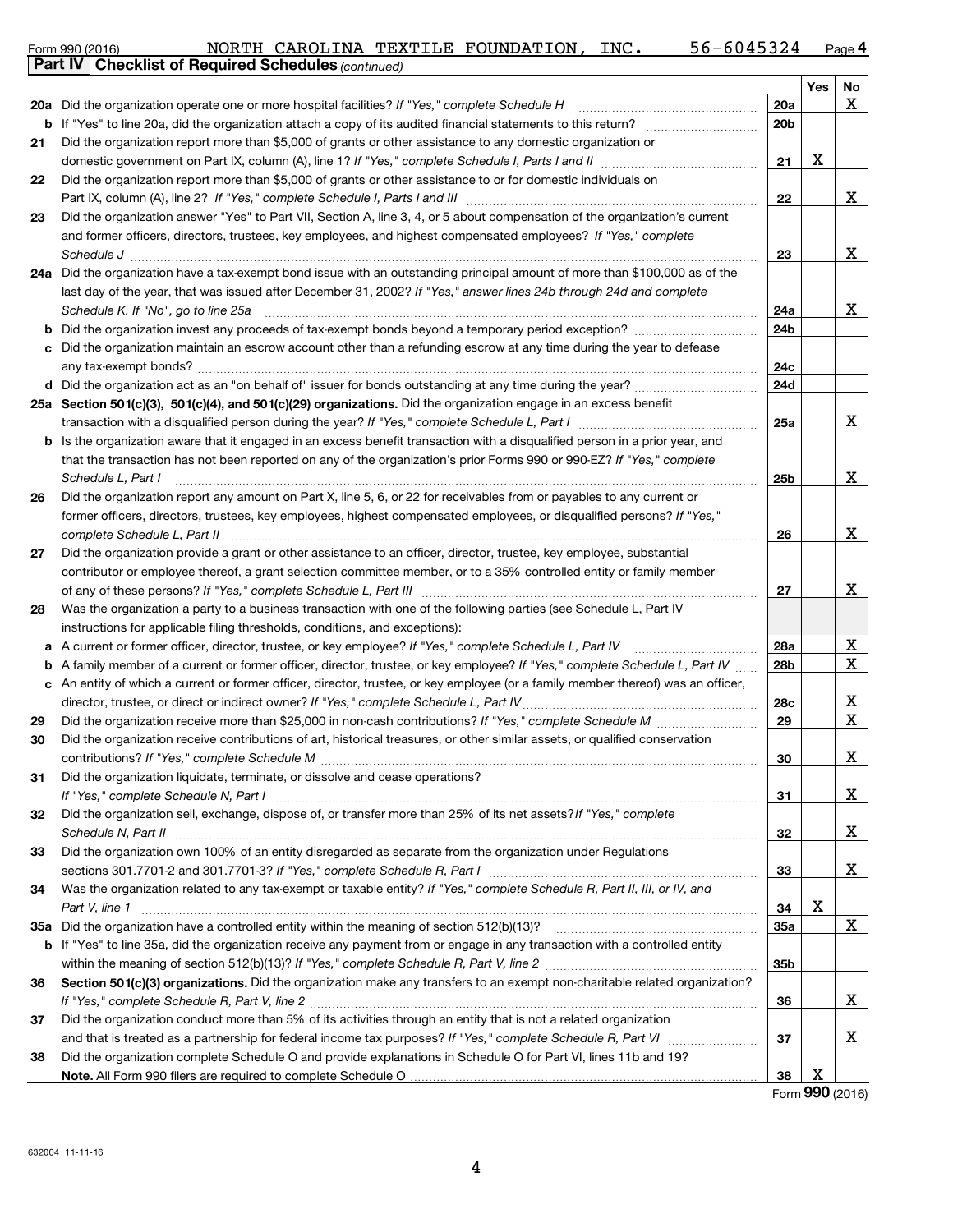Form 990 (2016) NORTH CAROLINA TEXTILE FOUNDATION, INC. 56-6045324 Page 4

**Part IV | Checklist of Required Schedules** *(continued)*

| | | | Yes | No |
|---|---|---|---|---|
| 20a | Did the organization operate one or more hospital facilities? *If "Yes," complete Schedule H* | 20a | | X |
| b | If "Yes" to line 20a, did the organization attach a copy of its audited financial statements to this return? | 20b | | |
| 21 | Did the organization report more than $5,000 of grants or other assistance to any domestic organization or domestic government on Part IX, column (A), line 1? *If "Yes," complete Schedule I, Parts I and II* | 21 | X | |
| 22 | Did the organization report more than $5,000 of grants or other assistance to or for domestic individuals on Part IX, column (A), line 2? *If "Yes," complete Schedule I, Parts I and III* | 22 | | X |
| 23 | Did the organization answer "Yes" to Part VII, Section A, line 3, 4, or 5 about compensation of the organization's current and former officers, directors, trustees, key employees, and highest compensated employees? *If "Yes," complete Schedule J* | 23 | | X |
| 24a | Did the organization have a tax-exempt bond issue with an outstanding principal amount of more than $100,000 as of the last day of the year, that was issued after December 31, 2002? *If "Yes," answer lines 24b through 24d and complete Schedule K. If "No", go to line 25a* | 24a | | X |
| b | Did the organization invest any proceeds of tax-exempt bonds beyond a temporary period exception? | 24b | | |
| c | Did the organization maintain an escrow account other than a refunding escrow at any time during the year to defease any tax-exempt bonds? | 24c | | |
| d | Did the organization act as an "on behalf of" issuer for bonds outstanding at any time during the year? | 24d | | |
| 25a | **Section 501(c)(3), 501(c)(4), and 501(c)(29) organizations.** Did the organization engage in an excess benefit transaction with a disqualified person during the year? *If "Yes," complete Schedule L, Part I* | 25a | | X |
| b | Is the organization aware that it engaged in an excess benefit transaction with a disqualified person in a prior year, and that the transaction has not been reported on any of the organization's prior Forms 990 or 990-EZ? *If "Yes," complete Schedule L, Part I* | 25b | | X |
| 26 | Did the organization report any amount on Part X, line 5, 6, or 22 for receivables from or payables to any current or former officers, directors, trustees, key employees, highest compensated employees, or disqualified persons? *If "Yes," complete Schedule L, Part II* | 26 | | X |
| 27 | Did the organization provide a grant or other assistance to an officer, director, trustee, key employee, substantial contributor or employee thereof, a grant selection committee member, or to a 35% controlled entity or family member of any of these persons? *If "Yes," complete Schedule L, Part III* | 27 | | X |
| 28 | Was the organization a party to a business transaction with one of the following parties (see Schedule L, Part IV instructions for applicable filing thresholds, conditions, and exceptions): | | | |
| a | A current or former officer, director, trustee, or key employee? *If "Yes," complete Schedule L, Part IV* | 28a | | X |
| b | A family member of a current or former officer, director, trustee, or key employee? *If "Yes," complete Schedule L, Part IV* | 28b | | X |
| c | An entity of which a current or former officer, director, trustee, or key employee (or a family member thereof) was an officer, director, trustee, or direct or indirect owner? *If "Yes," complete Schedule L, Part IV* | 28c | | X |
| 29 | Did the organization receive more than $25,000 in non-cash contributions? *If "Yes," complete Schedule M* | 29 | | X |
| 30 | Did the organization receive contributions of art, historical treasures, or other similar assets, or qualified conservation contributions? *If "Yes," complete Schedule M* | 30 | | X |
| 31 | Did the organization liquidate, terminate, or dissolve and cease operations? *If "Yes," complete Schedule N, Part I* | 31 | | X |
| 32 | Did the organization sell, exchange, dispose of, or transfer more than 25% of its net assets? *If "Yes," complete Schedule N, Part II* | 32 | | X |
| 33 | Did the organization own 100% of an entity disregarded as separate from the organization under Regulations sections 301.7701-2 and 301.7701-3? *If "Yes," complete Schedule R, Part I* | 33 | | X |
| 34 | Was the organization related to any tax-exempt or taxable entity? *If "Yes," complete Schedule R, Part II, III, or IV, and Part V, line 1* | 34 | X | |
| 35a | Did the organization have a controlled entity within the meaning of section 512(b)(13)? | 35a | | X |
| b | If "Yes" to line 35a, did the organization receive any payment from or engage in any transaction with a controlled entity within the meaning of section 512(b)(13)? *If "Yes," complete Schedule R, Part V, line 2* | 35b | | |
| 36 | **Section 501(c)(3) organizations.** Did the organization make any transfers to an exempt non-charitable related organization? *If "Yes," complete Schedule R, Part V, line 2* | 36 | | X |
| 37 | Did the organization conduct more than 5% of its activities through an entity that is not a related organization and that is treated as a partnership for federal income tax purposes? *If "Yes," complete Schedule R, Part VI* | 37 | | X |
| 38 | Did the organization complete Schedule O and provide explanations in Schedule O for Part VI, lines 11b and 19? **Note.** All Form 990 filers are required to complete Schedule O | 38 | X | |

Form **990** (2016)

632004 11-11-16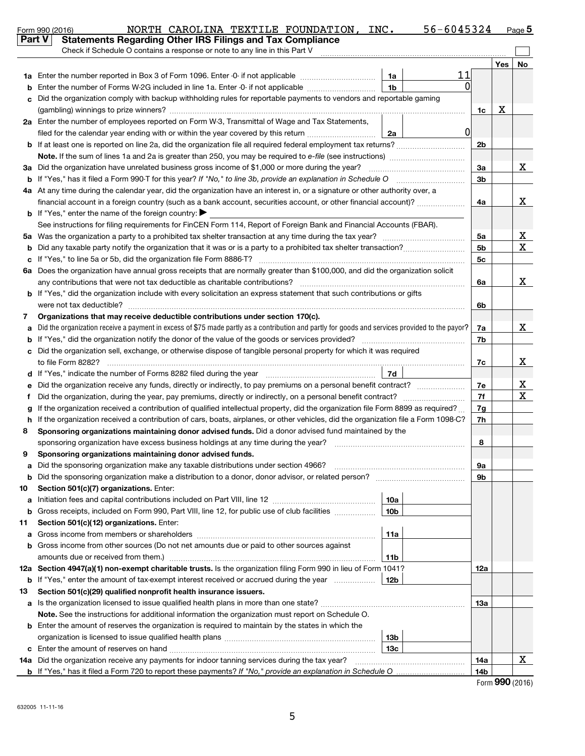Form 990 (2016) NORTH CAROLINA TEXTILE FOUNDATION, INC. 56-6045324 Page 5

## Part V Statements Regarding Other IRS Filings and Tax Compliance

Check if Schedule O contains a response or note to any line in this Part V

| | | | | Line | Yes | No |
|---|---|---|---|---|---|---|
| 1a | Enter the number reported in Box 3 of Form 1096. Enter -0- if not applicable | 1a | 11 | | | |
| b | Enter the number of Forms W-2G included in line 1a. Enter -0- if not applicable | 1b | 0 | | | |
| c | Did the organization comply with backup withholding rules for reportable payments to vendors and reportable gaming (gambling) winnings to prize winners? | | | 1c | X | |
| 2a | Enter the number of employees reported on Form W-3, Transmittal of Wage and Tax Statements, filed for the calendar year ending with or within the year covered by this return | 2a | 0 | | | |
| b | If at least one is reported on line 2a, did the organization file all required federal employment tax returns? | | | 2b | | |
| | **Note.** If the sum of lines 1a and 2a is greater than 250, you may be required to *e-file* (see instructions) | | | | | |
| 3a | Did the organization have unrelated business gross income of $1,000 or more during the year? | | | 3a | | X |
| b | If "Yes," has it filed a Form 990-T for this year? *If "No," to line 3b, provide an explanation in Schedule O* | | | 3b | | |
| 4a | At any time during the calendar year, did the organization have an interest in, or a signature or other authority over, a financial account in a foreign country (such as a bank account, securities account, or other financial account)? | | | 4a | | X |
| b | If "Yes," enter the name of the foreign country: ▶ | | | | | |
| | See instructions for filing requirements for FinCEN Form 114, Report of Foreign Bank and Financial Accounts (FBAR). | | | | | |
| 5a | Was the organization a party to a prohibited tax shelter transaction at any time during the tax year? | | | 5a | | X |
| b | Did any taxable party notify the organization that it was or is a party to a prohibited tax shelter transaction? | | | 5b | | X |
| c | If "Yes," to line 5a or 5b, did the organization file Form 8886-T? | | | 5c | | |
| 6a | Does the organization have annual gross receipts that are normally greater than $100,000, and did the organization solicit any contributions that were not tax deductible as charitable contributions? | | | 6a | | X |
| b | If "Yes," did the organization include with every solicitation an express statement that such contributions or gifts were not tax deductible? | | | 6b | | |
| 7 | **Organizations that may receive deductible contributions under section 170(c).** | | | | | |
| a | Did the organization receive a payment in excess of $75 made partly as a contribution and partly for goods and services provided to the payor? | | | 7a | | X |
| b | If "Yes," did the organization notify the donor of the value of the goods or services provided? | | | 7b | | |
| c | Did the organization sell, exchange, or otherwise dispose of tangible personal property for which it was required to file Form 8282? | | | 7c | | X |
| d | If "Yes," indicate the number of Forms 8282 filed during the year | 7d | | | | |
| e | Did the organization receive any funds, directly or indirectly, to pay premiums on a personal benefit contract? | | | 7e | | X |
| f | Did the organization, during the year, pay premiums, directly or indirectly, on a personal benefit contract? | | | 7f | | X |
| g | If the organization received a contribution of qualified intellectual property, did the organization file Form 8899 as required? | | | 7g | | |
| h | If the organization received a contribution of cars, boats, airplanes, or other vehicles, did the organization file a Form 1098-C? | | | 7h | | |
| 8 | **Sponsoring organizations maintaining donor advised funds.** Did a donor advised fund maintained by the sponsoring organization have excess business holdings at any time during the year? | | | 8 | | |
| 9 | **Sponsoring organizations maintaining donor advised funds.** | | | | | |
| a | Did the sponsoring organization make any taxable distributions under section 4966? | | | 9a | | |
| b | Did the sponsoring organization make a distribution to a donor, donor advisor, or related person? | | | 9b | | |
| 10 | **Section 501(c)(7) organizations.** Enter: | | | | | |
| a | Initiation fees and capital contributions included on Part VIII, line 12 | 10a | | | | |
| b | Gross receipts, included on Form 990, Part VIII, line 12, for public use of club facilities | 10b | | | | |
| 11 | **Section 501(c)(12) organizations.** Enter: | | | | | |
| a | Gross income from members or shareholders | 11a | | | | |
| b | Gross income from other sources (Do not net amounts due or paid to other sources against amounts due or received from them.) | 11b | | | | |
| 12a | **Section 4947(a)(1) non-exempt charitable trusts.** Is the organization filing Form 990 in lieu of Form 1041? | | | 12a | | |
| b | If "Yes," enter the amount of tax-exempt interest received or accrued during the year | 12b | | | | |
| 13 | **Section 501(c)(29) qualified nonprofit health insurance issuers.** | | | | | |
| a | Is the organization licensed to issue qualified health plans in more than one state? | | | 13a | | |
| | **Note.** See the instructions for additional information the organization must report on Schedule O. | | | | | |
| b | Enter the amount of reserves the organization is required to maintain by the states in which the organization is licensed to issue qualified health plans | 13b | | | | |
| c | Enter the amount of reserves on hand | 13c | | | | |
| 14a | Did the organization receive any payments for indoor tanning services during the tax year? | | | 14a | | X |
| b | If "Yes," has it filed a Form 720 to report these payments? *If "No," provide an explanation in Schedule O* | | | 14b | | |

Form **990** (2016)

632005 11-11-16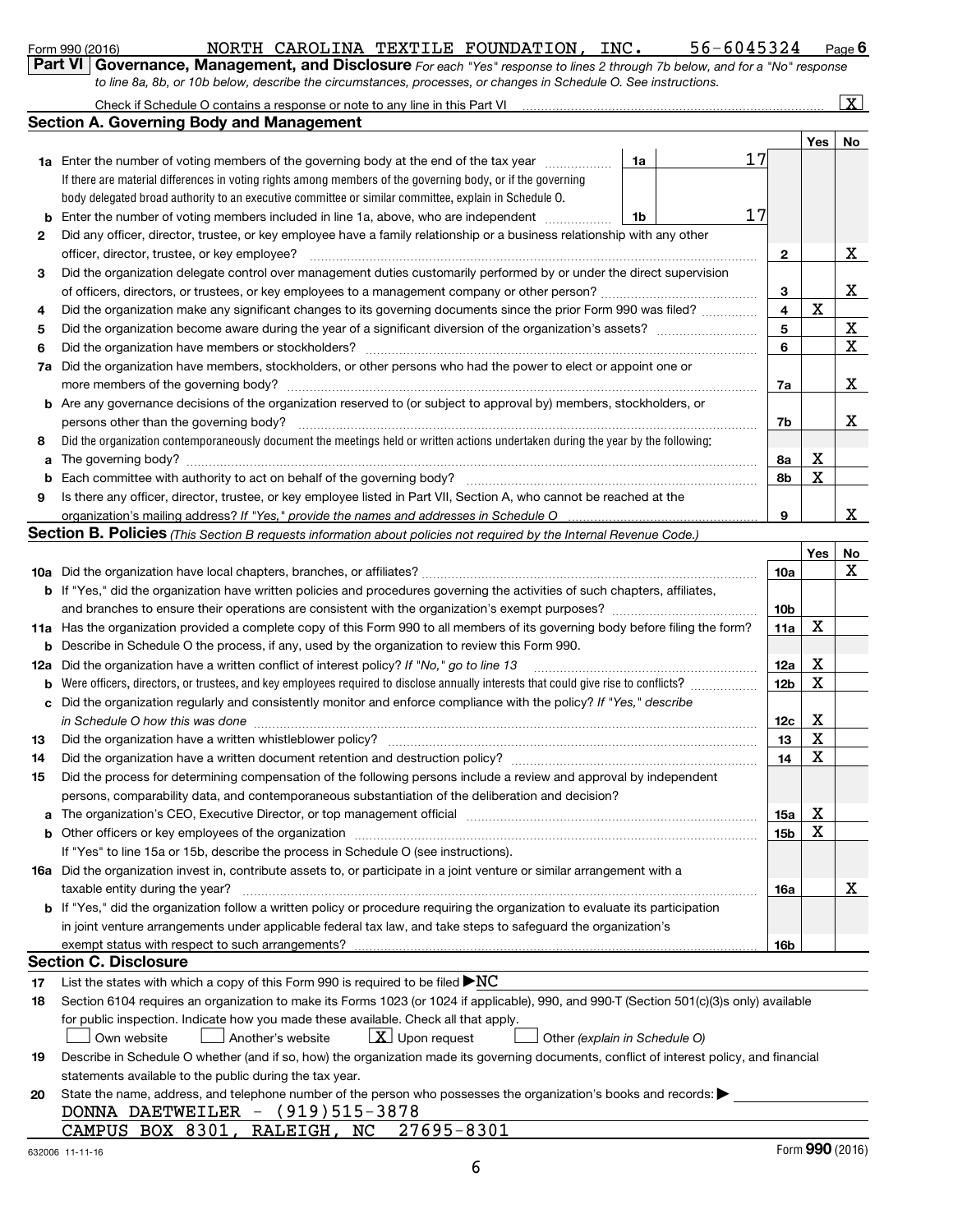Form 990 (2016) NORTH CAROLINA TEXTILE FOUNDATION, INC. 56-6045324 Page 6

**Part VI Governance, Management, and Disclosure** *For each "Yes" response to lines 2 through 7b below, and for a "No" response to line 8a, 8b, or 10b below, describe the circumstances, processes, or changes in Schedule O. See instructions.*

Check if Schedule O contains a response or note to any line in this Part VI ..... [X]

## Section A. Governing Body and Management

| | | | Yes | No |
|---|---|---|---|---|
| **1a** | Enter the number of voting members of the governing body at the end of the tax year ..... 1a: 17. If there are material differences in voting rights among members of the governing body, or if the governing body delegated broad authority to an executive committee or similar committee, explain in Schedule O. | | | |
| **b** | Enter the number of voting members included in line 1a, above, who are independent ..... 1b: 17 | | | |
| **2** | Did any officer, director, trustee, or key employee have a family relationship or a business relationship with any other officer, director, trustee, or key employee? | 2 | | X |
| **3** | Did the organization delegate control over management duties customarily performed by or under the direct supervision of officers, directors, or trustees, or key employees to a management company or other person? | 3 | | X |
| **4** | Did the organization make any significant changes to its governing documents since the prior Form 990 was filed? | 4 | X | |
| **5** | Did the organization become aware during the year of a significant diversion of the organization's assets? | 5 | | X |
| **6** | Did the organization have members or stockholders? | 6 | | X |
| **7a** | Did the organization have members, stockholders, or other persons who had the power to elect or appoint one or more members of the governing body? | 7a | | X |
| **b** | Are any governance decisions of the organization reserved to (or subject to approval by) members, stockholders, or persons other than the governing body? | 7b | | X |
| **8** | Did the organization contemporaneously document the meetings held or written actions undertaken during the year by the following: | | | |
| **a** | The governing body? | 8a | X | |
| **b** | Each committee with authority to act on behalf of the governing body? | 8b | X | |
| **9** | Is there any officer, director, trustee, or key employee listed in Part VII, Section A, who cannot be reached at the organization's mailing address? *If "Yes," provide the names and addresses in Schedule O* | 9 | | X |

## Section B. Policies *(This Section B requests information about policies not required by the Internal Revenue Code.)*

| | | | Yes | No |
|---|---|---|---|---|
| **10a** | Did the organization have local chapters, branches, or affiliates? | 10a | | X |
| **b** | If "Yes," did the organization have written policies and procedures governing the activities of such chapters, affiliates, and branches to ensure their operations are consistent with the organization's exempt purposes? | 10b | | |
| **11a** | Has the organization provided a complete copy of this Form 990 to all members of its governing body before filing the form? | 11a | X | |
| **b** | Describe in Schedule O the process, if any, used by the organization to review this Form 990. | | | |
| **12a** | Did the organization have a written conflict of interest policy? *If "No," go to line 13* | 12a | X | |
| **b** | Were officers, directors, or trustees, and key employees required to disclose annually interests that could give rise to conflicts? | 12b | X | |
| **c** | Did the organization regularly and consistently monitor and enforce compliance with the policy? *If "Yes," describe in Schedule O how this was done* | 12c | X | |
| **13** | Did the organization have a written whistleblower policy? | 13 | X | |
| **14** | Did the organization have a written document retention and destruction policy? | 14 | X | |
| **15** | Did the process for determining compensation of the following persons include a review and approval by independent persons, comparability data, and contemporaneous substantiation of the deliberation and decision? | | | |
| **a** | The organization's CEO, Executive Director, or top management official | 15a | X | |
| **b** | Other officers or key employees of the organization | 15b | X | |
| | If "Yes" to line 15a or 15b, describe the process in Schedule O (see instructions). | | | |
| **16a** | Did the organization invest in, contribute assets to, or participate in a joint venture or similar arrangement with a taxable entity during the year? | 16a | | X |
| **b** | If "Yes," did the organization follow a written policy or procedure requiring the organization to evaluate its participation in joint venture arrangements under applicable federal tax law, and take steps to safeguard the organization's exempt status with respect to such arrangements? | 16b | | |

## Section C. Disclosure

**17** List the states with which a copy of this Form 990 is required to be filed ▶NC

**18** Section 6104 requires an organization to make its Forms 1023 (or 1024 if applicable), 990, and 990-T (Section 501(c)(3)s only) available for public inspection. Indicate how you made these available. Check all that apply.

[ ] Own website [ ] Another's website [X] Upon request [ ] Other *(explain in Schedule O)*

**19** Describe in Schedule O whether (and if so, how) the organization made its governing documents, conflict of interest policy, and financial statements available to the public during the tax year.

**20** State the name, address, and telephone number of the person who possesses the organization's books and records: ▶

DONNA DAETWEILER - (919)515-3878
CAMPUS BOX 8301, RALEIGH, NC 27695-8301

632006 11-11-16 Form **990** (2016)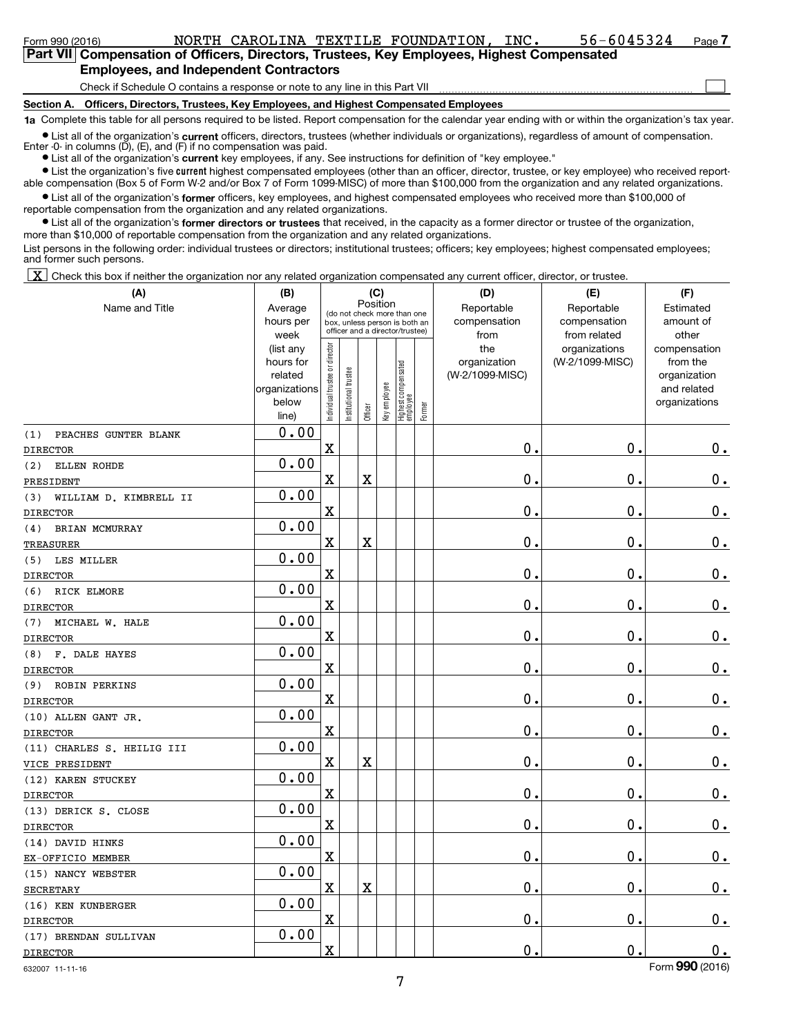Form 990 (2016) NORTH CAROLINA TEXTILE FOUNDATION, INC. 56-6045324 Page 7

## Part VII Compensation of Officers, Directors, Trustees, Key Employees, Highest Compensated Employees, and Independent Contractors

Check if Schedule O contains a response or note to any line in this Part VII ☐

### Section A. Officers, Directors, Trustees, Key Employees, and Highest Compensated Employees

**1a** Complete this table for all persons required to be listed. Report compensation for the calendar year ending with or within the organization's tax year.

- List all of the organization's **current** officers, directors, trustees (whether individuals or organizations), regardless of amount of compensation. Enter -0- in columns (D), (E), and (F) if no compensation was paid.
- List all of the organization's **current** key employees, if any. See instructions for definition of "key employee."
- List the organization's five **current** highest compensated employees (other than an officer, director, trustee, or key employee) who received reportable compensation (Box 5 of Form W-2 and/or Box 7 of Form 1099-MISC) of more than $100,000 from the organization and any related organizations.
- List all of the organization's **former** officers, key employees, and highest compensated employees who received more than $100,000 of reportable compensation from the organization and any related organizations.
- List all of the organization's **former directors or trustees** that received, in the capacity as a former director or trustee of the organization, more than $10,000 of reportable compensation from the organization and any related organizations.

List persons in the following order: individual trustees or directors; institutional trustees; officers; key employees; highest compensated employees; and former such persons.

[X] Check this box if neither the organization nor any related organization compensated any current officer, director, or trustee.

| (A) Name and Title | (B) Average hours per week (list any hours for related organizations below line) | (C) Position: Individual trustee or director | Institutional trustee | Officer | Key employee | Highest compensated employee | Former | (D) Reportable compensation from the organization (W-2/1099-MISC) | (E) Reportable compensation from related organizations (W-2/1099-MISC) | (F) Estimated amount of other compensation from the organization and related organizations |
|---|---|---|---|---|---|---|---|---|---|---|
| (1) PEACHES GUNTER BLANK<br>DIRECTOR | 0.00 | X | | | | | | 0. | 0. | 0. |
| (2) ELLEN ROHDE<br>PRESIDENT | 0.00 | X | | X | | | | 0. | 0. | 0. |
| (3) WILLIAM D. KIMBRELL II<br>DIRECTOR | 0.00 | X | | | | | | 0. | 0. | 0. |
| (4) BRIAN MCMURRAY<br>TREASURER | 0.00 | X | | X | | | | 0. | 0. | 0. |
| (5) LES MILLER<br>DIRECTOR | 0.00 | X | | | | | | 0. | 0. | 0. |
| (6) RICK ELMORE<br>DIRECTOR | 0.00 | X | | | | | | 0. | 0. | 0. |
| (7) MICHAEL W. HALE<br>DIRECTOR | 0.00 | X | | | | | | 0. | 0. | 0. |
| (8) F. DALE HAYES<br>DIRECTOR | 0.00 | X | | | | | | 0. | 0. | 0. |
| (9) ROBIN PERKINS<br>DIRECTOR | 0.00 | X | | | | | | 0. | 0. | 0. |
| (10) ALLEN GANT JR.<br>DIRECTOR | 0.00 | X | | | | | | 0. | 0. | 0. |
| (11) CHARLES S. HEILIG III<br>VICE PRESIDENT | 0.00 | X | | X | | | | 0. | 0. | 0. |
| (12) KAREN STUCKEY<br>DIRECTOR | 0.00 | X | | | | | | 0. | 0. | 0. |
| (13) DERICK S. CLOSE<br>DIRECTOR | 0.00 | X | | | | | | 0. | 0. | 0. |
| (14) DAVID HINKS<br>EX-OFFICIO MEMBER | 0.00 | X | | | | | | 0. | 0. | 0. |
| (15) NANCY WEBSTER<br>SECRETARY | 0.00 | X | | X | | | | 0. | 0. | 0. |
| (16) KEN KUNBERGER<br>DIRECTOR | 0.00 | X | | | | | | 0. | 0. | 0. |
| (17) BRENDAN SULLIVAN<br>DIRECTOR | 0.00 | X | | | | | | 0. | 0. | 0. |

632007 11-11-16 Form **990** (2016)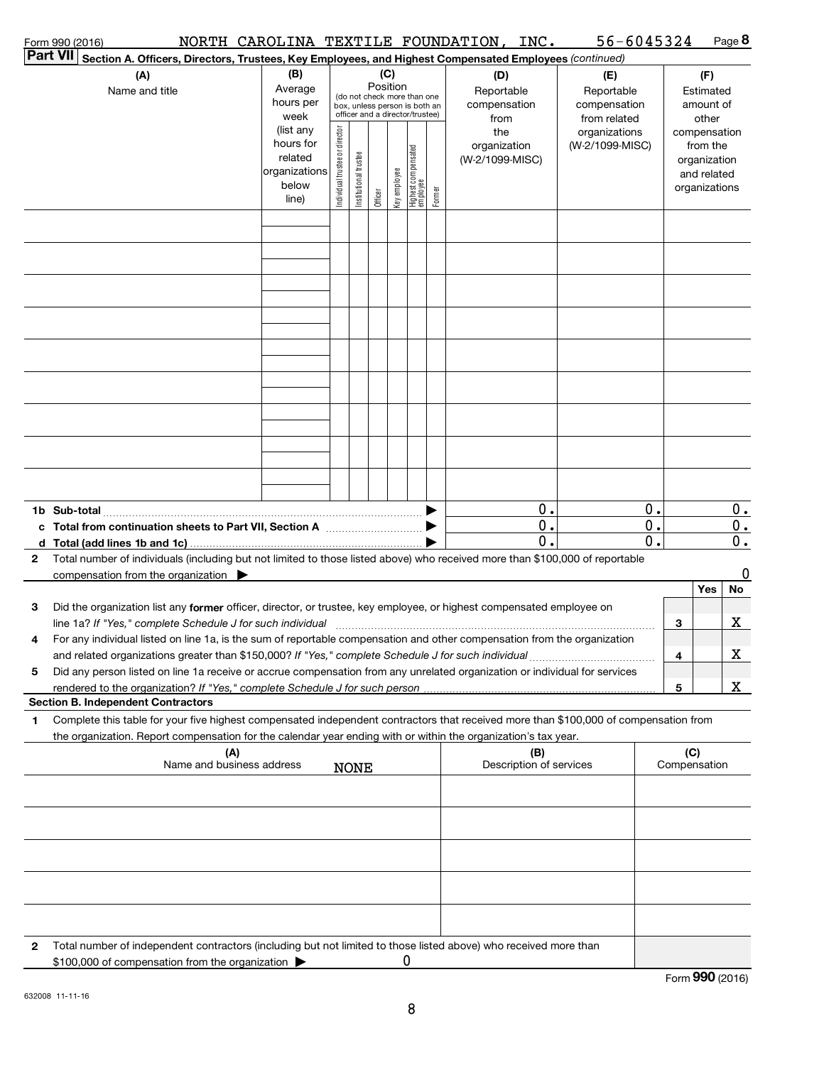Form 990 (2016) NORTH CAROLINA TEXTILE FOUNDATION, INC. 56-6045324 Page 8

**Part VII Section A. Officers, Directors, Trustees, Key Employees, and Highest Compensated Employees** *(continued)*

| (A) Name and title | (B) Average hours per week (list any hours for related organizations below line) | (C) Position (do not check more than one box, unless person is both an officer and a director/trustee) Individual trustee or director | Institutional trustee | Officer | Key employee | Highest compensated employee | Former | (D) Reportable compensation from the organization (W-2/1099-MISC) | (E) Reportable compensation from related organizations (W-2/1099-MISC) | (F) Estimated amount of other compensation from the organization and related organizations |
|---|---|---|---|---|---|---|---|---|---|---|
| | | | | | | | | | | |
| | | | | | | | | | | |
| | | | | | | | | | | |
| | | | | | | | | | | |
| | | | | | | | | | | |
| | | | | | | | | | | |
| | | | | | | | | | | |
| | | | | | | | | | | |
| | | | | | | | | | | |
| **1b Sub-total** | | | | | | | ▶ | 0. | 0. | 0. |
| **c Total from continuation sheets to Part VII, Section A** | | | | | | | ▶ | 0. | 0. | 0. |
| **d Total (add lines 1b and 1c)** | | | | | | | ▶ | 0. | 0. | 0. |

**2** Total number of individuals (including but not limited to those listed above) who received more than $100,000 of reportable compensation from the organization ▶ 0

| | | | Yes | No |
|---|---|---|---|---|
| **3** | Did the organization list any **former** officer, director, or trustee, key employee, or highest compensated employee on line 1a? *If "Yes," complete Schedule J for such individual* | 3 | | X |
| **4** | For any individual listed on line 1a, is the sum of reportable compensation and other compensation from the organization and related organizations greater than $150,000? *If "Yes," complete Schedule J for such individual* | 4 | | X |
| **5** | Did any person listed on line 1a receive or accrue compensation from any unrelated organization or individual for services rendered to the organization? *If "Yes," complete Schedule J for such person* | 5 | | X |

**Section B. Independent Contractors**

**1** Complete this table for your five highest compensated independent contractors that received more than $100,000 of compensation from the organization. Report compensation for the calendar year ending with or within the organization's tax year.

| (A) Name and business address | (B) Description of services | (C) Compensation |
|---|---|---|
| NONE | | |
| | | |
| | | |
| | | |
| | | |

**2** Total number of independent contractors (including but not limited to those listed above) who received more than $100,000 of compensation from the organization ▶ 0

Form **990** (2016)

632008 11-11-16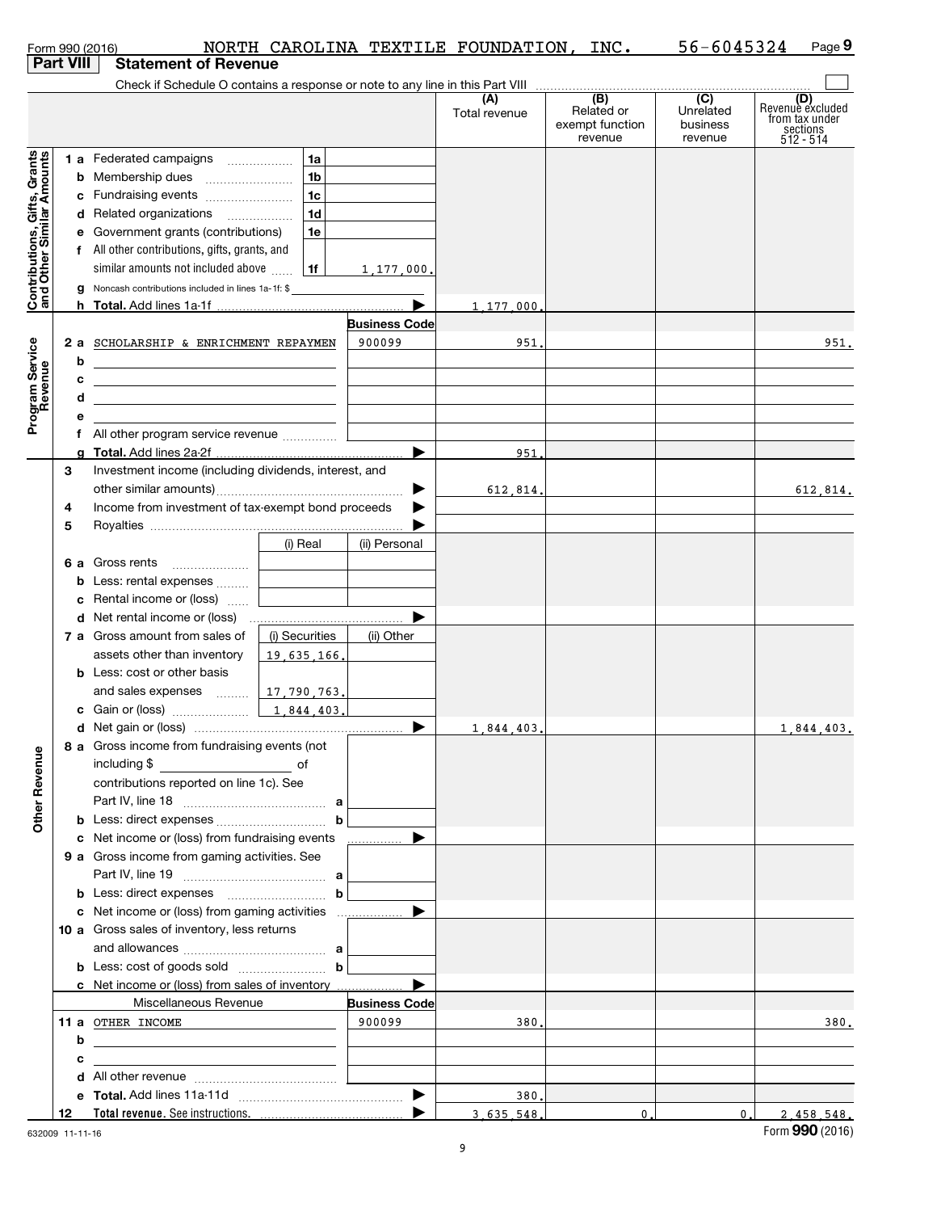Form 990 (2016) NORTH CAROLINA TEXTILE FOUNDATION, INC. 56-6045324 Page 9

## Part VIII Statement of Revenue

Check if Schedule O contains a response or note to any line in this Part VIII

| | | | (A) Total revenue | (B) Related or exempt function revenue | (C) Unrelated business revenue | (D) Revenue excluded from tax under sections 512 - 514 |
|---|---|---|---|---|---|---|
| **Contributions, Gifts, Grants and Other Similar Amounts** | 1 a Federated campaigns | 1a | | | | |
| | b Membership dues | 1b | | | | |
| | c Fundraising events | 1c | | | | |
| | d Related organizations | 1d | | | | |
| | e Government grants (contributions) | 1e | | | | |
| | f All other contributions, gifts, grants, and similar amounts not included above | 1f 1,177,000. | | | | |
| | g Noncash contributions included in lines 1a-1f: $ | | | | | |
| | h **Total.** Add lines 1a-1f | | 1,177,000. | | | |
| **Program Service Revenue** | | **Business Code** | | | | |
| | 2 a SCHOLARSHIP & ENRICHMENT REPAYMEN | 900099 | 951. | | | 951. |
| | b | | | | | |
| | c | | | | | |
| | d | | | | | |
| | e | | | | | |
| | f All other program service revenue | | | | | |
| | g **Total.** Add lines 2a-2f | | 951. | | | |
| **Other Revenue** | 3 Investment income (including dividends, interest, and other similar amounts) | | 612,814. | | | 612,814. |
| | 4 Income from investment of tax-exempt bond proceeds | | | | | |
| | 5 Royalties | | | | | |
| | | (i) Real / (ii) Personal | | | | |
| | 6 a Gross rents | | | | | |
| | b Less: rental expenses | | | | | |
| | c Rental income or (loss) | | | | | |
| | d Net rental income or (loss) | | | | | |
| | 7 a Gross amount from sales of assets other than inventory | (i) Securities 19,635,166. / (ii) Other | | | | |
| | b Less: cost or other basis and sales expenses | (i) 17,790,763. | | | | |
| | c Gain or (loss) | (i) 1,844,403. | | | | |
| | d Net gain or (loss) | | 1,844,403. | | | 1,844,403. |
| | 8 a Gross income from fundraising events (not including $ of contributions reported on line 1c). See Part IV, line 18 | a | | | | |
| | b Less: direct expenses | b | | | | |
| | c Net income or (loss) from fundraising events | | | | | |
| | 9 a Gross income from gaming activities. See Part IV, line 19 | a | | | | |
| | b Less: direct expenses | b | | | | |
| | c Net income or (loss) from gaming activities | | | | | |
| | 10 a Gross sales of inventory, less returns and allowances | a | | | | |
| | b Less: cost of goods sold | b | | | | |
| | c Net income or (loss) from sales of inventory | | | | | |
| | Miscellaneous Revenue | **Business Code** | | | | |
| | 11 a OTHER INCOME | 900099 | 380. | | | 380. |
| | b | | | | | |
| | c | | | | | |
| | d All other revenue | | | | | |
| | e **Total.** Add lines 11a-11d | | 380. | | | |
| | 12 **Total revenue.** See instructions. | | 3,635,548. | 0. | 0. | 2,458,548. |

632009 11-11-16

Form **990** (2016)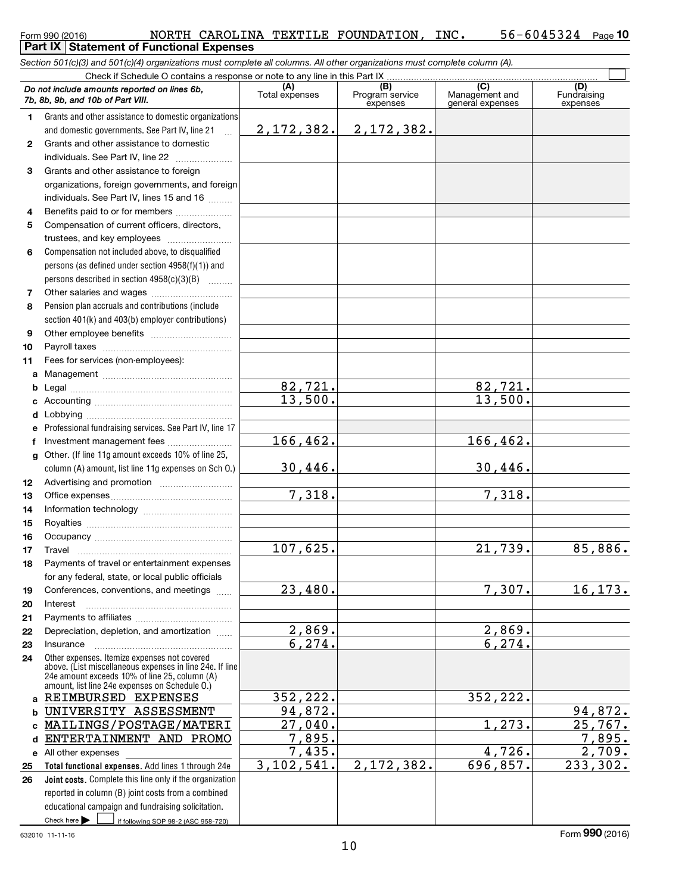Form 990 (2016) NORTH CAROLINA TEXTILE FOUNDATION, INC. 56-6045324 Page 10

**Part IX Statement of Functional Expenses**

*Section 501(c)(3) and 501(c)(4) organizations must complete all columns. All other organizations must complete column (A).*

Check if Schedule O contains a response or note to any line in this Part IX ☐

| *Do not include amounts reported on lines 6b, 7b, 8b, 9b, and 10b of Part VIII.* | (A) Total expenses | (B) Program service expenses | (C) Management and general expenses | (D) Fundraising expenses |
|---|---|---|---|---|
| 1 Grants and other assistance to domestic organizations and domestic governments. See Part IV, line 21 | 2,172,382. | 2,172,382. | | |
| 2 Grants and other assistance to domestic individuals. See Part IV, line 22 | | | | |
| 3 Grants and other assistance to foreign organizations, foreign governments, and foreign individuals. See Part IV, lines 15 and 16 | | | | |
| 4 Benefits paid to or for members | | | | |
| 5 Compensation of current officers, directors, trustees, and key employees | | | | |
| 6 Compensation not included above, to disqualified persons (as defined under section 4958(f)(1)) and persons described in section 4958(c)(3)(B) | | | | |
| 7 Other salaries and wages | | | | |
| 8 Pension plan accruals and contributions (include section 401(k) and 403(b) employer contributions) | | | | |
| 9 Other employee benefits | | | | |
| 10 Payroll taxes | | | | |
| 11 Fees for services (non-employees): | | | | |
| a Management | | | | |
| b Legal | 82,721. | | 82,721. | |
| c Accounting | 13,500. | | 13,500. | |
| d Lobbying | | | | |
| e Professional fundraising services. See Part IV, line 17 | | | | |
| f Investment management fees | 166,462. | | 166,462. | |
| g Other. (If line 11g amount exceeds 10% of line 25, column (A) amount, list line 11g expenses on Sch O.) | 30,446. | | 30,446. | |
| 12 Advertising and promotion | | | | |
| 13 Office expenses | 7,318. | | 7,318. | |
| 14 Information technology | | | | |
| 15 Royalties | | | | |
| 16 Occupancy | | | | |
| 17 Travel | 107,625. | | 21,739. | 85,886. |
| 18 Payments of travel or entertainment expenses for any federal, state, or local public officials | | | | |
| 19 Conferences, conventions, and meetings | 23,480. | | 7,307. | 16,173. |
| 20 Interest | | | | |
| 21 Payments to affiliates | | | | |
| 22 Depreciation, depletion, and amortization | 2,869. | | 2,869. | |
| 23 Insurance | 6,274. | | 6,274. | |
| 24 Other expenses. Itemize expenses not covered above. (List miscellaneous expenses in line 24e. If line 24e amount exceeds 10% of line 25, column (A) amount, list line 24e expenses on Schedule O.) | | | | |
| a REIMBURSED EXPENSES | 352,222. | | 352,222. | |
| b UNIVERSITY ASSESSMENT | 94,872. | | | 94,872. |
| c MAILINGS/POSTAGE/MATERI | 27,040. | | 1,273. | 25,767. |
| d ENTERTAINMENT AND PROMO | 7,895. | | | 7,895. |
| e All other expenses | 7,435. | | 4,726. | 2,709. |
| 25 **Total functional expenses.** Add lines 1 through 24e | 3,102,541. | 2,172,382. | 696,857. | 233,302. |
| 26 **Joint costs.** Complete this line only if the organization reported in column (B) joint costs from a combined educational campaign and fundraising solicitation. Check here ☐ if following SOP 98-2 (ASC 958-720) | | | | |

632010 11-11-16

Form **990** (2016)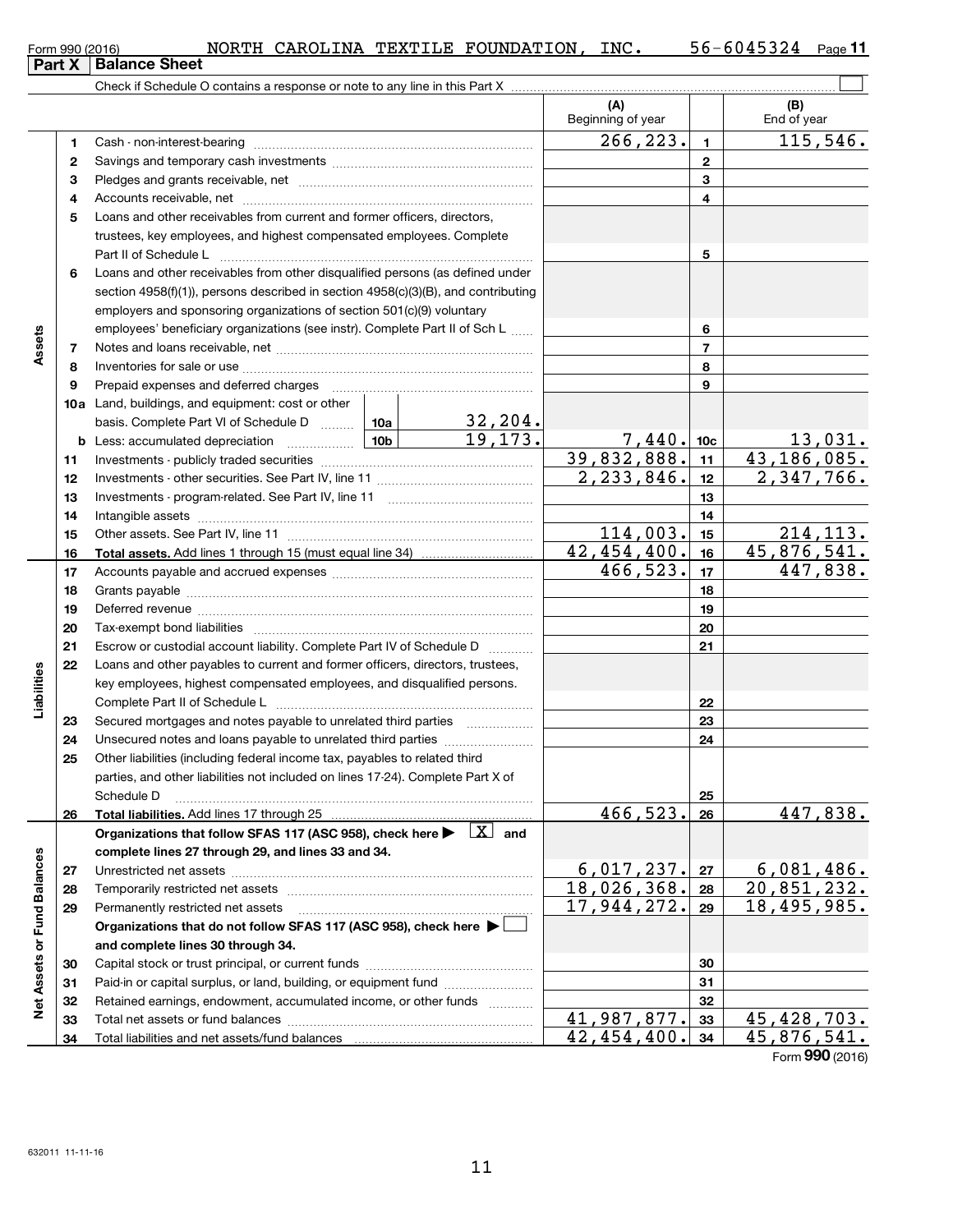Form 990 (2016) NORTH CAROLINA TEXTILE FOUNDATION, INC. 56-6045324 Page 11

## Part X Balance Sheet

Check if Schedule O contains a response or note to any line in this Part X ☐

| | | Description | | | (A) Beginning of year | | (B) End of year |
|---|---|---|---|---|---|---|---|
| Assets | 1 | Cash - non-interest-bearing | | | 266,223. | 1 | 115,546. |
| | 2 | Savings and temporary cash investments | | | | 2 | |
| | 3 | Pledges and grants receivable, net | | | | 3 | |
| | 4 | Accounts receivable, net | | | | 4 | |
| | 5 | Loans and other receivables from current and former officers, directors, trustees, key employees, and highest compensated employees. Complete Part II of Schedule L | | | | 5 | |
| | 6 | Loans and other receivables from other disqualified persons (as defined under section 4958(f)(1)), persons described in section 4958(c)(3)(B), and contributing employers and sponsoring organizations of section 501(c)(9) voluntary employees' beneficiary organizations (see instr). Complete Part II of Sch L | | | | 6 | |
| | 7 | Notes and loans receivable, net | | | | 7 | |
| | 8 | Inventories for sale or use | | | | 8 | |
| | 9 | Prepaid expenses and deferred charges | | | | 9 | |
| | 10a | Land, buildings, and equipment: cost or other basis. Complete Part VI of Schedule D | 10a | 32,204. | | | |
| | b | Less: accumulated depreciation | 10b | 19,173. | 7,440. | 10c | 13,031. |
| | 11 | Investments - publicly traded securities | | | 39,832,888. | 11 | 43,186,085. |
| | 12 | Investments - other securities. See Part IV, line 11 | | | 2,233,846. | 12 | 2,347,766. |
| | 13 | Investments - program-related. See Part IV, line 11 | | | | 13 | |
| | 14 | Intangible assets | | | | 14 | |
| | 15 | Other assets. See Part IV, line 11 | | | 114,003. | 15 | 214,113. |
| | 16 | **Total assets.** Add lines 1 through 15 (must equal line 34) | | | 42,454,400. | 16 | 45,876,541. |
| Liabilities | 17 | Accounts payable and accrued expenses | | | 466,523. | 17 | 447,838. |
| | 18 | Grants payable | | | | 18 | |
| | 19 | Deferred revenue | | | | 19 | |
| | 20 | Tax-exempt bond liabilities | | | | 20 | |
| | 21 | Escrow or custodial account liability. Complete Part IV of Schedule D | | | | 21 | |
| | 22 | Loans and other payables to current and former officers, directors, trustees, key employees, highest compensated employees, and disqualified persons. Complete Part II of Schedule L | | | | 22 | |
| | 23 | Secured mortgages and notes payable to unrelated third parties | | | | 23 | |
| | 24 | Unsecured notes and loans payable to unrelated third parties | | | | 24 | |
| | 25 | Other liabilities (including federal income tax, payables to related third parties, and other liabilities not included on lines 17-24). Complete Part X of Schedule D | | | | 25 | |
| | 26 | **Total liabilities.** Add lines 17 through 25 | | | 466,523. | 26 | 447,838. |
| Net Assets or Fund Balances | | **Organizations that follow SFAS 117 (ASC 958), check here ▶** ☒ **and complete lines 27 through 29, and lines 33 and 34.** | | | | | |
| | 27 | Unrestricted net assets | | | 6,017,237. | 27 | 6,081,486. |
| | 28 | Temporarily restricted net assets | | | 18,026,368. | 28 | 20,851,232. |
| | 29 | Permanently restricted net assets | | | 17,944,272. | 29 | 18,495,985. |
| | | **Organizations that do not follow SFAS 117 (ASC 958), check here ▶** ☐ **and complete lines 30 through 34.** | | | | | |
| | 30 | Capital stock or trust principal, or current funds | | | | 30 | |
| | 31 | Paid-in or capital surplus, or land, building, or equipment fund | | | | 31 | |
| | 32 | Retained earnings, endowment, accumulated income, or other funds | | | | 32 | |
| | 33 | Total net assets or fund balances | | | 41,987,877. | 33 | 45,428,703. |
| | 34 | Total liabilities and net assets/fund balances | | | 42,454,400. | 34 | 45,876,541. |

Form **990** (2016)

632011 11-11-16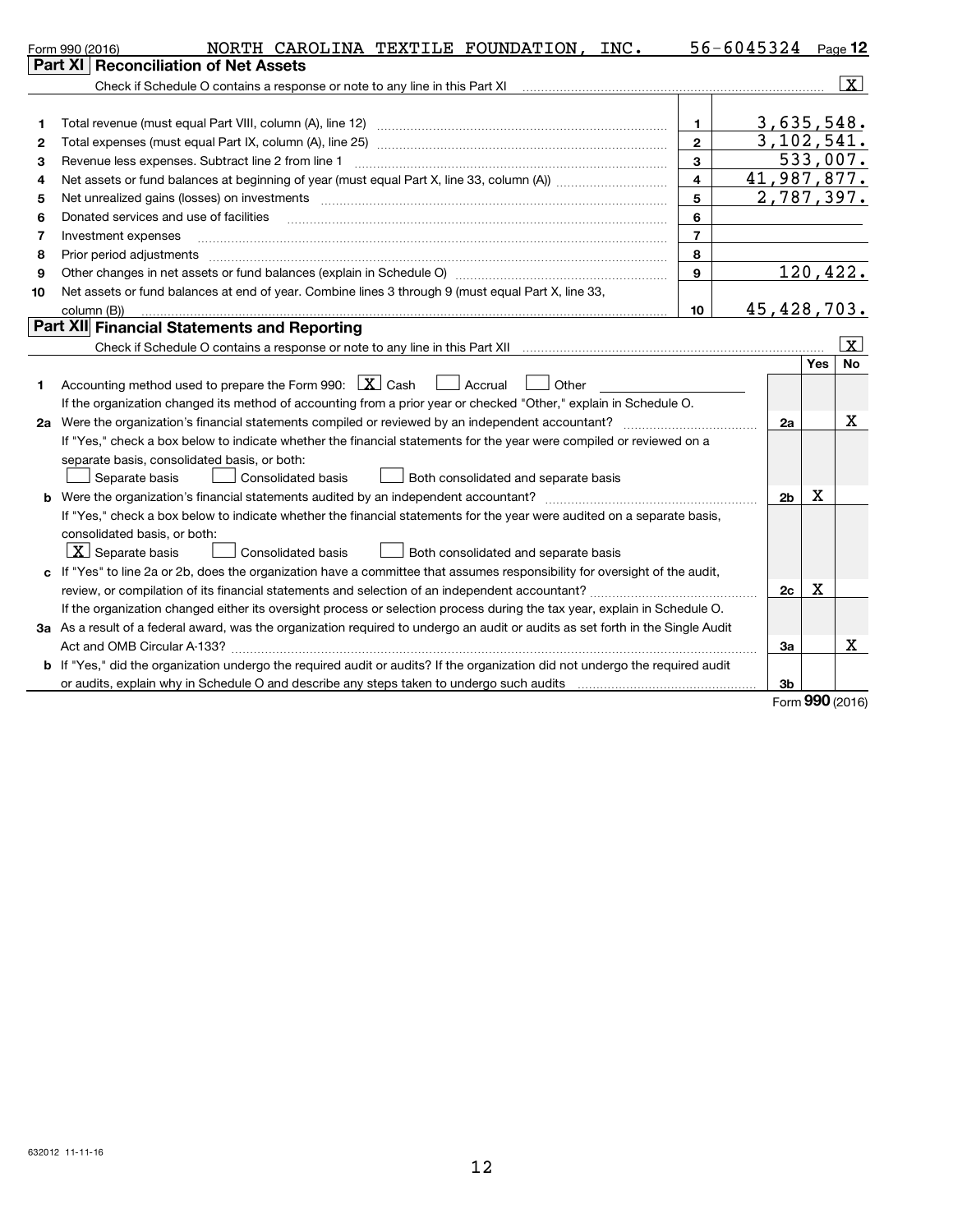Form 990 (2016) NORTH CAROLINA TEXTILE FOUNDATION, INC. 56-6045324 Page **12**

## Part XI Reconciliation of Net Assets

Check if Schedule O contains a response or note to any line in this Part XI .......... [X]

| | | | |
|---|---|---|---|
| 1 | Total revenue (must equal Part VIII, column (A), line 12) | 1 | 3,635,548. |
| 2 | Total expenses (must equal Part IX, column (A), line 25) | 2 | 3,102,541. |
| 3 | Revenue less expenses. Subtract line 2 from line 1 | 3 | 533,007. |
| 4 | Net assets or fund balances at beginning of year (must equal Part X, line 33, column (A)) | 4 | 41,987,877. |
| 5 | Net unrealized gains (losses) on investments | 5 | 2,787,397. |
| 6 | Donated services and use of facilities | 6 | |
| 7 | Investment expenses | 7 | |
| 8 | Prior period adjustments | 8 | |
| 9 | Other changes in net assets or fund balances (explain in Schedule O) | 9 | 120,422. |
| 10 | Net assets or fund balances at end of year. Combine lines 3 through 9 (must equal Part X, line 33, column (B)) | 10 | 45,428,703. |

## Part XII Financial Statements and Reporting

Check if Schedule O contains a response or note to any line in this Part XII .......... [X]

| | | | Yes | No |
|---|---|---|---|---|
| 1 | Accounting method used to prepare the Form 990: [X] Cash [ ] Accrual [ ] Other ____ <br>If the organization changed its method of accounting from a prior year or checked "Other," explain in Schedule O. | | | |
| 2a | Were the organization's financial statements compiled or reviewed by an independent accountant? | 2a | | X |
| | If "Yes," check a box below to indicate whether the financial statements for the year were compiled or reviewed on a separate basis, consolidated basis, or both:<br>[ ] Separate basis [ ] Consolidated basis [ ] Both consolidated and separate basis | | | |
| b | Were the organization's financial statements audited by an independent accountant? | 2b | X | |
| | If "Yes," check a box below to indicate whether the financial statements for the year were audited on a separate basis, consolidated basis, or both:<br>[X] Separate basis [ ] Consolidated basis [ ] Both consolidated and separate basis | | | |
| c | If "Yes" to line 2a or 2b, does the organization have a committee that assumes responsibility for oversight of the audit, review, or compilation of its financial statements and selection of an independent accountant? | 2c | X | |
| | If the organization changed either its oversight process or selection process during the tax year, explain in Schedule O. | | | |
| 3a | As a result of a federal award, was the organization required to undergo an audit or audits as set forth in the Single Audit Act and OMB Circular A-133? | 3a | | X |
| b | If "Yes," did the organization undergo the required audit or audits? If the organization did not undergo the required audit or audits, explain why in Schedule O and describe any steps taken to undergo such audits | 3b | | |

Form **990** (2016)

632012 11-11-16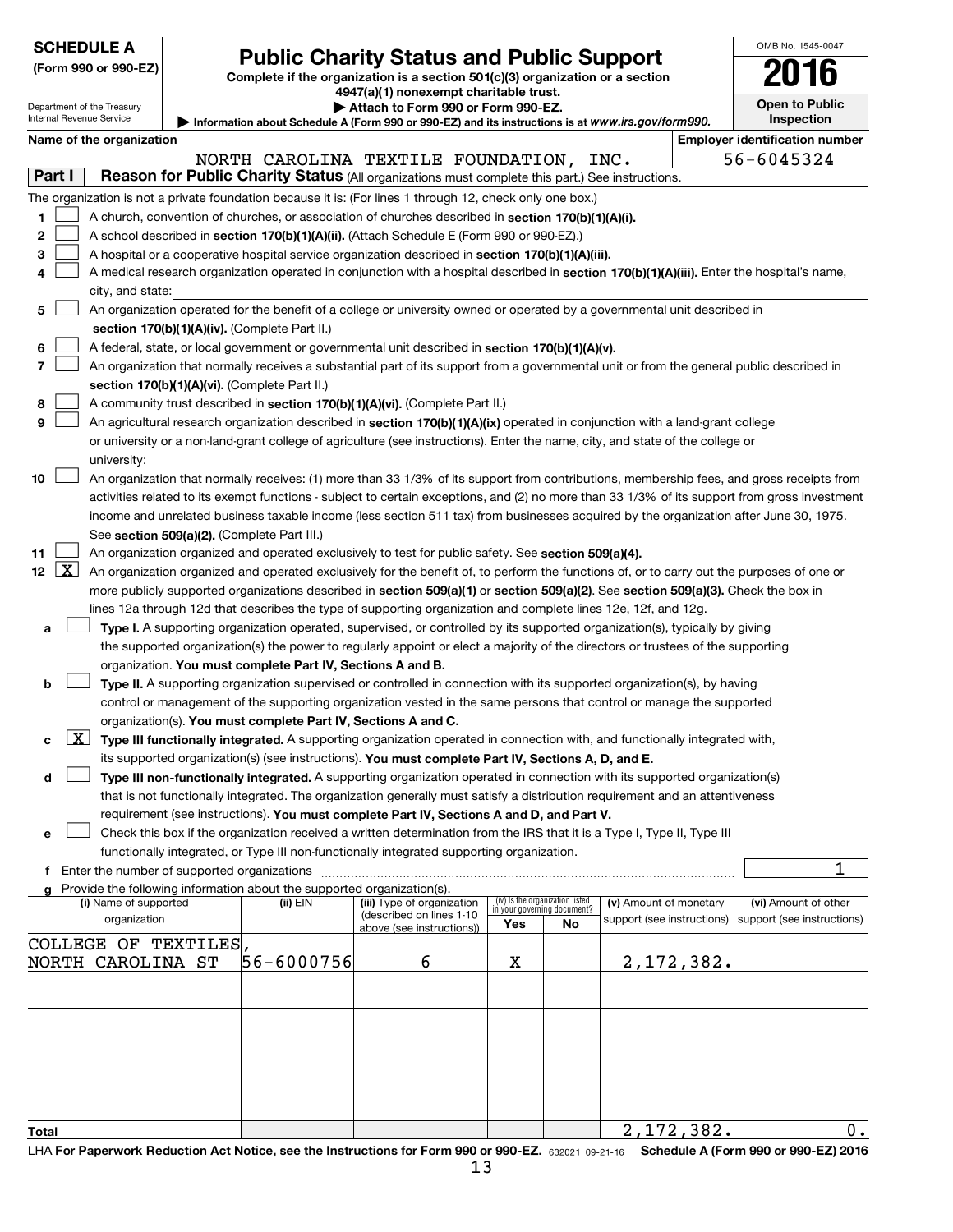**SCHEDULE A**
**(Form 990 or 990-EZ)**

Department of the Treasury
Internal Revenue Service

# Public Charity Status and Public Support

**Complete if the organization is a section 501(c)(3) organization or a section 4947(a)(1) nonexempt charitable trust.**
**▶ Attach to Form 990 or Form 990-EZ.**
**▶ Information about Schedule A (Form 990 or 990-EZ) and its instructions is at *www.irs.gov/form990.***

OMB No. 1545-0047
**2016**
**Open to Public Inspection**

**Name of the organization**: NORTH CAROLINA TEXTILE FOUNDATION, INC.
**Employer identification number**: 56-6045324

## Part I Reason for Public Charity Status (All organizations must complete this part.) See instructions.

The organization is not a private foundation because it is: (For lines 1 through 12, check only one box.)

1. ☐ A church, convention of churches, or association of churches described in **section 170(b)(1)(A)(i).**
2. ☐ A school described in **section 170(b)(1)(A)(ii).** (Attach Schedule E (Form 990 or 990-EZ).)
3. ☐ A hospital or a cooperative hospital service organization described in **section 170(b)(1)(A)(iii).**
4. ☐ A medical research organization operated in conjunction with a hospital described in **section 170(b)(1)(A)(iii).** Enter the hospital's name, city, and state:
5. ☐ An organization operated for the benefit of a college or university owned or operated by a governmental unit described in **section 170(b)(1)(A)(iv).** (Complete Part II.)
6. ☐ A federal, state, or local government or governmental unit described in **section 170(b)(1)(A)(v).**
7. ☐ An organization that normally receives a substantial part of its support from a governmental unit or from the general public described in **section 170(b)(1)(A)(vi).** (Complete Part II.)
8. ☐ A community trust described in **section 170(b)(1)(A)(vi).** (Complete Part II.)
9. ☐ An agricultural research organization described in **section 170(b)(1)(A)(ix)** operated in conjunction with a land-grant college or university or a non-land-grant college of agriculture (see instructions). Enter the name, city, and state of the college or university:
10. ☐ An organization that normally receives: (1) more than 33 1/3% of its support from contributions, membership fees, and gross receipts from activities related to its exempt functions - subject to certain exceptions, and (2) no more than 33 1/3% of its support from gross investment income and unrelated business taxable income (less section 511 tax) from businesses acquired by the organization after June 30, 1975. See **section 509(a)(2).** (Complete Part III.)
11. ☐ An organization organized and operated exclusively to test for public safety. See **section 509(a)(4).**
12. ☒ An organization organized and operated exclusively for the benefit of, to perform the functions of, or to carry out the purposes of one or more publicly supported organizations described in **section 509(a)(1)** or **section 509(a)(2)**. See **section 509(a)(3).** Check the box in lines 12a through 12d that describes the type of supporting organization and complete lines 12e, 12f, and 12g.
   - **a** ☐ **Type I.** A supporting organization operated, supervised, or controlled by its supported organization(s), typically by giving the supported organization(s) the power to regularly appoint or elect a majority of the directors or trustees of the supporting organization. **You must complete Part IV, Sections A and B.**
   - **b** ☐ **Type II.** A supporting organization supervised or controlled in connection with its supported organization(s), by having control or management of the supporting organization vested in the same persons that control or manage the supported organization(s). **You must complete Part IV, Sections A and C.**
   - **c** ☒ **Type III functionally integrated.** A supporting organization operated in connection with, and functionally integrated with, its supported organization(s) (see instructions). **You must complete Part IV, Sections A, D, and E.**
   - **d** ☐ **Type III non-functionally integrated.** A supporting organization operated in connection with its supported organization(s) that is not functionally integrated. The organization generally must satisfy a distribution requirement and an attentiveness requirement (see instructions). **You must complete Part IV, Sections A and D, and Part V.**
   - **e** ☐ Check this box if the organization received a written determination from the IRS that it is a Type I, Type II, Type III functionally integrated, or Type III non-functionally integrated supporting organization.
   - **f** Enter the number of supported organizations: 1
   - **g** Provide the following information about the supported organization(s).

| (i) Name of supported organization | (ii) EIN | (iii) Type of organization (described on lines 1-10 above (see instructions)) | (iv) Is the organization listed in your governing document? Yes | No | (v) Amount of monetary support (see instructions) | (vi) Amount of other support (see instructions) |
|---|---|---|---|---|---|---|
| COLLEGE OF TEXTILES, NORTH CAROLINA ST | 56-6000756 | 6 | X | | 2,172,382. | |
| | | | | | | |
| | | | | | | |
| | | | | | | |
| | | | | | | |
| **Total** | | | | | 2,172,382. | 0. |

LHA **For Paperwork Reduction Act Notice, see the Instructions for Form 990 or 990-EZ.** 632021 09-21-16 **Schedule A (Form 990 or 990-EZ) 2016**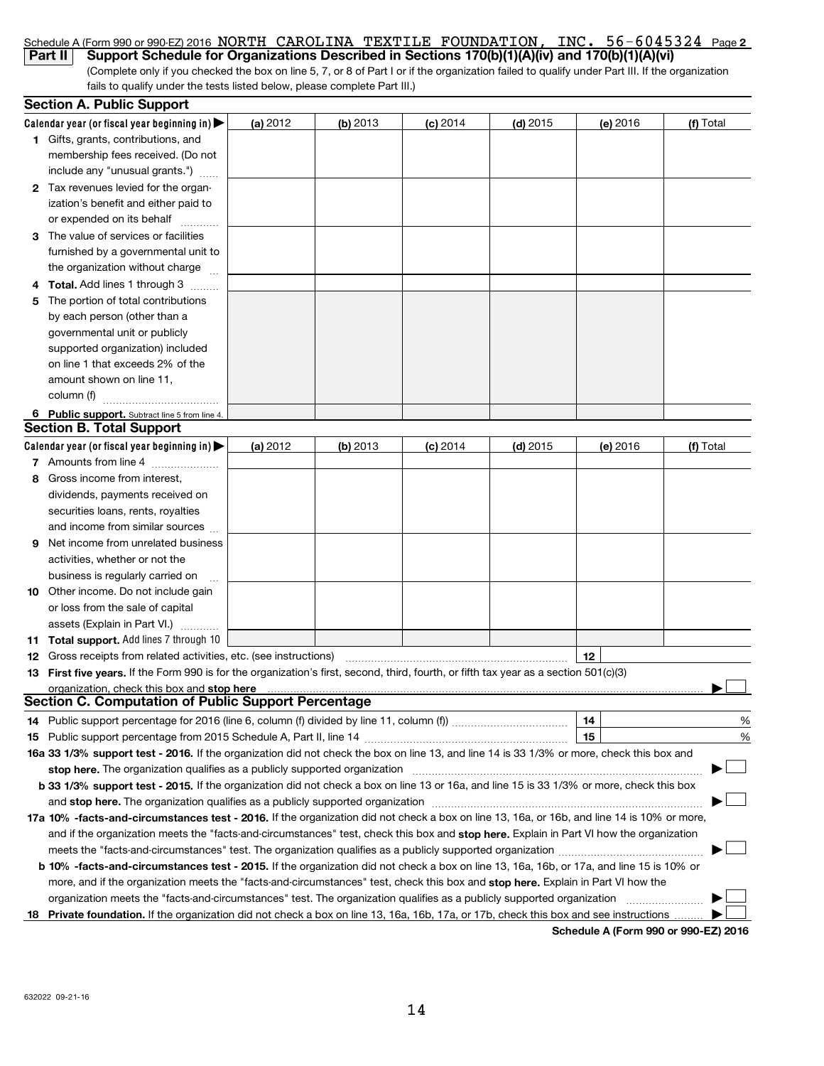Schedule A (Form 990 or 990-EZ) 2016 NORTH CAROLINA TEXTILE FOUNDATION, INC. 56-6045324 Page **2**

**Part II** **Support Schedule for Organizations Described in Sections 170(b)(1)(A)(iv) and 170(b)(1)(A)(vi)**

(Complete only if you checked the box on line 5, 7, or 8 of Part I or if the organization failed to qualify under Part III. If the organization fails to qualify under the tests listed below, please complete Part III.)

## Section A. Public Support

| Calendar year (or fiscal year beginning in) ▶ | (a) 2012 | (b) 2013 | (c) 2014 | (d) 2015 | (e) 2016 | (f) Total |
|---|---|---|---|---|---|---|
| **1** Gifts, grants, contributions, and membership fees received. (Do not include any "unusual grants.") | | | | | | |
| **2** Tax revenues levied for the organization's benefit and either paid to or expended on its behalf | | | | | | |
| **3** The value of services or facilities furnished by a governmental unit to the organization without charge | | | | | | |
| **4** **Total.** Add lines 1 through 3 | | | | | | |
| **5** The portion of total contributions by each person (other than a governmental unit or publicly supported organization) included on line 1 that exceeds 2% of the amount shown on line 11, column (f) | | | | | | |
| **6** **Public support.** Subtract line 5 from line 4. | | | | | | |

## Section B. Total Support

| Calendar year (or fiscal year beginning in) ▶ | (a) 2012 | (b) 2013 | (c) 2014 | (d) 2015 | (e) 2016 | (f) Total |
|---|---|---|---|---|---|---|
| **7** Amounts from line 4 | | | | | | |
| **8** Gross income from interest, dividends, payments received on securities loans, rents, royalties and income from similar sources | | | | | | |
| **9** Net income from unrelated business activities, whether or not the business is regularly carried on | | | | | | |
| **10** Other income. Do not include gain or loss from the sale of capital assets (Explain in Part VI.) | | | | | | |
| **11** **Total support.** Add lines 7 through 10 | | | | | | |

**12** Gross receipts from related activities, etc. (see instructions) **12**

**13** **First five years.** If the Form 990 is for the organization's first, second, third, fourth, or fifth tax year as a section 501(c)(3) organization, check this box and **stop here** ▶ ☐

## Section C. Computation of Public Support Percentage

**14** Public support percentage for 2016 (line 6, column (f) divided by line 11, column (f)) **14** %

**15** Public support percentage from 2015 Schedule A, Part II, line 14 **15** %

**16a 33 1/3% support test - 2016.** If the organization did not check the box on line 13, and line 14 is 33 1/3% or more, check this box and **stop here.** The organization qualifies as a publicly supported organization ▶ ☐

**b 33 1/3% support test - 2015.** If the organization did not check a box on line 13 or 16a, and line 15 is 33 1/3% or more, check this box and **stop here.** The organization qualifies as a publicly supported organization ▶ ☐

**17a 10% -facts-and-circumstances test - 2016.** If the organization did not check a box on line 13, 16a, or 16b, and line 14 is 10% or more, and if the organization meets the "facts-and-circumstances" test, check this box and **stop here.** Explain in Part VI how the organization meets the "facts-and-circumstances" test. The organization qualifies as a publicly supported organization ▶ ☐

**b 10% -facts-and-circumstances test - 2015.** If the organization did not check a box on line 13, 16a, 16b, or 17a, and line 15 is 10% or more, and if the organization meets the "facts-and-circumstances" test, check this box and **stop here.** Explain in Part VI how the organization meets the "facts-and-circumstances" test. The organization qualifies as a publicly supported organization ▶ ☐

**18** **Private foundation.** If the organization did not check a box on line 13, 16a, 16b, 17a, or 17b, check this box and see instructions ▶ ☐

**Schedule A (Form 990 or 990-EZ) 2016**

632022 09-21-16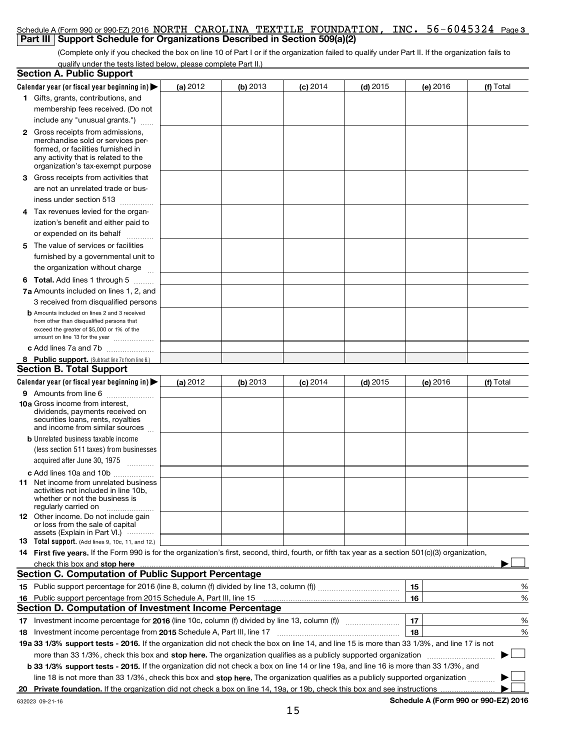Schedule A (Form 990 or 990-EZ) 2016 NORTH CAROLINA TEXTILE FOUNDATION, INC. 56-6045324 Page 3

## Part III Support Schedule for Organizations Described in Section 509(a)(2)

(Complete only if you checked the box on line 10 of Part I or if the organization failed to qualify under Part II. If the organization fails to qualify under the tests listed below, please complete Part II.)

### Section A. Public Support

| Calendar year (or fiscal year beginning in) ▶ | (a) 2012 | (b) 2013 | (c) 2014 | (d) 2015 | (e) 2016 | (f) Total |
|---|---|---|---|---|---|---|
| 1 Gifts, grants, contributions, and membership fees received. (Do not include any "unusual grants.") | | | | | | |
| 2 Gross receipts from admissions, merchandise sold or services performed, or facilities furnished in any activity that is related to the organization's tax-exempt purpose | | | | | | |
| 3 Gross receipts from activities that are not an unrelated trade or business under section 513 | | | | | | |
| 4 Tax revenues levied for the organization's benefit and either paid to or expended on its behalf | | | | | | |
| 5 The value of services or facilities furnished by a governmental unit to the organization without charge | | | | | | |
| 6 **Total.** Add lines 1 through 5 | | | | | | |
| 7a Amounts included on lines 1, 2, and 3 received from disqualified persons | | | | | | |
| b Amounts included on lines 2 and 3 received from other than disqualified persons that exceed the greater of $5,000 or 1% of the amount on line 13 for the year | | | | | | |
| c Add lines 7a and 7b | | | | | | |
| 8 **Public support.** (Subtract line 7c from line 6.) | | | | | | |

### Section B. Total Support

| Calendar year (or fiscal year beginning in) ▶ | (a) 2012 | (b) 2013 | (c) 2014 | (d) 2015 | (e) 2016 | (f) Total |
|---|---|---|---|---|---|---|
| 9 Amounts from line 6 | | | | | | |
| 10a Gross income from interest, dividends, payments received on securities loans, rents, royalties and income from similar sources | | | | | | |
| b Unrelated business taxable income (less section 511 taxes) from businesses acquired after June 30, 1975 | | | | | | |
| c Add lines 10a and 10b | | | | | | |
| 11 Net income from unrelated business activities not included in line 10b, whether or not the business is regularly carried on | | | | | | |
| 12 Other income. Do not include gain or loss from the sale of capital assets (Explain in Part VI.) | | | | | | |
| 13 **Total support.** (Add lines 9, 10c, 11, and 12.) | | | | | | |

14 **First five years.** If the Form 990 is for the organization's first, second, third, fourth, or fifth tax year as a section 501(c)(3) organization, check this box and **stop here** ▶ ☐

### Section C. Computation of Public Support Percentage

| | | | |
|---|---|---|---|
| 15 | Public support percentage for 2016 (line 8, column (f) divided by line 13, column (f)) | 15 | % |
| 16 | Public support percentage from 2015 Schedule A, Part III, line 15 | 16 | % |

### Section D. Computation of Investment Income Percentage

| | | | |
|---|---|---|---|
| 17 | Investment income percentage for **2016** (line 10c, column (f) divided by line 13, column (f)) | 17 | % |
| 18 | Investment income percentage from **2015** Schedule A, Part III, line 17 | 18 | % |

**19a 33 1/3% support tests - 2016.** If the organization did not check the box on line 14, and line 15 is more than 33 1/3%, and line 17 is not more than 33 1/3%, check this box and **stop here.** The organization qualifies as a publicly supported organization ▶ ☐

**b 33 1/3% support tests - 2015.** If the organization did not check a box on line 14 or line 19a, and line 16 is more than 33 1/3%, and line 18 is not more than 33 1/3%, check this box and **stop here.** The organization qualifies as a publicly supported organization ▶ ☐

**20 Private foundation.** If the organization did not check a box on line 14, 19a, or 19b, check this box and see instructions ▶ ☐

632023 09-21-16

**Schedule A (Form 990 or 990-EZ) 2016**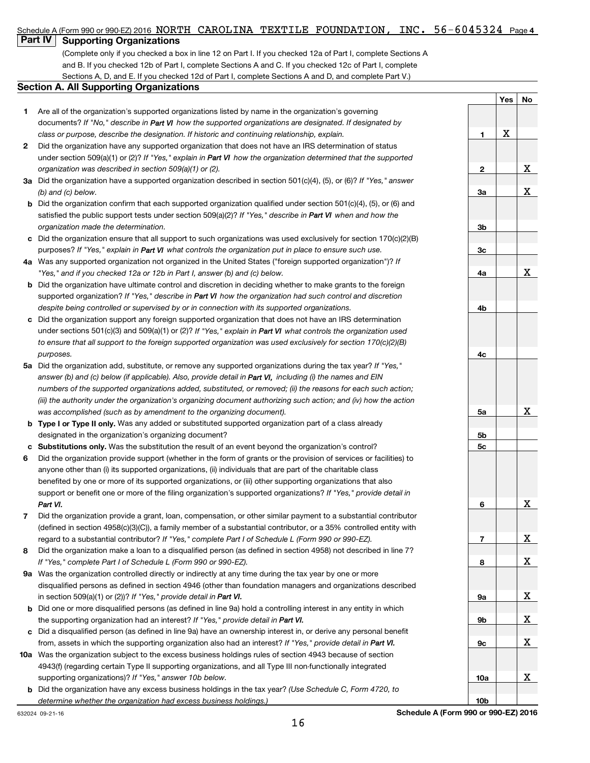Schedule A (Form 990 or 990-EZ) 2016 NORTH CAROLINA TEXTILE FOUNDATION, INC. 56-6045324 Page 4

## Part IV Supporting Organizations

(Complete only if you checked a box in line 12 on Part I. If you checked 12a of Part I, complete Sections A and B. If you checked 12b of Part I, complete Sections A and C. If you checked 12c of Part I, complete Sections A, D, and E. If you checked 12d of Part I, complete Sections A and D, and complete Part V.)

### Section A. All Supporting Organizations

| | | Line | Yes | No |
|---|---|---|---|---|
| **1** | Are all of the organization's supported organizations listed by name in the organization's governing documents? *If "No," describe in* ***Part VI*** *how the supported organizations are designated. If designated by class or purpose, describe the designation. If historic and continuing relationship, explain.* | 1 | X | |
| **2** | Did the organization have any supported organization that does not have an IRS determination of status under section 509(a)(1) or (2)? *If "Yes," explain in* ***Part VI*** *how the organization determined that the supported organization was described in section 509(a)(1) or (2).* | 2 | | X |
| **3a** | Did the organization have a supported organization described in section 501(c)(4), (5), or (6)? *If "Yes," answer (b) and (c) below.* | 3a | | X |
| **b** | Did the organization confirm that each supported organization qualified under section 501(c)(4), (5), or (6) and satisfied the public support tests under section 509(a)(2)? *If "Yes," describe in* ***Part VI*** *when and how the organization made the determination.* | 3b | | |
| **c** | Did the organization ensure that all support to such organizations was used exclusively for section 170(c)(2)(B) purposes? *If "Yes," explain in* ***Part VI*** *what controls the organization put in place to ensure such use.* | 3c | | |
| **4a** | Was any supported organization not organized in the United States ("foreign supported organization")? *If "Yes," and if you checked 12a or 12b in Part I, answer (b) and (c) below.* | 4a | | X |
| **b** | Did the organization have ultimate control and discretion in deciding whether to make grants to the foreign supported organization? *If "Yes," describe in* ***Part VI*** *how the organization had such control and discretion despite being controlled or supervised by or in connection with its supported organizations.* | 4b | | |
| **c** | Did the organization support any foreign supported organization that does not have an IRS determination under sections 501(c)(3) and 509(a)(1) or (2)? *If "Yes," explain in* ***Part VI*** *what controls the organization used to ensure that all support to the foreign supported organization was used exclusively for section 170(c)(2)(B) purposes.* | 4c | | |
| **5a** | Did the organization add, substitute, or remove any supported organizations during the tax year? *If "Yes," answer (b) and (c) below (if applicable). Also, provide detail in* ***Part VI,*** *including (i) the names and EIN numbers of the supported organizations added, substituted, or removed; (ii) the reasons for each such action; (iii) the authority under the organization's organizing document authorizing such action; and (iv) how the action was accomplished (such as by amendment to the organizing document).* | 5a | | X |
| **b** | **Type I or Type II only.** Was any added or substituted supported organization part of a class already designated in the organization's organizing document? | 5b | | |
| **c** | **Substitutions only.** Was the substitution the result of an event beyond the organization's control? | 5c | | |
| **6** | Did the organization provide support (whether in the form of grants or the provision of services or facilities) to anyone other than (i) its supported organizations, (ii) individuals that are part of the charitable class benefited by one or more of its supported organizations, or (iii) other supporting organizations that also support or benefit one or more of the filing organization's supported organizations? *If "Yes," provide detail in* ***Part VI.*** | 6 | | X |
| **7** | Did the organization provide a grant, loan, compensation, or other similar payment to a substantial contributor (defined in section 4958(c)(3)(C)), a family member of a substantial contributor, or a 35% controlled entity with regard to a substantial contributor? *If "Yes," complete Part I of Schedule L (Form 990 or 990-EZ).* | 7 | | X |
| **8** | Did the organization make a loan to a disqualified person (as defined in section 4958) not described in line 7? *If "Yes," complete Part I of Schedule L (Form 990 or 990-EZ).* | 8 | | X |
| **9a** | Was the organization controlled directly or indirectly at any time during the tax year by one or more disqualified persons as defined in section 4946 (other than foundation managers and organizations described in section 509(a)(1) or (2))? *If "Yes," provide detail in* ***Part VI.*** | 9a | | X |
| **b** | Did one or more disqualified persons (as defined in line 9a) hold a controlling interest in any entity in which the supporting organization had an interest? *If "Yes," provide detail in* ***Part VI.*** | 9b | | X |
| **c** | Did a disqualified person (as defined in line 9a) have an ownership interest in, or derive any personal benefit from, assets in which the supporting organization also had an interest? *If "Yes," provide detail in* ***Part VI.*** | 9c | | X |
| **10a** | Was the organization subject to the excess business holdings rules of section 4943 because of section 4943(f) (regarding certain Type II supporting organizations, and all Type III non-functionally integrated supporting organizations)? *If "Yes," answer 10b below.* | 10a | | X |
| **b** | Did the organization have any excess business holdings in the tax year? *(Use Schedule C, Form 4720, to determine whether the organization had excess business holdings.)* | 10b | | |

632024 09-21-16 **Schedule A (Form 990 or 990-EZ) 2016**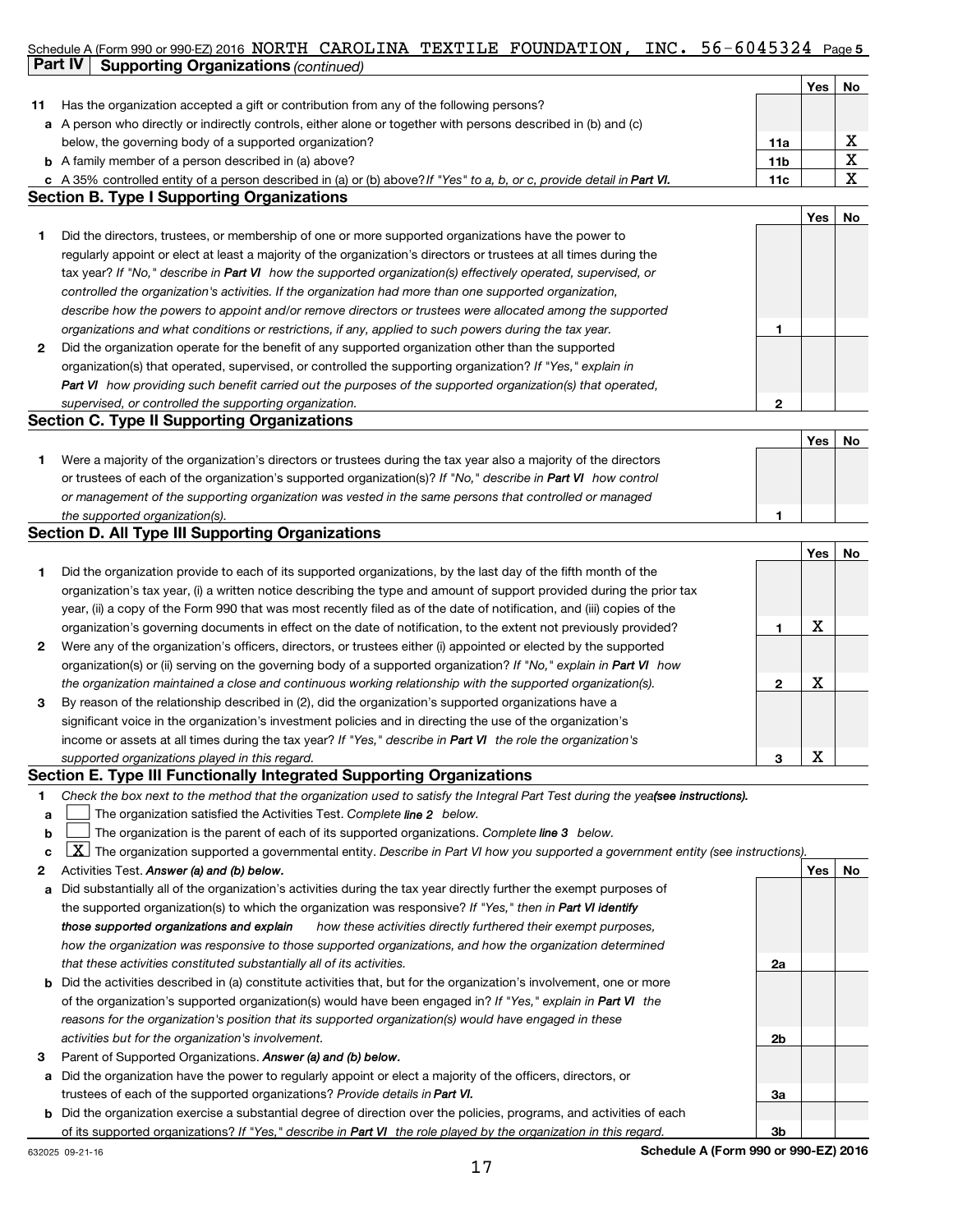Schedule A (Form 990 or 990-EZ) 2016 NORTH CAROLINA TEXTILE FOUNDATION, INC. 56-6045324 Page 5

**Part IV Supporting Organizations** *(continued)*

| | | | Yes | No |
|---|---|---|---|---|
| **11** | Has the organization accepted a gift or contribution from any of the following persons? | | | |
| **a** | A person who directly or indirectly controls, either alone or together with persons described in (b) and (c) below, the governing body of a supported organization? | 11a | | X |
| **b** | A family member of a person described in (a) above? | 11b | | X |
| **c** | A 35% controlled entity of a person described in (a) or (b) above? *If "Yes" to a, b, or c, provide detail in* ***Part VI.*** | 11c | | X |

## Section B. Type I Supporting Organizations

| | | | Yes | No |
|---|---|---|---|---|
| **1** | Did the directors, trustees, or membership of one or more supported organizations have the power to regularly appoint or elect at least a majority of the organization's directors or trustees at all times during the tax year? *If "No," describe in* ***Part VI*** *how the supported organization(s) effectively operated, supervised, or controlled the organization's activities. If the organization had more than one supported organization, describe how the powers to appoint and/or remove directors or trustees were allocated among the supported organizations and what conditions or restrictions, if any, applied to such powers during the tax year.* | 1 | | |
| **2** | Did the organization operate for the benefit of any supported organization other than the supported organization(s) that operated, supervised, or controlled the supporting organization? *If "Yes," explain in* ***Part VI*** *how providing such benefit carried out the purposes of the supported organization(s) that operated, supervised, or controlled the supporting organization.* | 2 | | |

## Section C. Type II Supporting Organizations

| | | | Yes | No |
|---|---|---|---|---|
| **1** | Were a majority of the organization's directors or trustees during the tax year also a majority of the directors or trustees of each of the organization's supported organization(s)? *If "No," describe in* ***Part VI*** *how control or management of the supporting organization was vested in the same persons that controlled or managed the supported organization(s).* | 1 | | |

## Section D. All Type III Supporting Organizations

| | | | Yes | No |
|---|---|---|---|---|
| **1** | Did the organization provide to each of its supported organizations, by the last day of the fifth month of the organization's tax year, (i) a written notice describing the type and amount of support provided during the prior tax year, (ii) a copy of the Form 990 that was most recently filed as of the date of notification, and (iii) copies of the organization's governing documents in effect on the date of notification, to the extent not previously provided? | 1 | X | |
| **2** | Were any of the organization's officers, directors, or trustees either (i) appointed or elected by the supported organization(s) or (ii) serving on the governing body of a supported organization? *If "No," explain in* ***Part VI*** *how the organization maintained a close and continuous working relationship with the supported organization(s).* | 2 | X | |
| **3** | By reason of the relationship described in (2), did the organization's supported organizations have a significant voice in the organization's investment policies and in directing the use of the organization's income or assets at all times during the tax year? *If "Yes," describe in* ***Part VI*** *the role the organization's supported organizations played in this regard.* | 3 | X | |

## Section E. Type III Functionally Integrated Supporting Organizations

**1** *Check the box next to the method that the organization used to satisfy the Integral Part Test during the year* ***(see instructions).***

- **a** ☐ The organization satisfied the Activities Test. *Complete* ***line 2*** *below.*
- **b** ☐ The organization is the parent of each of its supported organizations. *Complete* ***line 3*** *below.*
- **c** ☒ The organization supported a governmental entity. *Describe in Part VI how you supported a government entity (see instructions).*

| | | | Yes | No |
|---|---|---|---|---|
| **2** | Activities Test. ***Answer (a) and (b) below.*** | | | |
| **a** | Did substantially all of the organization's activities during the tax year directly further the exempt purposes of the supported organization(s) to which the organization was responsive? *If "Yes," then in* ***Part VI identify those supported organizations and explain*** *how these activities directly furthered their exempt purposes, how the organization was responsive to those supported organizations, and how the organization determined that these activities constituted substantially all of its activities.* | 2a | | |
| **b** | Did the activities described in (a) constitute activities that, but for the organization's involvement, one or more of the organization's supported organization(s) would have been engaged in? *If "Yes," explain in* ***Part VI*** *the reasons for the organization's position that its supported organization(s) would have engaged in these activities but for the organization's involvement.* | 2b | | |
| **3** | Parent of Supported Organizations. ***Answer (a) and (b) below.*** | | | |
| **a** | Did the organization have the power to regularly appoint or elect a majority of the officers, directors, or trustees of each of the supported organizations? *Provide details in* ***Part VI.*** | 3a | | |
| **b** | Did the organization exercise a substantial degree of direction over the policies, programs, and activities of each of its supported organizations? *If "Yes," describe in* ***Part VI*** *the role played by the organization in this regard.* | 3b | | |

632025 09-21-16 **Schedule A (Form 990 or 990-EZ) 2016**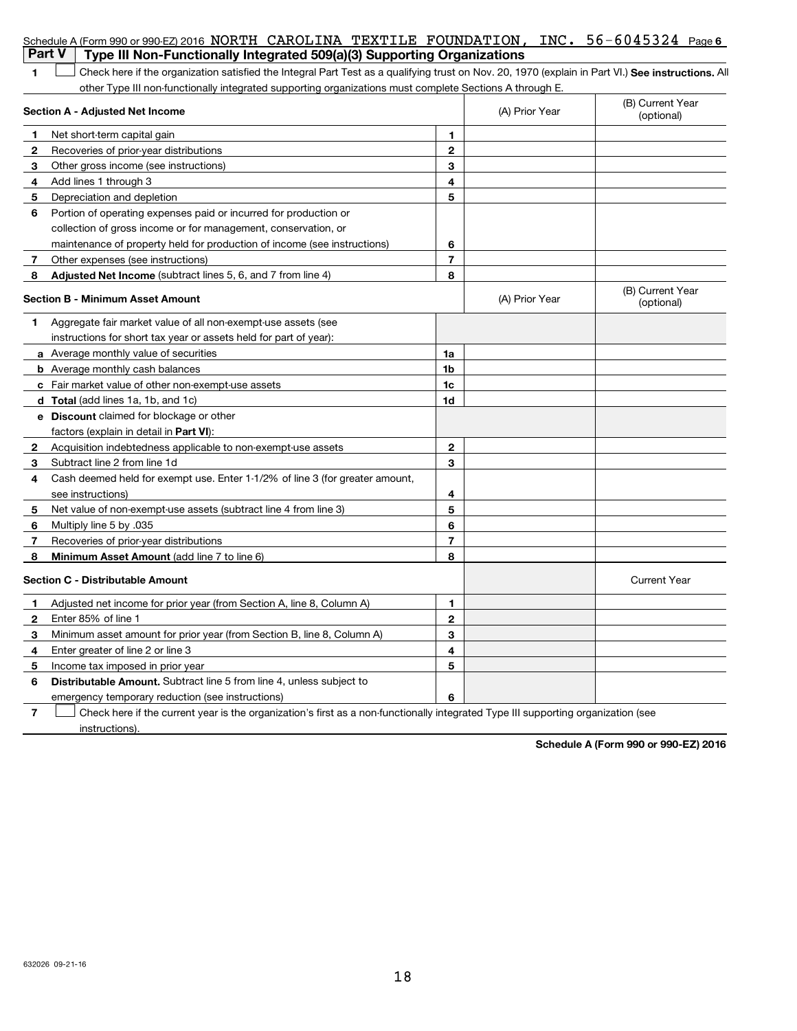Schedule A (Form 990 or 990-EZ) 2016 NORTH CAROLINA TEXTILE FOUNDATION, INC. 56-6045324 Page 6

## Part V Type III Non-Functionally Integrated 509(a)(3) Supporting Organizations

1 ☐ Check here if the organization satisfied the Integral Part Test as a qualifying trust on Nov. 20, 1970 (explain in Part VI.) **See instructions.** All other Type III non-functionally integrated supporting organizations must complete Sections A through E.

| Section A - Adjusted Net Income | | | (A) Prior Year | (B) Current Year (optional) |
|---|---|---|---|---|
| 1 | Net short-term capital gain | 1 | | |
| 2 | Recoveries of prior-year distributions | 2 | | |
| 3 | Other gross income (see instructions) | 3 | | |
| 4 | Add lines 1 through 3 | 4 | | |
| 5 | Depreciation and depletion | 5 | | |
| 6 | Portion of operating expenses paid or incurred for production or collection of gross income or for management, conservation, or maintenance of property held for production of income (see instructions) | 6 | | |
| 7 | Other expenses (see instructions) | 7 | | |
| 8 | **Adjusted Net Income** (subtract lines 5, 6, and 7 from line 4) | 8 | | |

| Section B - Minimum Asset Amount | | | (A) Prior Year | (B) Current Year (optional) |
|---|---|---|---|---|
| 1 | Aggregate fair market value of all non-exempt-use assets (see instructions for short tax year or assets held for part of year): | | | |
| a | Average monthly value of securities | 1a | | |
| b | Average monthly cash balances | 1b | | |
| c | Fair market value of other non-exempt-use assets | 1c | | |
| d | **Total** (add lines 1a, 1b, and 1c) | 1d | | |
| e | **Discount** claimed for blockage or other factors (explain in detail in **Part VI**): | | | |
| 2 | Acquisition indebtedness applicable to non-exempt-use assets | 2 | | |
| 3 | Subtract line 2 from line 1d | 3 | | |
| 4 | Cash deemed held for exempt use. Enter 1-1/2% of line 3 (for greater amount, see instructions) | 4 | | |
| 5 | Net value of non-exempt-use assets (subtract line 4 from line 3) | 5 | | |
| 6 | Multiply line 5 by .035 | 6 | | |
| 7 | Recoveries of prior-year distributions | 7 | | |
| 8 | **Minimum Asset Amount** (add line 7 to line 6) | 8 | | |

| Section C - Distributable Amount | | | | Current Year |
|---|---|---|---|---|
| 1 | Adjusted net income for prior year (from Section A, line 8, Column A) | 1 | | |
| 2 | Enter 85% of line 1 | 2 | | |
| 3 | Minimum asset amount for prior year (from Section B, line 8, Column A) | 3 | | |
| 4 | Enter greater of line 2 or line 3 | 4 | | |
| 5 | Income tax imposed in prior year | 5 | | |
| 6 | **Distributable Amount.** Subtract line 5 from line 4, unless subject to emergency temporary reduction (see instructions) | 6 | | |

7 ☐ Check here if the current year is the organization's first as a non-functionally integrated Type III supporting organization (see instructions).

**Schedule A (Form 990 or 990-EZ) 2016**

632026 09-21-16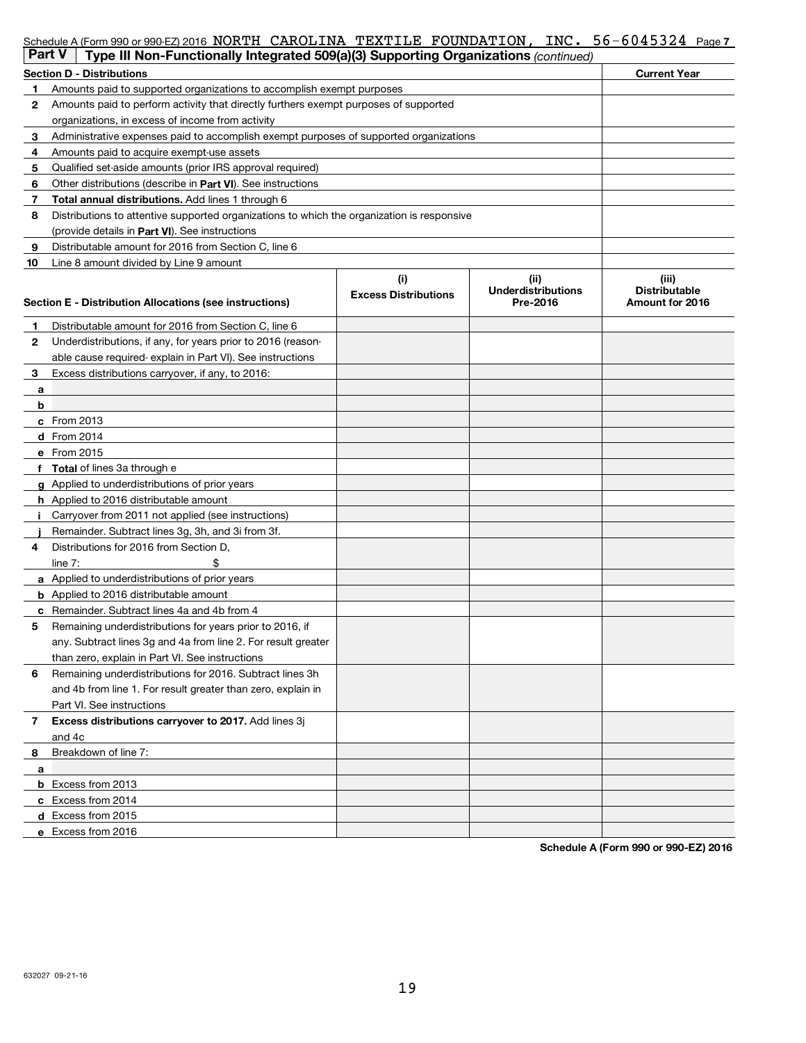Schedule A (Form 990 or 990-EZ) 2016 NORTH CAROLINA TEXTILE FOUNDATION, INC. 56-6045324 Page 7

**Part V | Type III Non-Functionally Integrated 509(a)(3) Supporting Organizations** *(continued)*

| **Section D - Distributions** | **Current Year** |
|---|---|
| **1** Amounts paid to supported organizations to accomplish exempt purposes | |
| **2** Amounts paid to perform activity that directly furthers exempt purposes of supported organizations, in excess of income from activity | |
| **3** Administrative expenses paid to accomplish exempt purposes of supported organizations | |
| **4** Amounts paid to acquire exempt-use assets | |
| **5** Qualified set-aside amounts (prior IRS approval required) | |
| **6** Other distributions (describe in **Part VI**). See instructions | |
| **7** **Total annual distributions.** Add lines 1 through 6 | |
| **8** Distributions to attentive supported organizations to which the organization is responsive (provide details in **Part VI**). See instructions | |
| **9** Distributable amount for 2016 from Section C, line 6 | |
| **10** Line 8 amount divided by Line 9 amount | |

| **Section E - Distribution Allocations (see instructions)** | **(i) Excess Distributions** | **(ii) Underdistributions Pre-2016** | **(iii) Distributable Amount for 2016** |
|---|---|---|---|
| **1** Distributable amount for 2016 from Section C, line 6 | | | |
| **2** Underdistributions, if any, for years prior to 2016 (reasonable cause required- explain in Part VI). See instructions | | | |
| **3** Excess distributions carryover, if any, to 2016: | | | |
| **a** | | | |
| **b** | | | |
| **c** From 2013 | | | |
| **d** From 2014 | | | |
| **e** From 2015 | | | |
| **f** **Total** of lines 3a through e | | | |
| **g** Applied to underdistributions of prior years | | | |
| **h** Applied to 2016 distributable amount | | | |
| **i** Carryover from 2011 not applied (see instructions) | | | |
| **j** Remainder. Subtract lines 3g, 3h, and 3i from 3f. | | | |
| **4** Distributions for 2016 from Section D, line 7: $ | | | |
| **a** Applied to underdistributions of prior years | | | |
| **b** Applied to 2016 distributable amount | | | |
| **c** Remainder. Subtract lines 4a and 4b from 4 | | | |
| **5** Remaining underdistributions for years prior to 2016, if any. Subtract lines 3g and 4a from line 2. For result greater than zero, explain in Part VI. See instructions | | | |
| **6** Remaining underdistributions for 2016. Subtract lines 3h and 4b from line 1. For result greater than zero, explain in Part VI. See instructions | | | |
| **7** **Excess distributions carryover to 2017.** Add lines 3j and 4c | | | |
| **8** Breakdown of line 7: | | | |
| **a** | | | |
| **b** Excess from 2013 | | | |
| **c** Excess from 2014 | | | |
| **d** Excess from 2015 | | | |
| **e** Excess from 2016 | | | |

**Schedule A (Form 990 or 990-EZ) 2016**

632027 09-21-16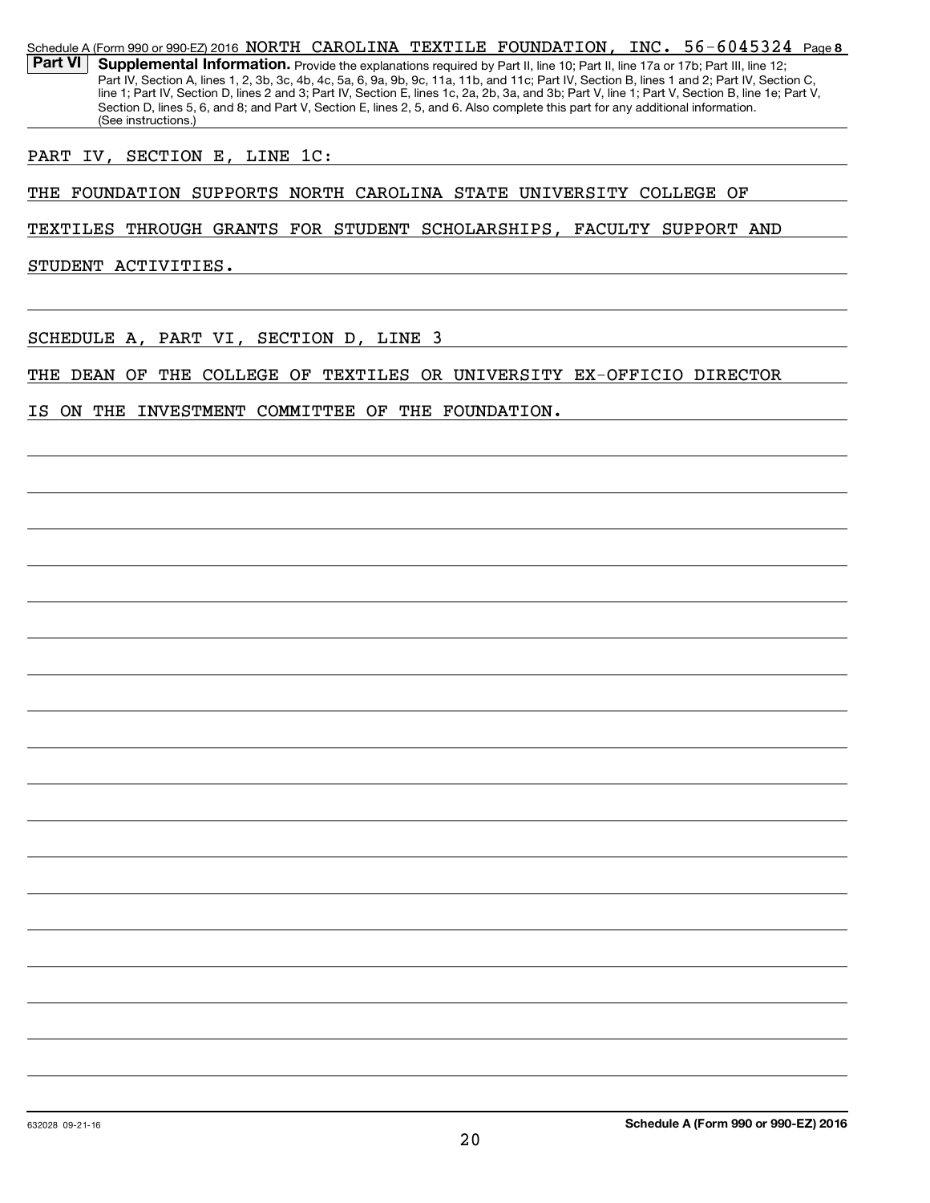Schedule A (Form 990 or 990-EZ) 2016 NORTH CAROLINA TEXTILE FOUNDATION, INC. 56-6045324 Page **8**

**Part VI** **Supplemental Information.** Provide the explanations required by Part II, line 10; Part II, line 17a or 17b; Part III, line 12; Part IV, Section A, lines 1, 2, 3b, 3c, 4b, 4c, 5a, 6, 9a, 9b, 9c, 11a, 11b, and 11c; Part IV, Section B, lines 1 and 2; Part IV, Section C, line 1; Part IV, Section D, lines 2 and 3; Part IV, Section E, lines 1c, 2a, 2b, 3a, and 3b; Part V, line 1; Part V, Section B, line 1e; Part V, Section D, lines 5, 6, and 8; and Part V, Section E, lines 2, 5, and 6. Also complete this part for any additional information. (See instructions.)

PART IV, SECTION E, LINE 1C:

THE FOUNDATION SUPPORTS NORTH CAROLINA STATE UNIVERSITY COLLEGE OF TEXTILES THROUGH GRANTS FOR STUDENT SCHOLARSHIPS, FACULTY SUPPORT AND STUDENT ACTIVITIES.

SCHEDULE A, PART VI, SECTION D, LINE 3

THE DEAN OF THE COLLEGE OF TEXTILES OR UNIVERSITY EX-OFFICIO DIRECTOR IS ON THE INVESTMENT COMMITTEE OF THE FOUNDATION.

632028 09-21-16 **Schedule A (Form 990 or 990-EZ) 2016**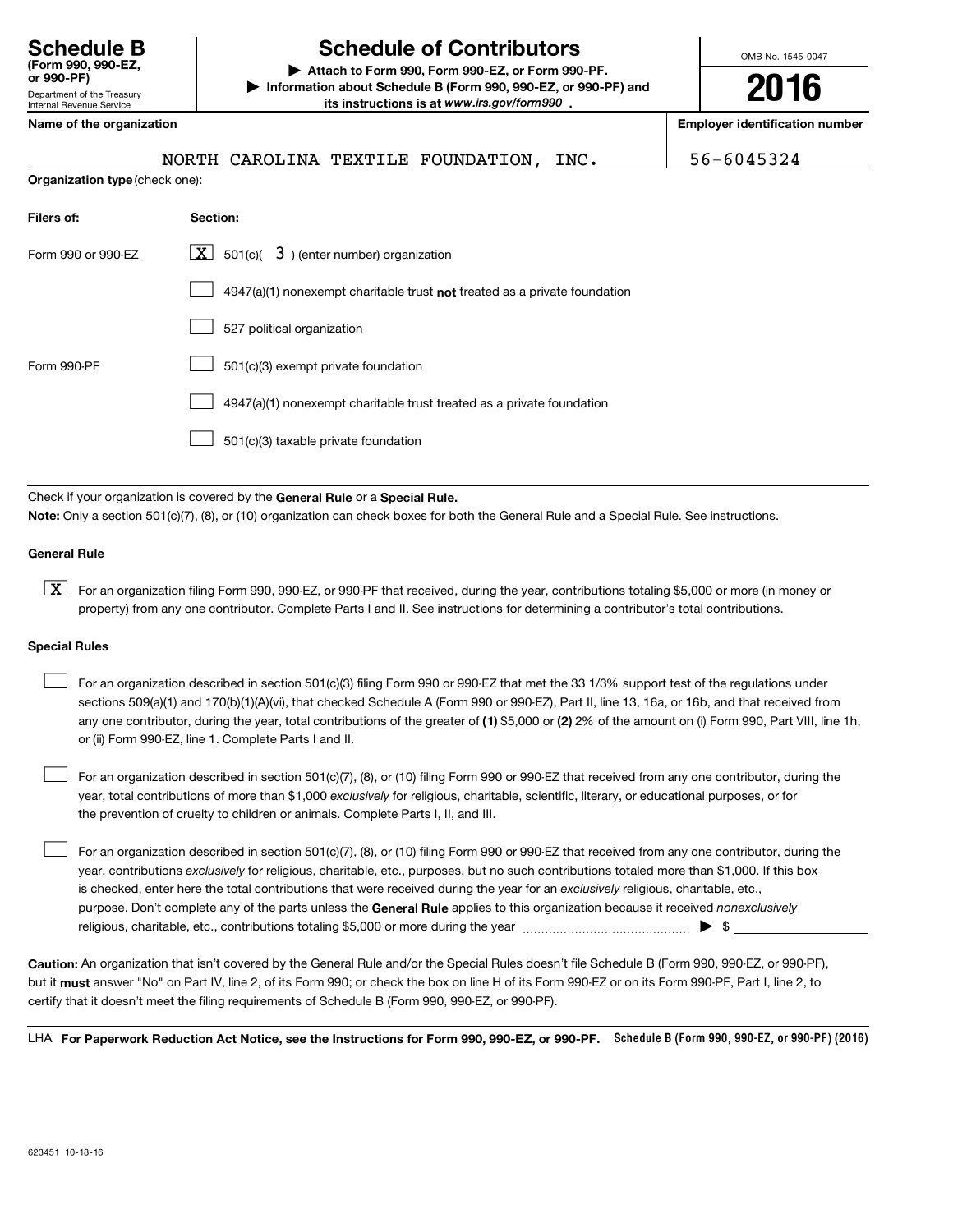**Schedule B**
**(Form 990, 990-EZ, or 990-PF)**
Department of the Treasury
Internal Revenue Service

# Schedule of Contributors

▶ **Attach to Form 990, Form 990-EZ, or Form 990-PF.**
▶ **Information about Schedule B (Form 990, 990-EZ, or 990-PF) and its instructions is at *www.irs.gov/form990*.**

OMB No. 1545-0047

**2016**

**Name of the organization**: NORTH CAROLINA TEXTILE FOUNDATION, INC.

**Employer identification number**: 56-6045324

**Organization type** (check one):

| **Filers of:** | **Section:** |
|---|---|
| Form 990 or 990-EZ | [X] 501(c)( 3 ) (enter number) organization |
| | [ ] 4947(a)(1) nonexempt charitable trust **not** treated as a private foundation |
| | [ ] 527 political organization |
| Form 990-PF | [ ] 501(c)(3) exempt private foundation |
| | [ ] 4947(a)(1) nonexempt charitable trust treated as a private foundation |
| | [ ] 501(c)(3) taxable private foundation |

Check if your organization is covered by the **General Rule** or a **Special Rule.**

**Note:** Only a section 501(c)(7), (8), or (10) organization can check boxes for both the General Rule and a Special Rule. See instructions.

**General Rule**

[X] For an organization filing Form 990, 990-EZ, or 990-PF that received, during the year, contributions totaling $5,000 or more (in money or property) from any one contributor. Complete Parts I and II. See instructions for determining a contributor's total contributions.

**Special Rules**

[ ] For an organization described in section 501(c)(3) filing Form 990 or 990-EZ that met the 33 1/3% support test of the regulations under sections 509(a)(1) and 170(b)(1)(A)(vi), that checked Schedule A (Form 990 or 990-EZ), Part II, line 13, 16a, or 16b, and that received from any one contributor, during the year, total contributions of the greater of **(1)** $5,000 or **(2)** 2% of the amount on (i) Form 990, Part VIII, line 1h, or (ii) Form 990-EZ, line 1. Complete Parts I and II.

[ ] For an organization described in section 501(c)(7), (8), or (10) filing Form 990 or 990-EZ that received from any one contributor, during the year, total contributions of more than $1,000 *exclusively* for religious, charitable, scientific, literary, or educational purposes, or for the prevention of cruelty to children or animals. Complete Parts I, II, and III.

[ ] For an organization described in section 501(c)(7), (8), or (10) filing Form 990 or 990-EZ that received from any one contributor, during the year, contributions *exclusively* for religious, charitable, etc., purposes, but no such contributions totaled more than $1,000. If this box is checked, enter here the total contributions that were received during the year for an *exclusively* religious, charitable, etc., purpose. Don't complete any of the parts unless the **General Rule** applies to this organization because it received *nonexclusively* religious, charitable, etc., contributions totaling $5,000 or more during the year ▶ $ ____________

**Caution:** An organization that isn't covered by the General Rule and/or the Special Rules doesn't file Schedule B (Form 990, 990-EZ, or 990-PF), but it **must** answer "No" on Part IV, line 2, of its Form 990; or check the box on line H of its Form 990-EZ or on its Form 990-PF, Part I, line 2, to certify that it doesn't meet the filing requirements of Schedule B (Form 990, 990-EZ, or 990-PF).

LHA **For Paperwork Reduction Act Notice, see the Instructions for Form 990, 990-EZ, or 990-PF.** **Schedule B (Form 990, 990-EZ, or 990-PF) (2016)**

623451 10-18-16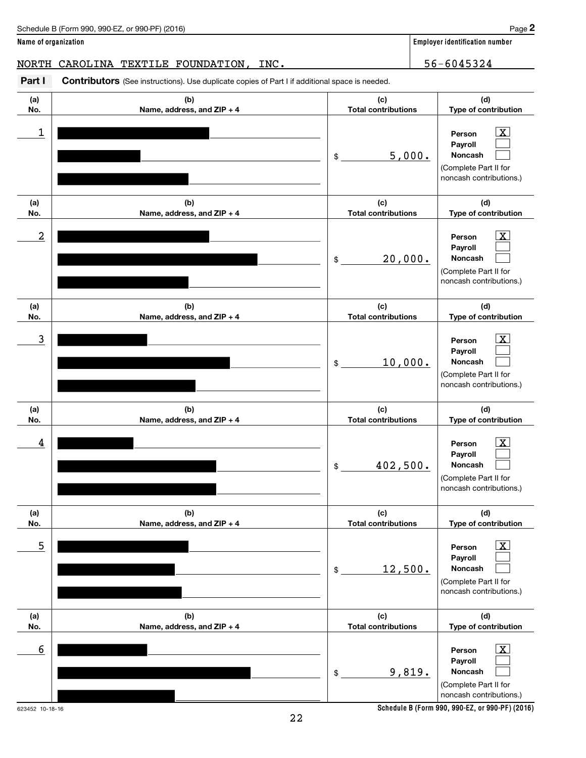Schedule B (Form 990, 990-EZ, or 990-PF) (2016)

**Name of organization**

NORTH CAROLINA TEXTILE FOUNDATION, INC.

**Employer identification number**

56-6045324

**Part I** **Contributors** (See instructions). Use duplicate copies of Part I if additional space is needed.

| (a) No. | (b) Name, address, and ZIP + 4 | (c) Total contributions | (d) Type of contribution |
|---|---|---|---|
| 1 | [redacted] | $ 5,000. | Person [X] Payroll [ ] Noncash [ ] (Complete Part II for noncash contributions.) |
| 2 | [redacted] | $ 20,000. | Person [X] Payroll [ ] Noncash [ ] (Complete Part II for noncash contributions.) |
| 3 | [redacted] | $ 10,000. | Person [X] Payroll [ ] Noncash [ ] (Complete Part II for noncash contributions.) |
| 4 | [redacted] | $ 402,500. | Person [X] Payroll [ ] Noncash [ ] (Complete Part II for noncash contributions.) |
| 5 | [redacted] | $ 12,500. | Person [X] Payroll [ ] Noncash [ ] (Complete Part II for noncash contributions.) |
| 6 | [redacted] | $ 9,819. | Person [X] Payroll [ ] Noncash [ ] (Complete Part II for noncash contributions.) |

623452 10-18-16

**Schedule B (Form 990, 990-EZ, or 990-PF) (2016)**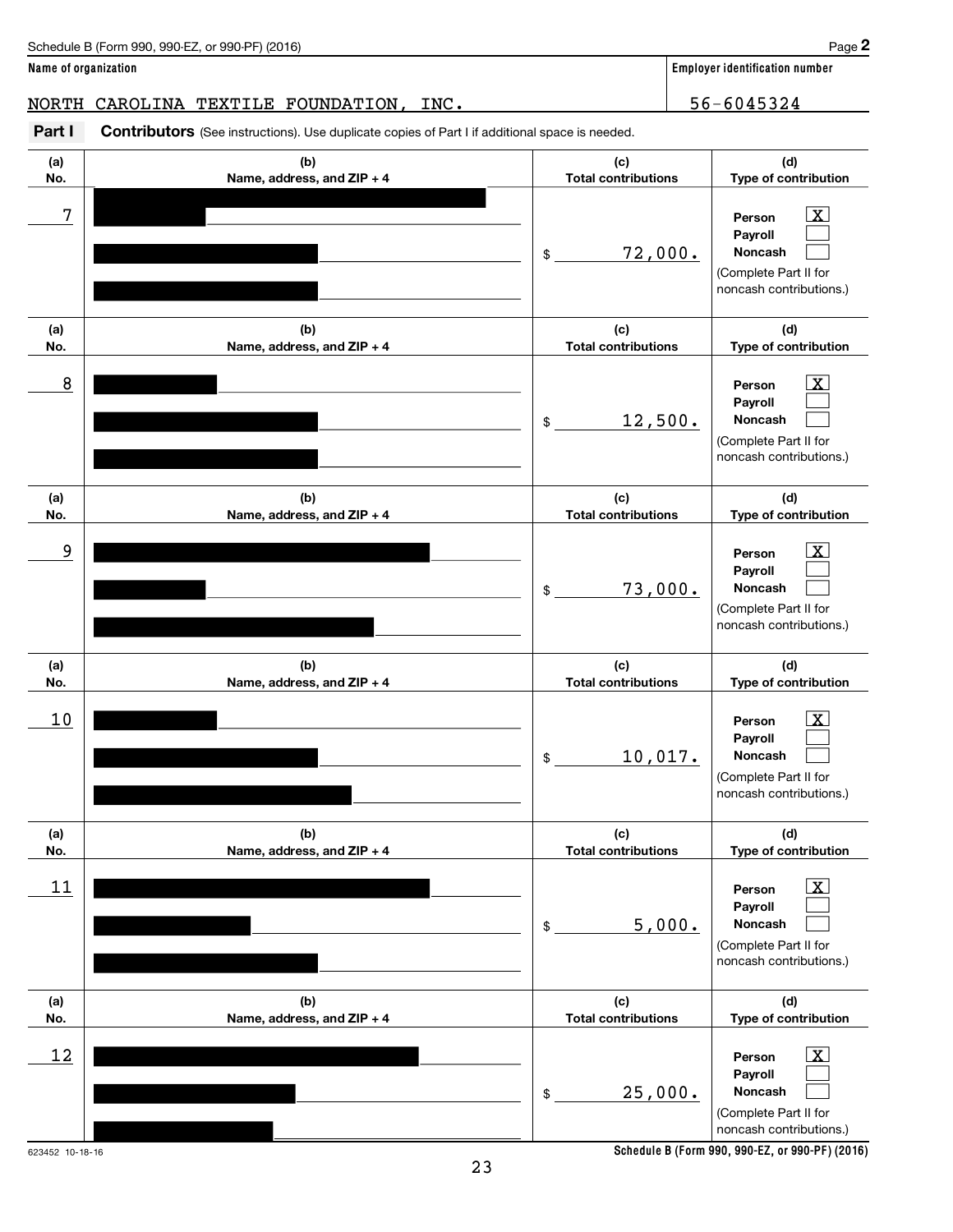Schedule B (Form 990, 990-EZ, or 990-PF) (2016) Page **2**

**Name of organization**

NORTH CAROLINA TEXTILE FOUNDATION, INC.

**Employer identification number**

56-6045324

**Part I** **Contributors** (See instructions). Use duplicate copies of Part I if additional space is needed.

| (a) No. | (b) Name, address, and ZIP + 4 | (c) Total contributions | (d) Type of contribution |
|---|---|---|---|
| 7 | [redacted] | $ 72,000. | Person [X] Payroll [ ] Noncash [ ] (Complete Part II for noncash contributions.) |
| 8 | [redacted] | $ 12,500. | Person [X] Payroll [ ] Noncash [ ] (Complete Part II for noncash contributions.) |
| 9 | [redacted] | $ 73,000. | Person [X] Payroll [ ] Noncash [ ] (Complete Part II for noncash contributions.) |
| 10 | [redacted] | $ 10,017. | Person [X] Payroll [ ] Noncash [ ] (Complete Part II for noncash contributions.) |
| 11 | [redacted] | $ 5,000. | Person [X] Payroll [ ] Noncash [ ] (Complete Part II for noncash contributions.) |
| 12 | [redacted] | $ 25,000. | Person [X] Payroll [ ] Noncash [ ] (Complete Part II for noncash contributions.) |

623452 10-18-16

**Schedule B (Form 990, 990-EZ, or 990-PF) (2016)**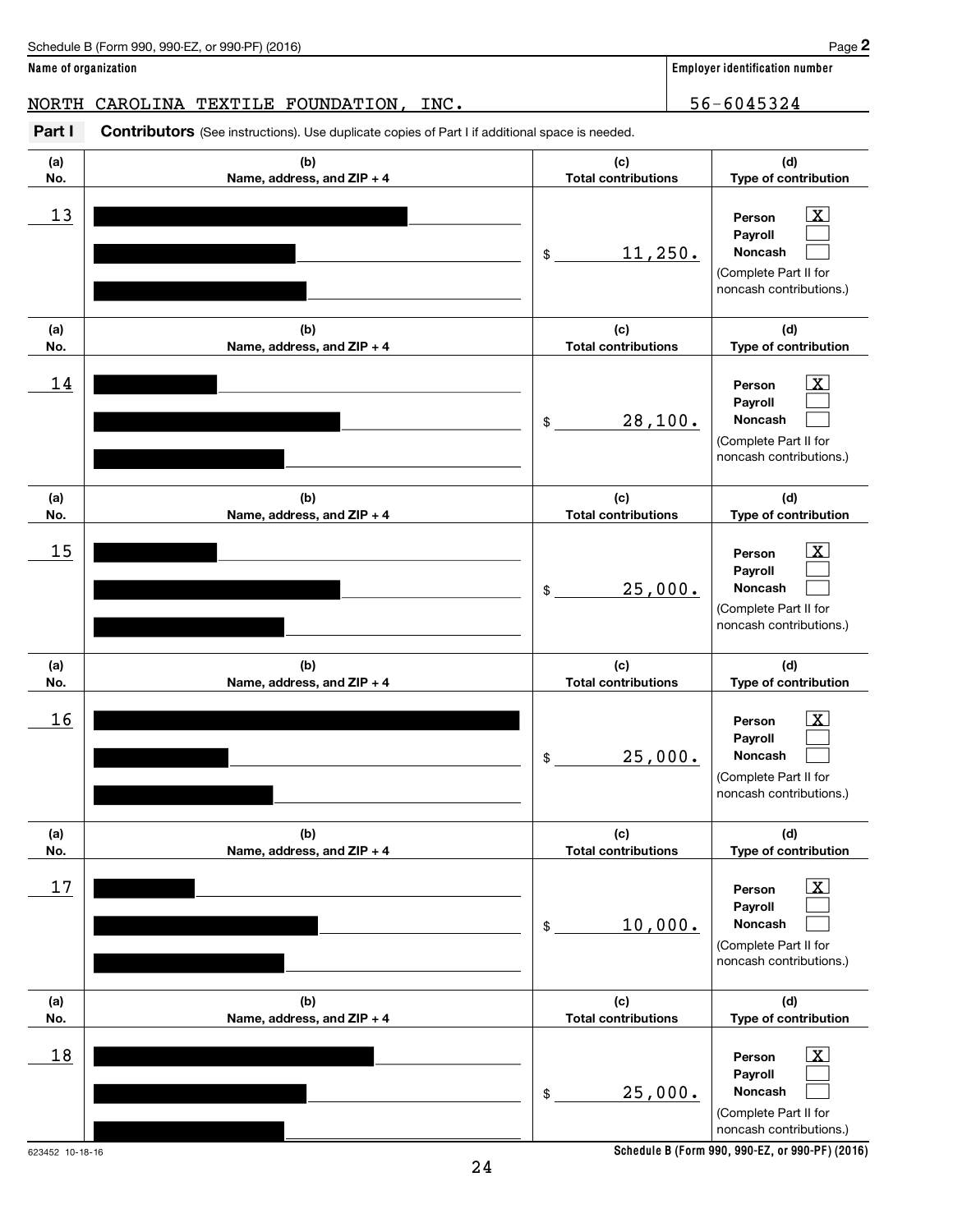Schedule B (Form 990, 990-EZ, or 990-PF) (2016)

**Name of organization**

NORTH CAROLINA TEXTILE FOUNDATION, INC.

**Employer identification number**

56-6045324

**Part I** **Contributors** (See instructions). Use duplicate copies of Part I if additional space is needed.

| (a) No. | (b) Name, address, and ZIP + 4 | (c) Total contributions | (d) Type of contribution |
|---|---|---|---|
| 13 | [redacted] | $ 11,250. | Person [X] Payroll [ ] Noncash [ ] (Complete Part II for noncash contributions.) |
| 14 | [redacted] | $ 28,100. | Person [X] Payroll [ ] Noncash [ ] (Complete Part II for noncash contributions.) |
| 15 | [redacted] | $ 25,000. | Person [X] Payroll [ ] Noncash [ ] (Complete Part II for noncash contributions.) |
| 16 | [redacted] | $ 25,000. | Person [X] Payroll [ ] Noncash [ ] (Complete Part II for noncash contributions.) |
| 17 | [redacted] | $ 10,000. | Person [X] Payroll [ ] Noncash [ ] (Complete Part II for noncash contributions.) |
| 18 | [redacted] | $ 25,000. | Person [X] Payroll [ ] Noncash [ ] (Complete Part II for noncash contributions.) |

623452 10-18-16

**Schedule B (Form 990, 990-EZ, or 990-PF) (2016)**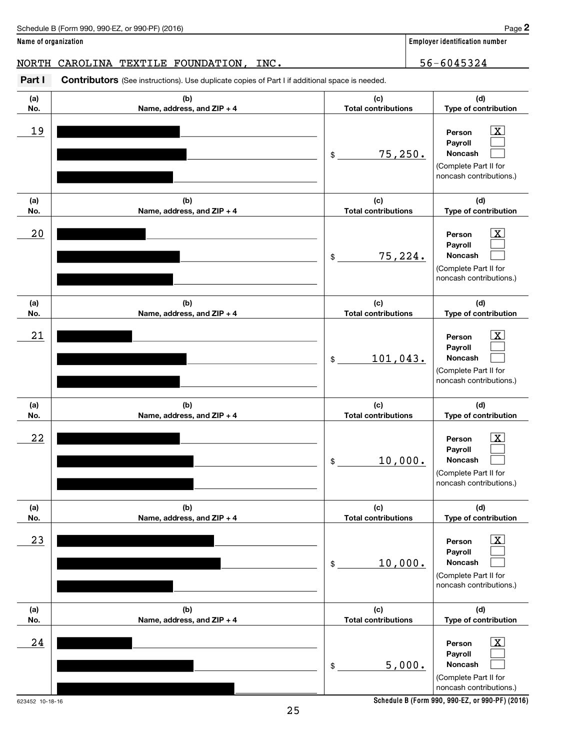Schedule B (Form 990, 990-EZ, or 990-PF) (2016)

**Name of organization**

NORTH CAROLINA TEXTILE FOUNDATION, INC.

**Employer identification number**

56-6045324

**Part I** **Contributors** (See instructions). Use duplicate copies of Part I if additional space is needed.

| (a) No. | (b) Name, address, and ZIP + 4 | (c) Total contributions | (d) Type of contribution |
|---|---|---|---|
| 19 | [redacted] | $ 75,250. | Person [X] Payroll [ ] Noncash [ ] (Complete Part II for noncash contributions.) |
| 20 | [redacted] | $ 75,224. | Person [X] Payroll [ ] Noncash [ ] (Complete Part II for noncash contributions.) |
| 21 | [redacted] | $ 101,043. | Person [X] Payroll [ ] Noncash [ ] (Complete Part II for noncash contributions.) |
| 22 | [redacted] | $ 10,000. | Person [X] Payroll [ ] Noncash [ ] (Complete Part II for noncash contributions.) |
| 23 | [redacted] | $ 10,000. | Person [X] Payroll [ ] Noncash [ ] (Complete Part II for noncash contributions.) |
| 24 | [redacted] | $ 5,000. | Person [X] Payroll [ ] Noncash [ ] (Complete Part II for noncash contributions.) |

623452 10-18-16

**Schedule B (Form 990, 990-EZ, or 990-PF) (2016)**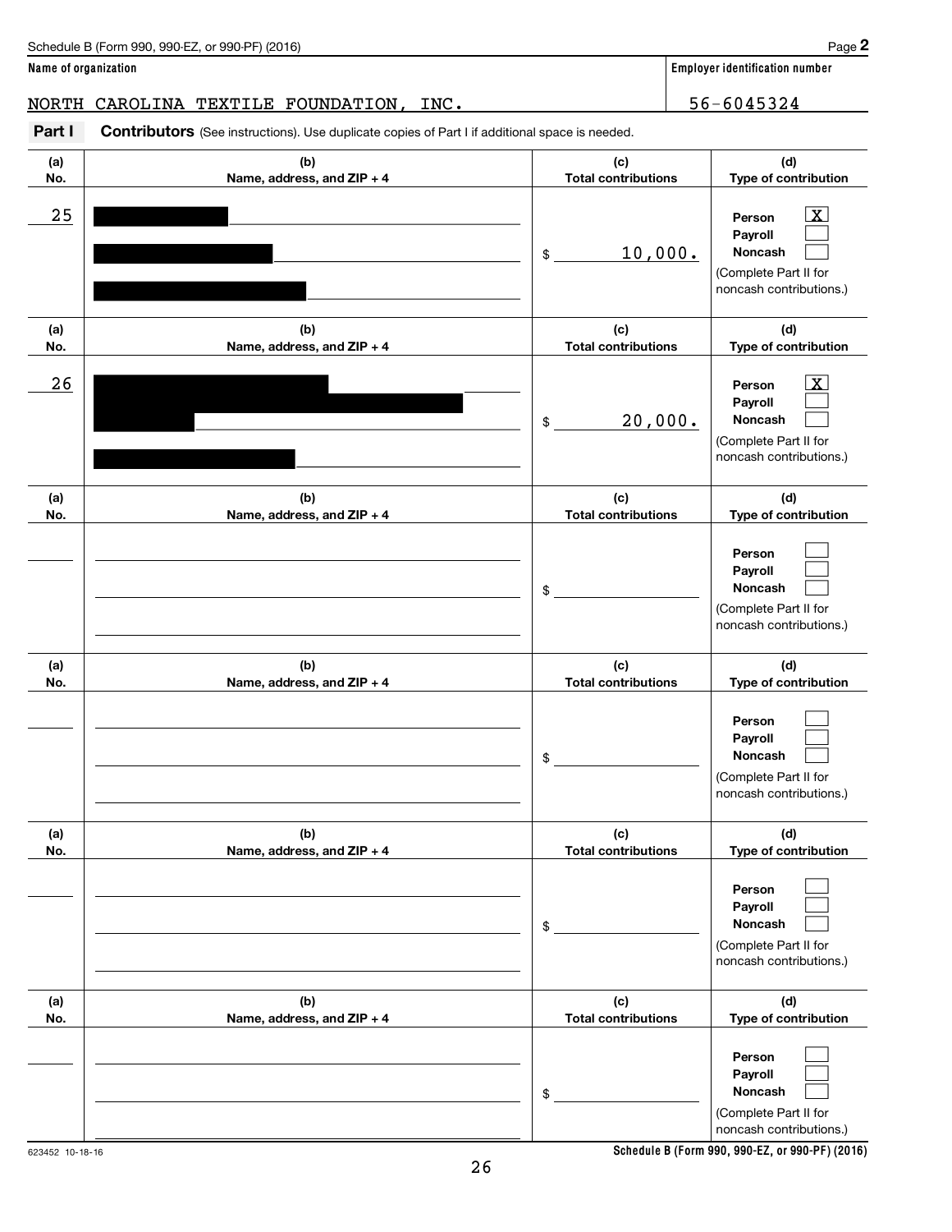Schedule B (Form 990, 990-EZ, or 990-PF) (2016) Page **2**

**Name of organization**

NORTH CAROLINA TEXTILE FOUNDATION, INC.

**Employer identification number**

56-6045324

**Part I** **Contributors** (See instructions). Use duplicate copies of Part I if additional space is needed.

| (a) No. | (b) Name, address, and ZIP + 4 | (c) Total contributions | (d) Type of contribution |
|---|---|---|---|
| 25 | [redacted] | $ 10,000. | Person [X] Payroll [ ] Noncash [ ] (Complete Part II for noncash contributions.) |
| 26 | [redacted] | $ 20,000. | Person [X] Payroll [ ] Noncash [ ] (Complete Part II for noncash contributions.) |
| | | $ | Person [ ] Payroll [ ] Noncash [ ] (Complete Part II for noncash contributions.) |
| | | $ | Person [ ] Payroll [ ] Noncash [ ] (Complete Part II for noncash contributions.) |
| | | $ | Person [ ] Payroll [ ] Noncash [ ] (Complete Part II for noncash contributions.) |
| | | $ | Person [ ] Payroll [ ] Noncash [ ] (Complete Part II for noncash contributions.) |

623452 10-18-16

**Schedule B (Form 990, 990-EZ, or 990-PF) (2016)**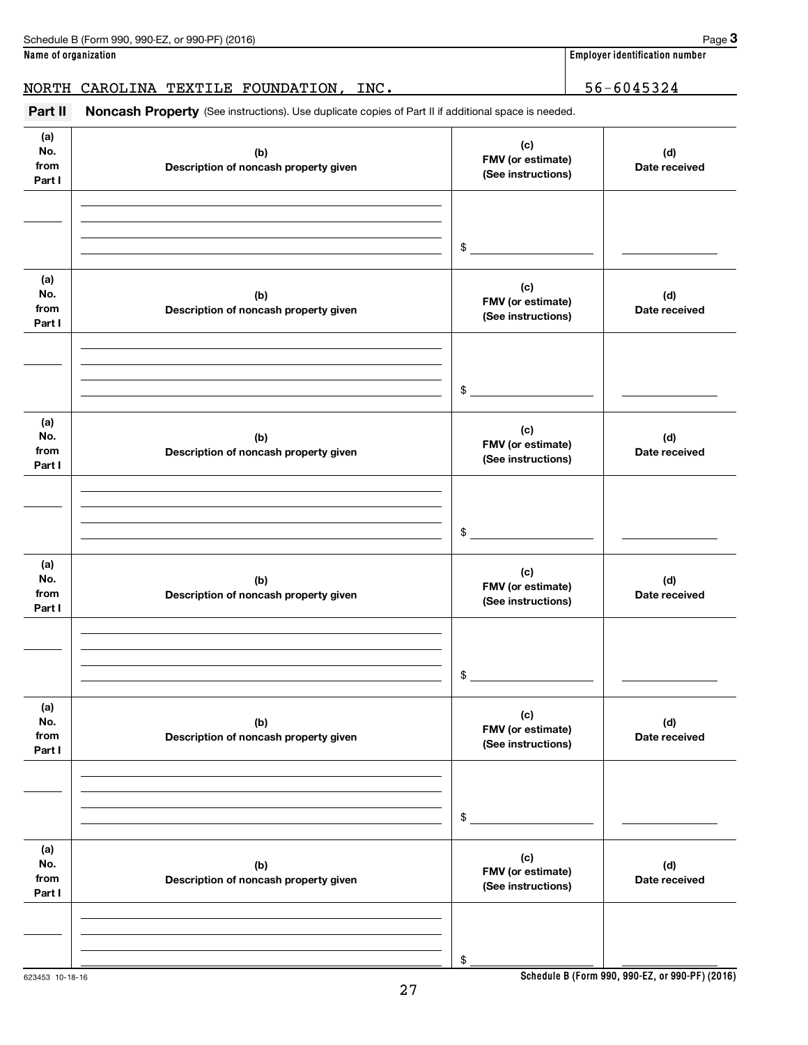**Name of organization**

NORTH CAROLINA TEXTILE FOUNDATION, INC.

**Employer identification number**

56-6045324

**Part II** **Noncash Property** (See instructions). Use duplicate copies of Part II if additional space is needed.

| (a) No. from Part I | (b) Description of noncash property given | (c) FMV (or estimate) (See instructions) | (d) Date received |
|---|---|---|---|
| | | $ | |

| (a) No. from Part I | (b) Description of noncash property given | (c) FMV (or estimate) (See instructions) | (d) Date received |
|---|---|---|---|
| | | $ | |

| (a) No. from Part I | (b) Description of noncash property given | (c) FMV (or estimate) (See instructions) | (d) Date received |
|---|---|---|---|
| | | $ | |

| (a) No. from Part I | (b) Description of noncash property given | (c) FMV (or estimate) (See instructions) | (d) Date received |
|---|---|---|---|
| | | $ | |

| (a) No. from Part I | (b) Description of noncash property given | (c) FMV (or estimate) (See instructions) | (d) Date received |
|---|---|---|---|
| | | $ | |

| (a) No. from Part I | (b) Description of noncash property given | (c) FMV (or estimate) (See instructions) | (d) Date received |
|---|---|---|---|
| | | $ | |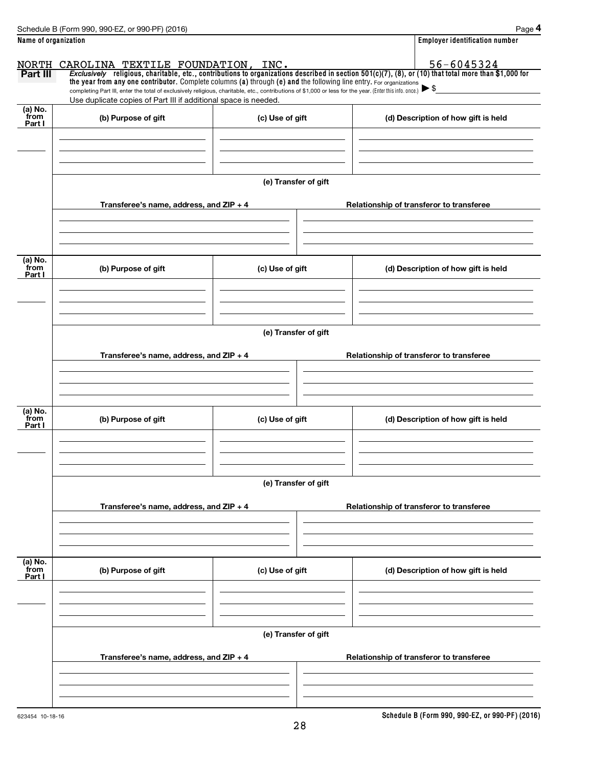Schedule B (Form 990, 990-EZ, or 990-PF) (2016) Page **4**

| **Name of organization** | **Employer identification number** |
|---|---|
| NORTH CAROLINA TEXTILE FOUNDATION, INC. | 56-6045324 |

**Part III** *Exclusively* **religious, charitable, etc., contributions to organizations described in section 501(c)(7), (8), or (10) that total more than $1,000 for the year from any one contributor.** Complete columns **(a)** through **(e) and** the following line entry. For organizations completing Part III, enter the total of exclusively religious, charitable, etc., contributions of $1,000 or less for the year. (Enter this info. once.) ▶ $\_\_\_\_\_\_\_\_\_\_

Use duplicate copies of Part III if additional space is needed.

| (a) No. from Part I | (b) Purpose of gift | (c) Use of gift | (d) Description of how gift is held |
|---|---|---|---|
| | | | |

**(e) Transfer of gift**

| Transferee's name, address, and ZIP + 4 | Relationship of transferor to transferee |
|---|---|
| | |

| (a) No. from Part I | (b) Purpose of gift | (c) Use of gift | (d) Description of how gift is held |
|---|---|---|---|
| | | | |

**(e) Transfer of gift**

| Transferee's name, address, and ZIP + 4 | Relationship of transferor to transferee |
|---|---|
| | |

| (a) No. from Part I | (b) Purpose of gift | (c) Use of gift | (d) Description of how gift is held |
|---|---|---|---|
| | | | |

**(e) Transfer of gift**

| Transferee's name, address, and ZIP + 4 | Relationship of transferor to transferee |
|---|---|
| | |

| (a) No. from Part I | (b) Purpose of gift | (c) Use of gift | (d) Description of how gift is held |
|---|---|---|---|
| | | | |

**(e) Transfer of gift**

| Transferee's name, address, and ZIP + 4 | Relationship of transferor to transferee |
|---|---|
| | |

623454 10-18-16 **Schedule B (Form 990, 990-EZ, or 990-PF) (2016)**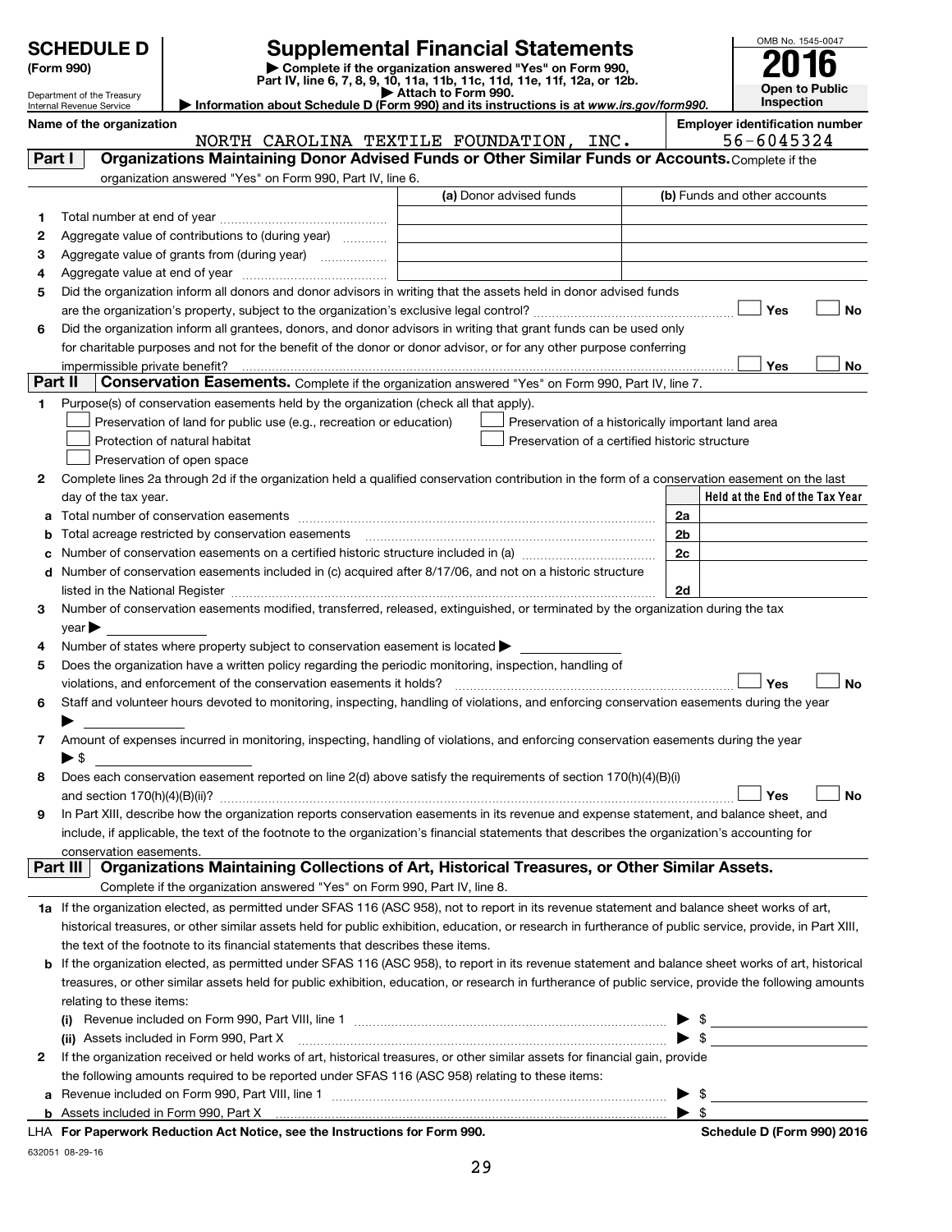# SCHEDULE D (Form 990)

Department of the Treasury
Internal Revenue Service

## Supplemental Financial Statements

▶ Complete if the organization answered "Yes" on Form 990, Part IV, line 6, 7, 8, 9, 10, 11a, 11b, 11c, 11d, 11e, 11f, 12a, or 12b.
▶ Attach to Form 990.
▶ Information about Schedule D (Form 990) and its instructions is at *www.irs.gov/form990.*

OMB No. 1545-0047

**2016**

**Open to Public Inspection**

**Name of the organization:** NORTH CAROLINA TEXTILE FOUNDATION, INC.

**Employer identification number:** 56-6045324

### Part I — Organizations Maintaining Donor Advised Funds or Other Similar Funds or Accounts.
Complete if the organization answered "Yes" on Form 990, Part IV, line 6.

| | | (a) Donor advised funds | (b) Funds and other accounts |
|---|---|---|---|
| 1 | Total number at end of year | | |
| 2 | Aggregate value of contributions to (during year) | | |
| 3 | Aggregate value of grants from (during year) | | |
| 4 | Aggregate value at end of year | | |

5 Did the organization inform all donors and donor advisors in writing that the assets held in donor advised funds are the organization's property, subject to the organization's exclusive legal control? ☐ Yes ☐ No

6 Did the organization inform all grantees, donors, and donor advisors in writing that grant funds can be used only for charitable purposes and not for the benefit of the donor or donor advisor, or for any other purpose conferring impermissible private benefit? ☐ Yes ☐ No

### Part II — Conservation Easements.
Complete if the organization answered "Yes" on Form 990, Part IV, line 7.

1 Purpose(s) of conservation easements held by the organization (check all that apply).

- ☐ Preservation of land for public use (e.g., recreation or education)
- ☐ Protection of natural habitat
- ☐ Preservation of open space
- ☐ Preservation of a historically important land area
- ☐ Preservation of a certified historic structure

2 Complete lines 2a through 2d if the organization held a qualified conservation contribution in the form of a conservation easement on the last day of the tax year.

| | | | Held at the End of the Tax Year |
|---|---|---|---|
| a | Total number of conservation easements | 2a | |
| b | Total acreage restricted by conservation easements | 2b | |
| c | Number of conservation easements on a certified historic structure included in (a) | 2c | |
| d | Number of conservation easements included in (c) acquired after 8/17/06, and not on a historic structure listed in the National Register | 2d | |

3 Number of conservation easements modified, transferred, released, extinguished, or terminated by the organization during the tax year ▶

4 Number of states where property subject to conservation easement is located ▶

5 Does the organization have a written policy regarding the periodic monitoring, inspection, handling of violations, and enforcement of the conservation easements it holds? ☐ Yes ☐ No

6 Staff and volunteer hours devoted to monitoring, inspecting, handling of violations, and enforcing conservation easements during the year ▶

7 Amount of expenses incurred in monitoring, inspecting, handling of violations, and enforcing conservation easements during the year ▶ $

8 Does each conservation easement reported on line 2(d) above satisfy the requirements of section 170(h)(4)(B)(i) and section 170(h)(4)(B)(ii)? ☐ Yes ☐ No

9 In Part XIII, describe how the organization reports conservation easements in its revenue and expense statement, and balance sheet, and include, if applicable, the text of the footnote to the organization's financial statements that describes the organization's accounting for conservation easements.

### Part III — Organizations Maintaining Collections of Art, Historical Treasures, or Other Similar Assets.
Complete if the organization answered "Yes" on Form 990, Part IV, line 8.

1a If the organization elected, as permitted under SFAS 116 (ASC 958), not to report in its revenue statement and balance sheet works of art, historical treasures, or other similar assets held for public exhibition, education, or research in furtherance of public service, provide, in Part XIII, the text of the footnote to its financial statements that describes these items.

b If the organization elected, as permitted under SFAS 116 (ASC 958), to report in its revenue statement and balance sheet works of art, historical treasures, or other similar assets held for public exhibition, education, or research in furtherance of public service, provide the following amounts relating to these items:

(i) Revenue included on Form 990, Part VIII, line 1 ▶ $

(ii) Assets included in Form 990, Part X ▶ $

2 If the organization received or held works of art, historical treasures, or other similar assets for financial gain, provide the following amounts required to be reported under SFAS 116 (ASC 958) relating to these items:

a Revenue included on Form 990, Part VIII, line 1 ▶ $

b Assets included in Form 990, Part X ▶ $

LHA **For Paperwork Reduction Act Notice, see the Instructions for Form 990.** **Schedule D (Form 990) 2016**

632051 08-29-16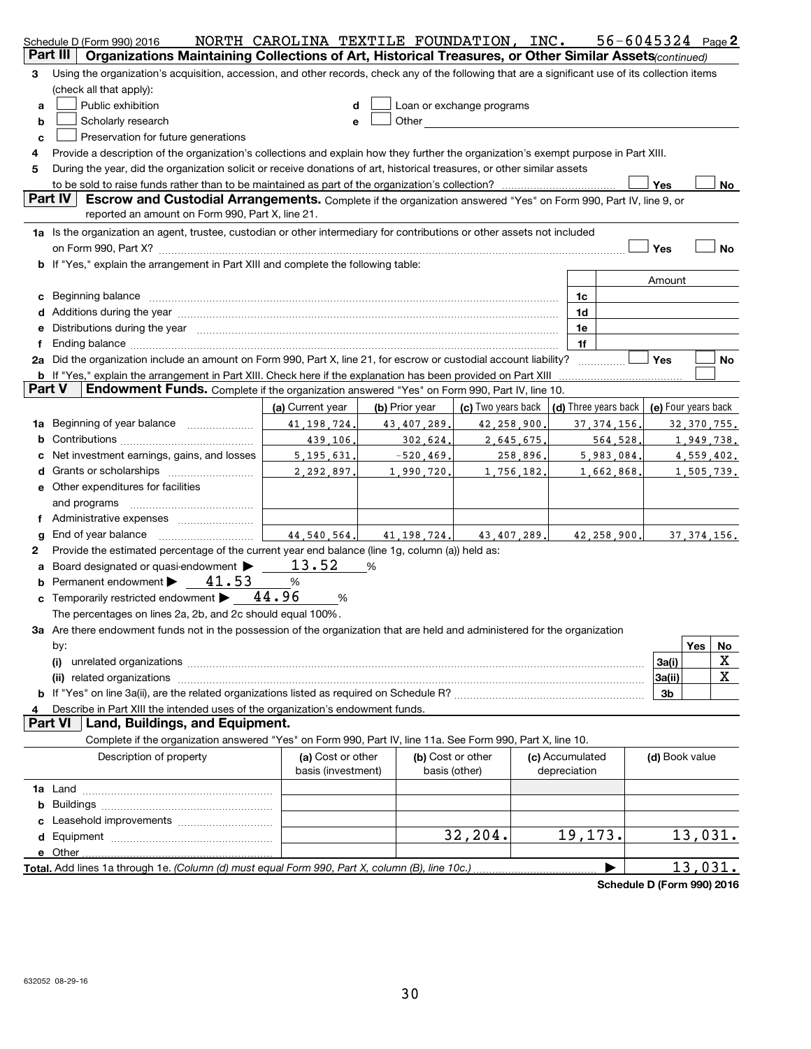Schedule D (Form 990) 2016 NORTH CAROLINA TEXTILE FOUNDATION, INC. 56-6045324 Page 2

**Part III Organizations Maintaining Collections of Art, Historical Treasures, or Other Similar Assets** *(continued)*

3 Using the organization's acquisition, accession, and other records, check any of the following that are a significant use of its collection items (check all that apply):

a ☐ Public exhibition
b ☐ Scholarly research
c ☐ Preservation for future generations
d ☐ Loan or exchange programs
e ☐ Other

4 Provide a description of the organization's collections and explain how they further the organization's exempt purpose in Part XIII.

5 During the year, did the organization solicit or receive donations of art, historical treasures, or other similar assets to be sold to raise funds rather than to be maintained as part of the organization's collection? ☐ Yes ☐ No

**Part IV Escrow and Custodial Arrangements.** Complete if the organization answered "Yes" on Form 990, Part IV, line 9, or reported an amount on Form 990, Part X, line 21.

1a Is the organization an agent, trustee, custodian or other intermediary for contributions or other assets not included on Form 990, Part X? ☐ Yes ☐ No

b If "Yes," explain the arrangement in Part XIII and complete the following table:

| | | Amount |
|---|---|---|
| c Beginning balance | 1c | |
| d Additions during the year | 1d | |
| e Distributions during the year | 1e | |
| f Ending balance | 1f | |

2a Did the organization include an amount on Form 990, Part X, line 21, for escrow or custodial account liability? ☐ Yes ☐ No

b If "Yes," explain the arrangement in Part XIII. Check here if the explanation has been provided on Part XIII ☐

**Part V Endowment Funds.** Complete if the organization answered "Yes" on Form 990, Part IV, line 10.

| | (a) Current year | (b) Prior year | (c) Two years back | (d) Three years back | (e) Four years back |
|---|---|---|---|---|---|
| 1a Beginning of year balance | 41,198,724. | 43,407,289. | 42,258,900. | 37,374,156. | 32,370,755. |
| b Contributions | 439,106. | 302,624. | 2,645,675. | 564,528. | 1,949,738. |
| c Net investment earnings, gains, and losses | 5,195,631. | -520,469. | 258,896. | 5,983,084. | 4,559,402. |
| d Grants or scholarships | 2,292,897. | 1,990,720. | 1,756,182. | 1,662,868. | 1,505,739. |
| e Other expenditures for facilities and programs | | | | | |
| f Administrative expenses | | | | | |
| g End of year balance | 44,540,564. | 41,198,724. | 43,407,289. | 42,258,900. | 37,374,156. |

2 Provide the estimated percentage of the current year end balance (line 1g, column (a)) held as:

a Board designated or quasi-endowment ▶ 13.52 %
b Permanent endowment ▶ 41.53 %
c Temporarily restricted endowment ▶ 44.96 %

The percentages on lines 2a, 2b, and 2c should equal 100%.

3a Are there endowment funds not in the possession of the organization that are held and administered for the organization by:

| | | Yes | No |
|---|---|---|---|
| (i) unrelated organizations | 3a(i) | | X |
| (ii) related organizations | 3a(ii) | | X |
| b If "Yes" on line 3a(ii), are the related organizations listed as required on Schedule R? | 3b | | |

4 Describe in Part XIII the intended uses of the organization's endowment funds.

**Part VI Land, Buildings, and Equipment.**

Complete if the organization answered "Yes" on Form 990, Part IV, line 11a. See Form 990, Part X, line 10.

| Description of property | (a) Cost or other basis (investment) | (b) Cost or other basis (other) | (c) Accumulated depreciation | (d) Book value |
|---|---|---|---|---|
| 1a Land | | | | |
| b Buildings | | | | |
| c Leasehold improvements | | | | |
| d Equipment | | 32,204. | 19,173. | 13,031. |
| e Other | | | | |
| **Total.** Add lines 1a through 1e. *(Column (d) must equal Form 990, Part X, column (B), line 10c.)* | | | ▶ | 13,031. |

**Schedule D (Form 990) 2016**

632052 08-29-16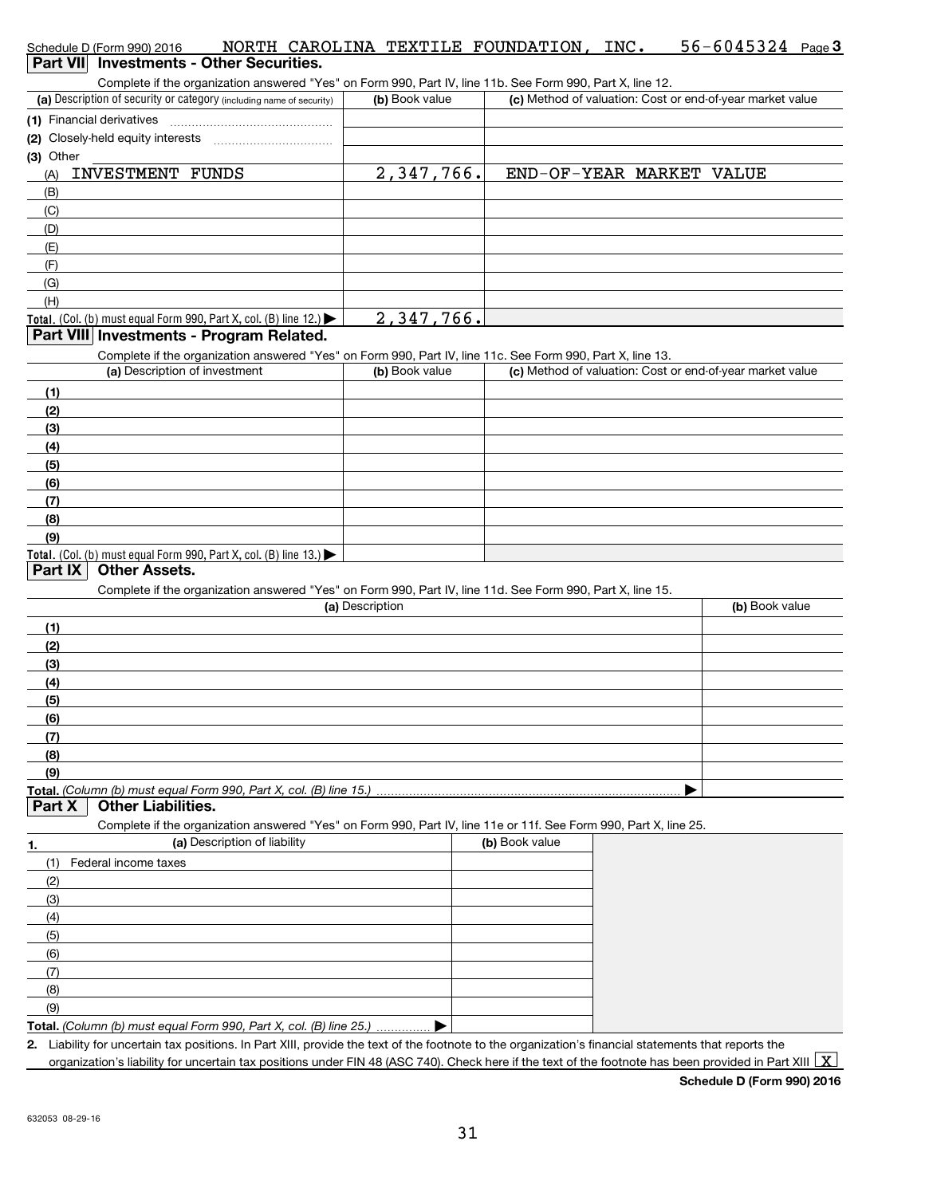Schedule D (Form 990) 2016 NORTH CAROLINA TEXTILE FOUNDATION, INC. 56-6045324 Page 3

## Part VII Investments - Other Securities.

Complete if the organization answered "Yes" on Form 990, Part IV, line 11b. See Form 990, Part X, line 12.

| (a) Description of security or category (including name of security) | (b) Book value | (c) Method of valuation: Cost or end-of-year market value |
|---|---|---|
| (1) Financial derivatives | | |
| (2) Closely-held equity interests | | |
| (3) Other | | |
| (A) INVESTMENT FUNDS | 2,347,766. | END-OF-YEAR MARKET VALUE |
| (B) | | |
| (C) | | |
| (D) | | |
| (E) | | |
| (F) | | |
| (G) | | |
| (H) | | |
| **Total.** (Col. (b) must equal Form 990, Part X, col. (B) line 12.) ▶ | 2,347,766. | |

## Part VIII Investments - Program Related.

Complete if the organization answered "Yes" on Form 990, Part IV, line 11c. See Form 990, Part X, line 13.

| (a) Description of investment | (b) Book value | (c) Method of valuation: Cost or end-of-year market value |
|---|---|---|
| (1) | | |
| (2) | | |
| (3) | | |
| (4) | | |
| (5) | | |
| (6) | | |
| (7) | | |
| (8) | | |
| (9) | | |
| **Total.** (Col. (b) must equal Form 990, Part X, col. (B) line 13.) ▶ | | |

## Part IX Other Assets.

Complete if the organization answered "Yes" on Form 990, Part IV, line 11d. See Form 990, Part X, line 15.

| (a) Description | (b) Book value |
|---|---|
| (1) | |
| (2) | |
| (3) | |
| (4) | |
| (5) | |
| (6) | |
| (7) | |
| (8) | |
| (9) | |
| **Total.** *(Column (b) must equal Form 990, Part X, col. (B) line 15.)* ▶ | |

## Part X Other Liabilities.

Complete if the organization answered "Yes" on Form 990, Part IV, line 11e or 11f. See Form 990, Part X, line 25.

| 1. (a) Description of liability | (b) Book value |
|---|---|
| (1) Federal income taxes | |
| (2) | |
| (3) | |
| (4) | |
| (5) | |
| (6) | |
| (7) | |
| (8) | |
| (9) | |
| **Total.** *(Column (b) must equal Form 990, Part X, col. (B) line 25.)* ▶ | |

**2.** Liability for uncertain tax positions. In Part XIII, provide the text of the footnote to the organization's financial statements that reports the organization's liability for uncertain tax positions under FIN 48 (ASC 740). Check here if the text of the footnote has been provided in Part XIII [X]

**Schedule D (Form 990) 2016**

632053 08-29-16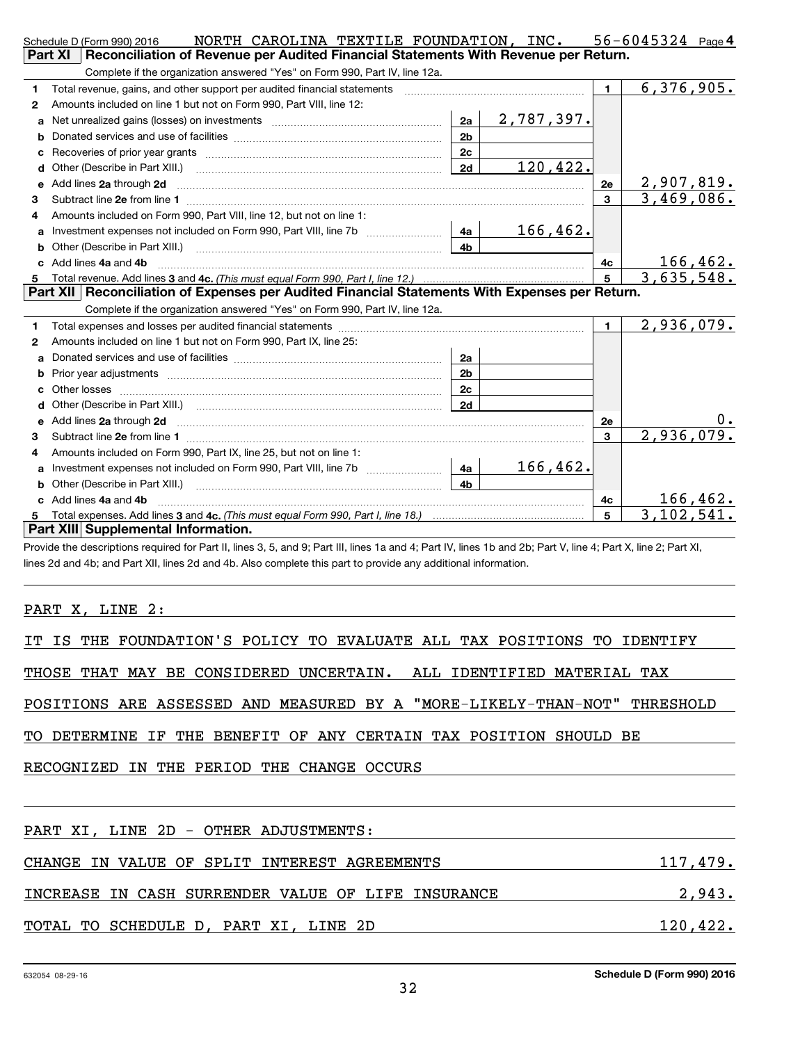Schedule D (Form 990) 2016 NORTH CAROLINA TEXTILE FOUNDATION, INC. 56-6045324 Page 4

## Part XI Reconciliation of Revenue per Audited Financial Statements With Revenue per Return.

Complete if the organization answered "Yes" on Form 990, Part IV, line 12a.

| | | | | | |
|---|---|---|---|---|---|
| 1 | Total revenue, gains, and other support per audited financial statements | | | 1 | 6,376,905. |
| 2 | Amounts included on line 1 but not on Form 990, Part VIII, line 12: | | | | |
| a | Net unrealized gains (losses) on investments | 2a | 2,787,397. | | |
| b | Donated services and use of facilities | 2b | | | |
| c | Recoveries of prior year grants | 2c | | | |
| d | Other (Describe in Part XIII.) | 2d | 120,422. | | |
| e | Add lines 2a through 2d | | | 2e | 2,907,819. |
| 3 | Subtract line 2e from line 1 | | | 3 | 3,469,086. |
| 4 | Amounts included on Form 990, Part VIII, line 12, but not on line 1: | | | | |
| a | Investment expenses not included on Form 990, Part VIII, line 7b | 4a | 166,462. | | |
| b | Other (Describe in Part XIII.) | 4b | | | |
| c | Add lines 4a and 4b | | | 4c | 166,462. |
| 5 | Total revenue. Add lines 3 and 4c. *(This must equal Form 990, Part I, line 12.)* | | | 5 | 3,635,548. |

## Part XII Reconciliation of Expenses per Audited Financial Statements With Expenses per Return.

Complete if the organization answered "Yes" on Form 990, Part IV, line 12a.

| | | | | | |
|---|---|---|---|---|---|
| 1 | Total expenses and losses per audited financial statements | | | 1 | 2,936,079. |
| 2 | Amounts included on line 1 but not on Form 990, Part IX, line 25: | | | | |
| a | Donated services and use of facilities | 2a | | | |
| b | Prior year adjustments | 2b | | | |
| c | Other losses | 2c | | | |
| d | Other (Describe in Part XIII.) | 2d | | | |
| e | Add lines 2a through 2d | | | 2e | 0. |
| 3 | Subtract line 2e from line 1 | | | 3 | 2,936,079. |
| 4 | Amounts included on Form 990, Part IX, line 25, but not on line 1: | | | | |
| a | Investment expenses not included on Form 990, Part VIII, line 7b | 4a | 166,462. | | |
| b | Other (Describe in Part XIII.) | 4b | | | |
| c | Add lines 4a and 4b | | | 4c | 166,462. |
| 5 | Total expenses. Add lines 3 and 4c. *(This must equal Form 990, Part I, line 18.)* | | | 5 | 3,102,541. |

## Part XIII Supplemental Information.

Provide the descriptions required for Part II, lines 3, 5, and 9; Part III, lines 1a and 4; Part IV, lines 1b and 2b; Part V, line 4; Part X, line 2; Part XI, lines 2d and 4b; and Part XII, lines 2d and 4b. Also complete this part to provide any additional information.

PART X, LINE 2:

IT IS THE FOUNDATION'S POLICY TO EVALUATE ALL TAX POSITIONS TO IDENTIFY THOSE THAT MAY BE CONSIDERED UNCERTAIN. ALL IDENTIFIED MATERIAL TAX POSITIONS ARE ASSESSED AND MEASURED BY A "MORE-LIKELY-THAN-NOT" THRESHOLD TO DETERMINE IF THE BENEFIT OF ANY CERTAIN TAX POSITION SHOULD BE RECOGNIZED IN THE PERIOD THE CHANGE OCCURS

PART XI, LINE 2D - OTHER ADJUSTMENTS:

| | |
|---|---|
| CHANGE IN VALUE OF SPLIT INTEREST AGREEMENTS | 117,479. |
| INCREASE IN CASH SURRENDER VALUE OF LIFE INSURANCE | 2,943. |
| TOTAL TO SCHEDULE D, PART XI, LINE 2D | 120,422. |

632054 08-29-16 Schedule D (Form 990) 2016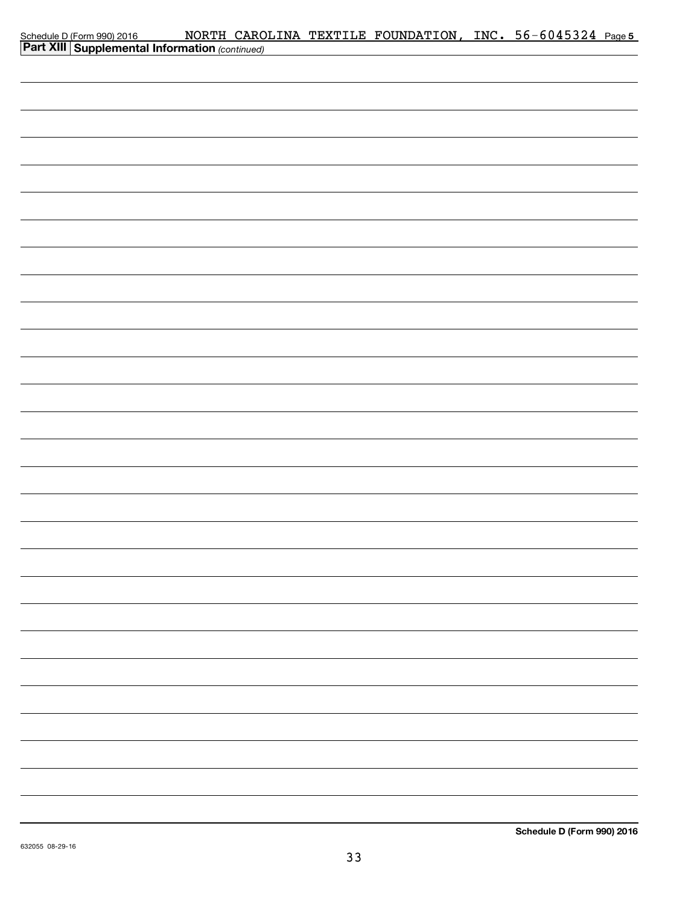Schedule D (Form 990) 2016 NORTH CAROLINA TEXTILE FOUNDATION, INC. 56-6045324 Page 5

**Part XIII** **Supplemental Information** *(continued)*

**Schedule D (Form 990) 2016**

632055 08-29-16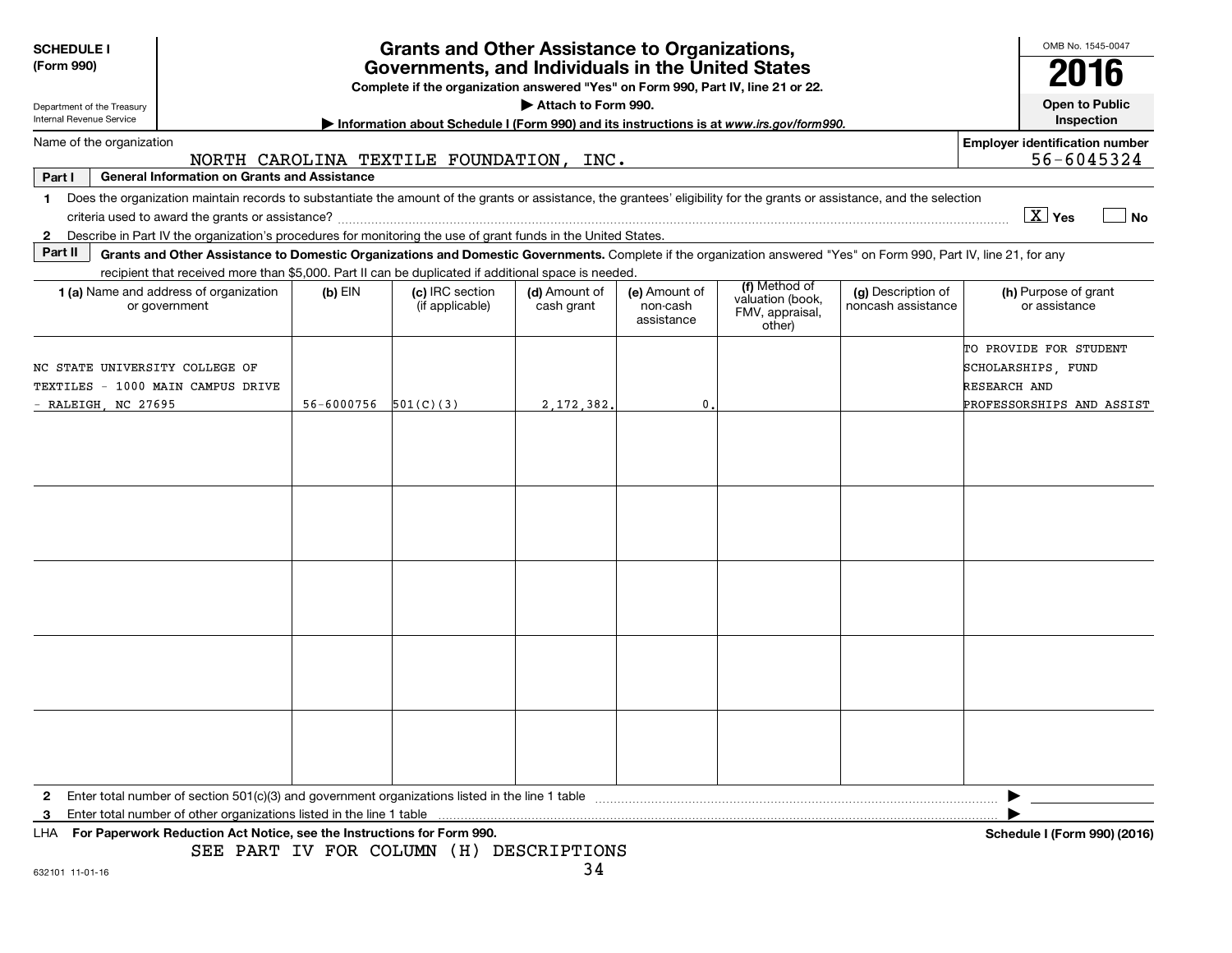**SCHEDULE I (Form 990)**

Department of the Treasury
Internal Revenue Service

# Grants and Other Assistance to Organizations, Governments, and Individuals in the United States

**Complete if the organization answered "Yes" on Form 990, Part IV, line 21 or 22.**

**▶ Attach to Form 990.**

**▶ Information about Schedule I (Form 990) and its instructions is at www.irs.gov/form990.**

OMB No. 1545-0047

**2016**

**Open to Public Inspection**

Name of the organization: NORTH CAROLINA TEXTILE FOUNDATION, INC.

**Employer identification number:** 56-6045324

**Part I — General Information on Grants and Assistance**

1 Does the organization maintain records to substantiate the amount of the grants or assistance, the grantees' eligibility for the grants or assistance, and the selection criteria used to award the grants or assistance? [X] Yes [ ] No

2 Describe in Part IV the organization's procedures for monitoring the use of grant funds in the United States.

**Part II — Grants and Other Assistance to Domestic Organizations and Domestic Governments.** Complete if the organization answered "Yes" on Form 990, Part IV, line 21, for any recipient that received more than $5,000. Part II can be duplicated if additional space is needed.

| 1 (a) Name and address of organization or government | (b) EIN | (c) IRC section (if applicable) | (d) Amount of cash grant | (e) Amount of non-cash assistance | (f) Method of valuation (book, FMV, appraisal, other) | (g) Description of noncash assistance | (h) Purpose of grant or assistance |
|---|---|---|---|---|---|---|---|
| NC STATE UNIVERSITY COLLEGE OF TEXTILES - 1000 MAIN CAMPUS DRIVE - RALEIGH, NC 27695 | 56-6000756 | 501(C)(3) | 2,172,382. | 0. | | | TO PROVIDE FOR STUDENT SCHOLARSHIPS, FUND RESEARCH AND PROFESSORSHIPS AND ASSIST |
| | | | | | | | |
| | | | | | | | |
| | | | | | | | |
| | | | | | | | |
| | | | | | | | |

2 Enter total number of section 501(c)(3) and government organizations listed in the line 1 table ▶

3 Enter total number of other organizations listed in the line 1 table ▶

LHA **For Paperwork Reduction Act Notice, see the Instructions for Form 990.** **Schedule I (Form 990) (2016)**

SEE PART IV FOR COLUMN (H) DESCRIPTIONS

632101 11-01-16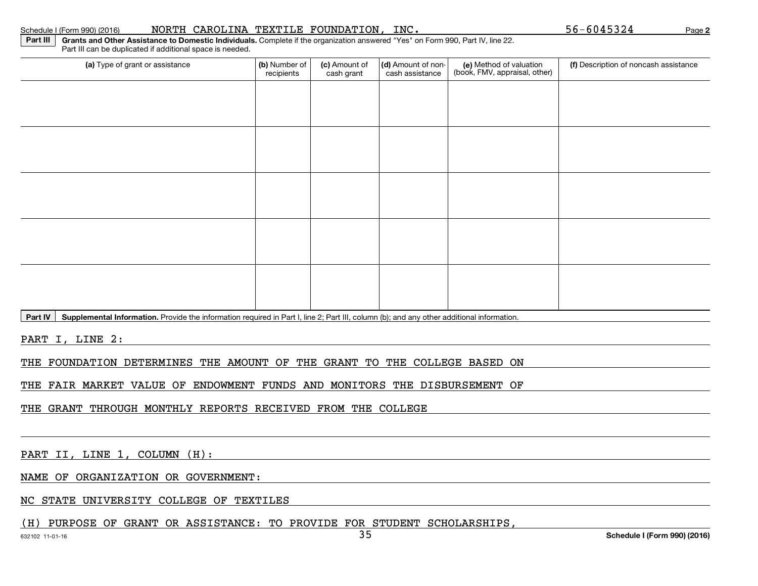Schedule I (Form 990) (2016) NORTH CAROLINA TEXTILE FOUNDATION, INC. 56-6045324 Page **2**

**Part III** **Grants and Other Assistance to Domestic Individuals.** Complete if the organization answered "Yes" on Form 990, Part IV, line 22. Part III can be duplicated if additional space is needed.

| (a) Type of grant or assistance | (b) Number of recipients | (c) Amount of cash grant | (d) Amount of non-cash assistance | (e) Method of valuation (book, FMV, appraisal, other) | (f) Description of noncash assistance |
|---|---|---|---|---|---|
| | | | | | |
| | | | | | |
| | | | | | |
| | | | | | |
| | | | | | |

**Part IV** **Supplemental Information.** Provide the information required in Part I, line 2; Part III, column (b); and any other additional information.

PART I, LINE 2:

THE FOUNDATION DETERMINES THE AMOUNT OF THE GRANT TO THE COLLEGE BASED ON THE FAIR MARKET VALUE OF ENDOWMENT FUNDS AND MONITORS THE DISBURSEMENT OF THE GRANT THROUGH MONTHLY REPORTS RECEIVED FROM THE COLLEGE

PART II, LINE 1, COLUMN (H):

NAME OF ORGANIZATION OR GOVERNMENT:

NC STATE UNIVERSITY COLLEGE OF TEXTILES

(H) PURPOSE OF GRANT OR ASSISTANCE: TO PROVIDE FOR STUDENT SCHOLARSHIPS,

632102 11-01-16 **Schedule I (Form 990) (2016)**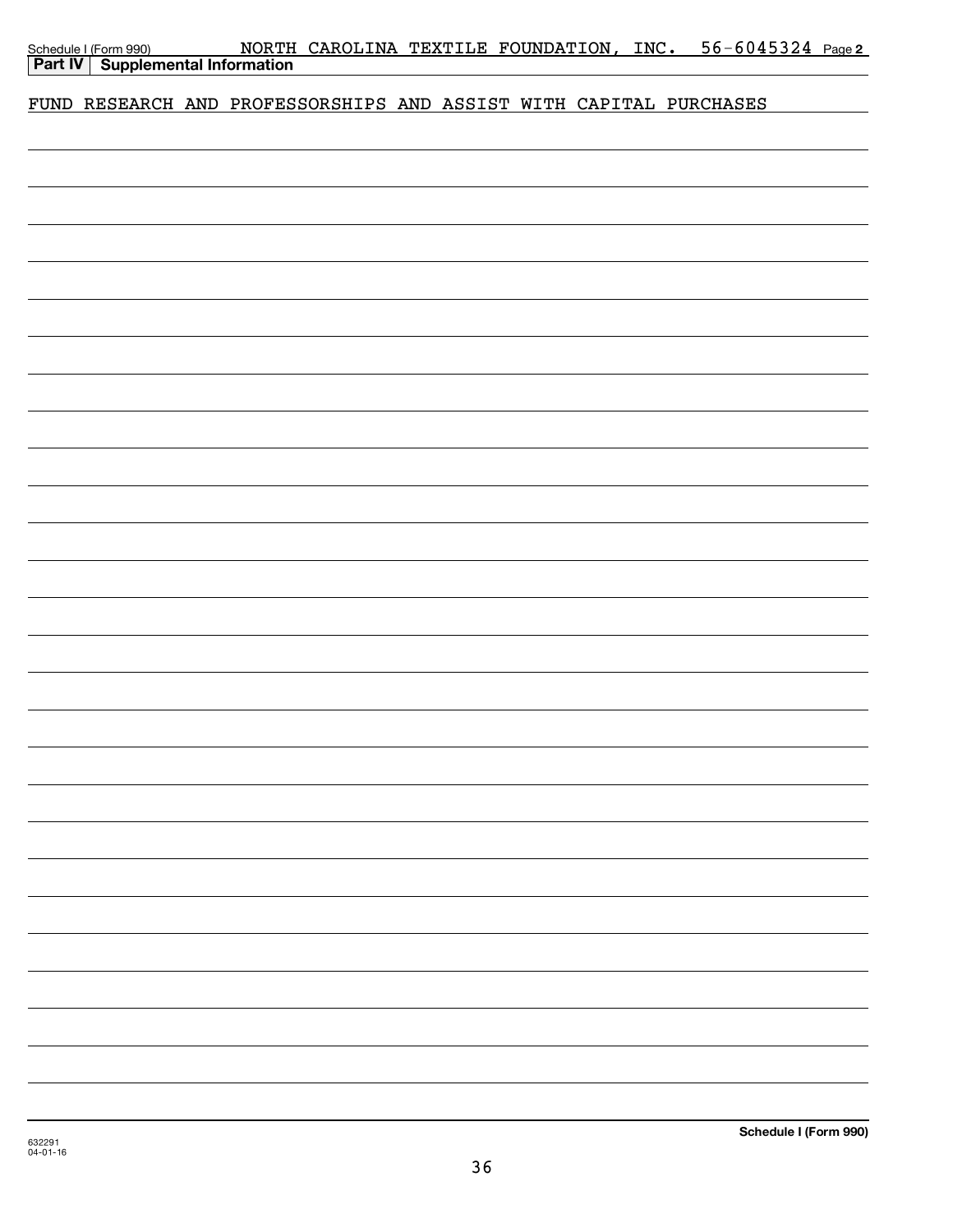Schedule I (Form 990) NORTH CAROLINA TEXTILE FOUNDATION, INC. 56-6045324 Page 2

**Part IV Supplemental Information**

FUND RESEARCH AND PROFESSORSHIPS AND ASSIST WITH CAPITAL PURCHASES

**Schedule I (Form 990)**

632291
04-01-16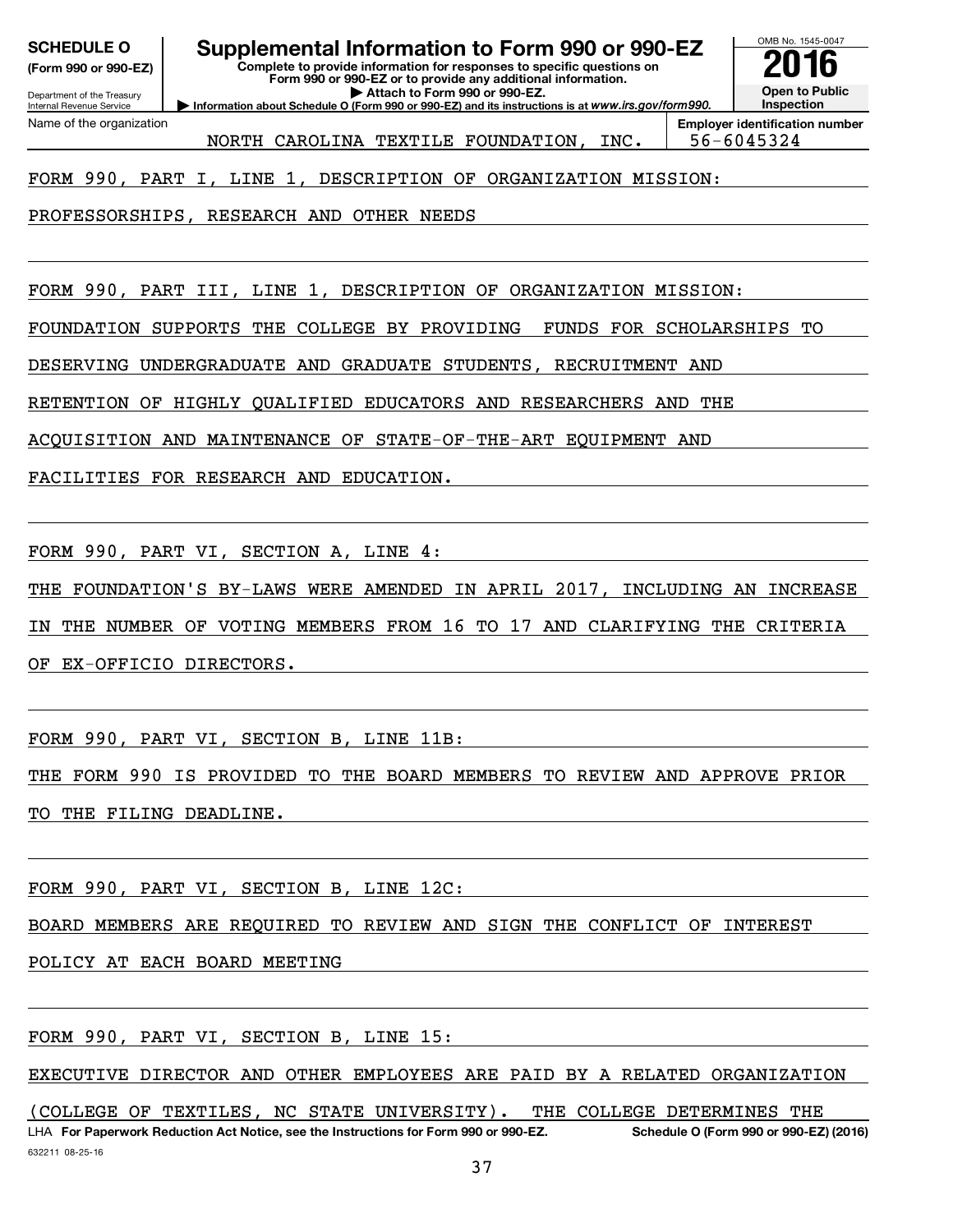**SCHEDULE O**
**(Form 990 or 990-EZ)**

Department of the Treasury
Internal Revenue Service

# Supplemental Information to Form 990 or 990-EZ

**Complete to provide information for responses to specific questions on Form 990 or 990-EZ or to provide any additional information.**
**▶ Attach to Form 990 or 990-EZ.**
**▶ Information about Schedule O (Form 990 or 990-EZ) and its instructions is at www.irs.gov/form990.**

OMB No. 1545-0047
**2016**
**Open to Public Inspection**

| Name of the organization | Employer identification number |
|---|---|
| NORTH CAROLINA TEXTILE FOUNDATION, INC. | 56-6045324 |

FORM 990, PART I, LINE 1, DESCRIPTION OF ORGANIZATION MISSION:

PROFESSORSHIPS, RESEARCH AND OTHER NEEDS

FORM 990, PART III, LINE 1, DESCRIPTION OF ORGANIZATION MISSION:

FOUNDATION SUPPORTS THE COLLEGE BY PROVIDING FUNDS FOR SCHOLARSHIPS TO DESERVING UNDERGRADUATE AND GRADUATE STUDENTS, RECRUITMENT AND RETENTION OF HIGHLY QUALIFIED EDUCATORS AND RESEARCHERS AND THE ACQUISITION AND MAINTENANCE OF STATE-OF-THE-ART EQUIPMENT AND FACILITIES FOR RESEARCH AND EDUCATION.

FORM 990, PART VI, SECTION A, LINE 4:

THE FOUNDATION'S BY-LAWS WERE AMENDED IN APRIL 2017, INCLUDING AN INCREASE IN THE NUMBER OF VOTING MEMBERS FROM 16 TO 17 AND CLARIFYING THE CRITERIA OF EX-OFFICIO DIRECTORS.

FORM 990, PART VI, SECTION B, LINE 11B:

THE FORM 990 IS PROVIDED TO THE BOARD MEMBERS TO REVIEW AND APPROVE PRIOR TO THE FILING DEADLINE.

FORM 990, PART VI, SECTION B, LINE 12C:

BOARD MEMBERS ARE REQUIRED TO REVIEW AND SIGN THE CONFLICT OF INTEREST POLICY AT EACH BOARD MEETING

FORM 990, PART VI, SECTION B, LINE 15:

EXECUTIVE DIRECTOR AND OTHER EMPLOYEES ARE PAID BY A RELATED ORGANIZATION (COLLEGE OF TEXTILES, NC STATE UNIVERSITY). THE COLLEGE DETERMINES THE

LHA **For Paperwork Reduction Act Notice, see the Instructions for Form 990 or 990-EZ.** **Schedule O (Form 990 or 990-EZ) (2016)**

632211 08-25-16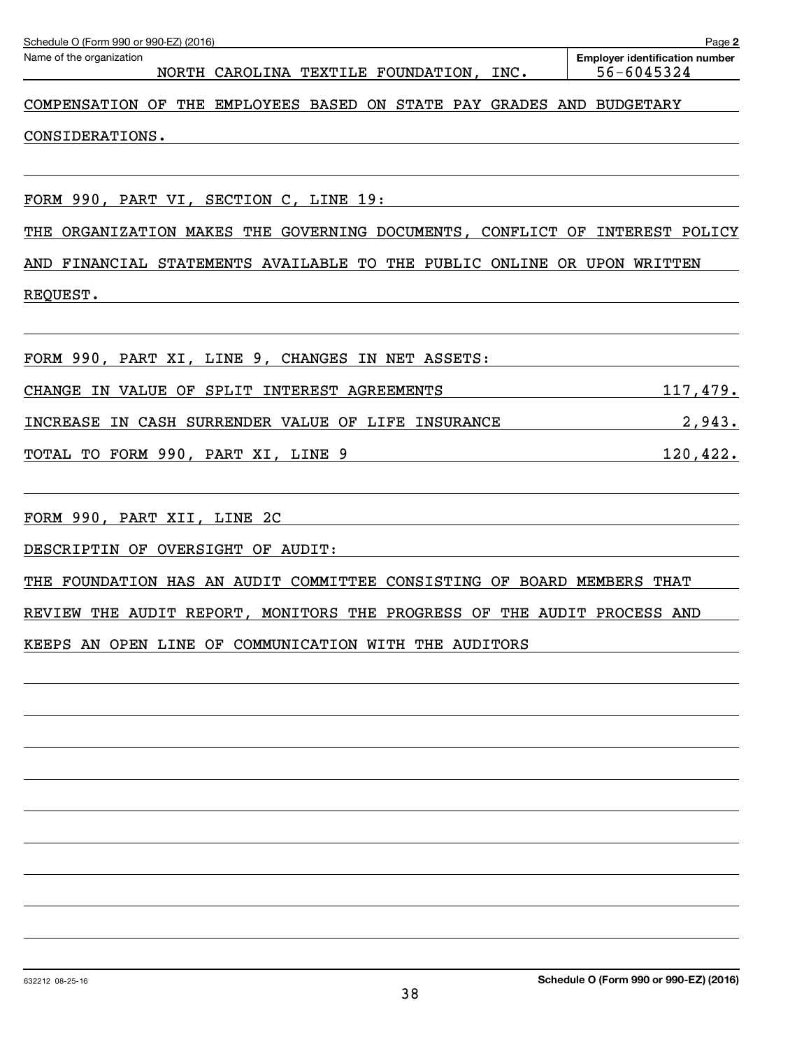Schedule O (Form 990 or 990-EZ) (2016) Page 2

Name of the organization: NORTH CAROLINA TEXTILE FOUNDATION, INC.

Employer identification number: 56-6045324

COMPENSATION OF THE EMPLOYEES BASED ON STATE PAY GRADES AND BUDGETARY CONSIDERATIONS.

FORM 990, PART VI, SECTION C, LINE 19:

THE ORGANIZATION MAKES THE GOVERNING DOCUMENTS, CONFLICT OF INTEREST POLICY AND FINANCIAL STATEMENTS AVAILABLE TO THE PUBLIC ONLINE OR UPON WRITTEN REQUEST.

FORM 990, PART XI, LINE 9, CHANGES IN NET ASSETS:

| | |
|---|---|
| CHANGE IN VALUE OF SPLIT INTEREST AGREEMENTS | 117,479. |
| INCREASE IN CASH SURRENDER VALUE OF LIFE INSURANCE | 2,943. |
| TOTAL TO FORM 990, PART XI, LINE 9 | 120,422. |

FORM 990, PART XII, LINE 2C

DESCRIPTIN OF OVERSIGHT OF AUDIT:

THE FOUNDATION HAS AN AUDIT COMMITTEE CONSISTING OF BOARD MEMBERS THAT REVIEW THE AUDIT REPORT, MONITORS THE PROGRESS OF THE AUDIT PROCESS AND KEEPS AN OPEN LINE OF COMMUNICATION WITH THE AUDITORS

632212 08-25-16

Schedule O (Form 990 or 990-EZ) (2016)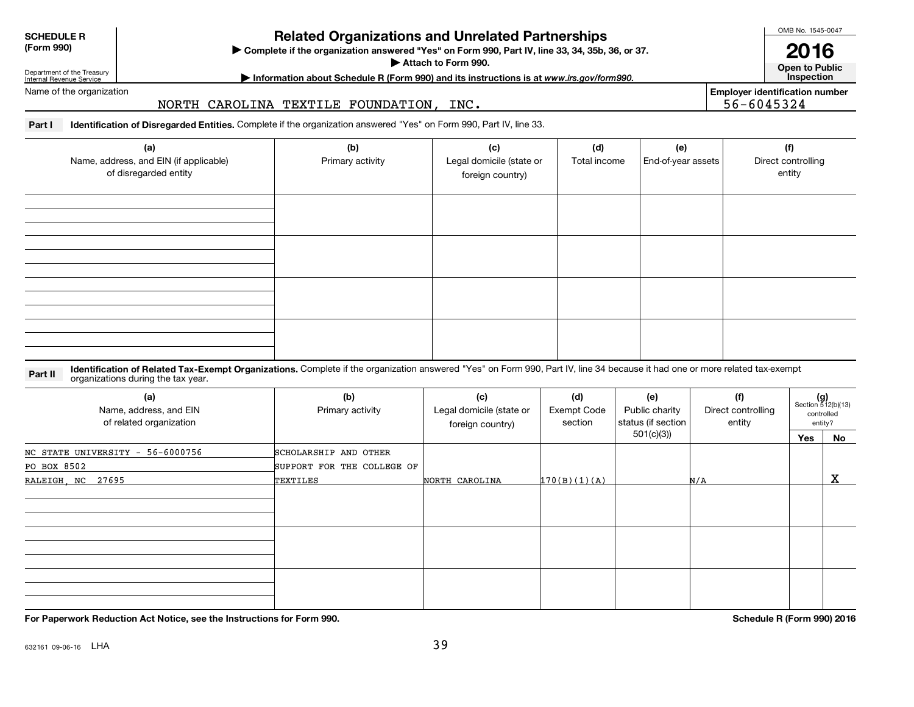**SCHEDULE R (Form 990)**

Department of the Treasury
Internal Revenue Service

# Related Organizations and Unrelated Partnerships

▶ Complete if the organization answered "Yes" on Form 990, Part IV, line 33, 34, 35b, 36, or 37.

▶ Attach to Form 990.

▶ Information about Schedule R (Form 990) and its instructions is at *www.irs.gov/form990*.

OMB No. 1545-0047

**2016**

**Open to Public Inspection**

Name of the organization: NORTH CAROLINA TEXTILE FOUNDATION, INC.

Employer identification number: 56-6045324

**Part I Identification of Disregarded Entities.** Complete if the organization answered "Yes" on Form 990, Part IV, line 33.

| (a) Name, address, and EIN (if applicable) of disregarded entity | (b) Primary activity | (c) Legal domicile (state or foreign country) | (d) Total income | (e) End-of-year assets | (f) Direct controlling entity |
|---|---|---|---|---|---|
| | | | | | |
| | | | | | |
| | | | | | |
| | | | | | |

**Part II Identification of Related Tax-Exempt Organizations.** Complete if the organization answered "Yes" on Form 990, Part IV, line 34 because it had one or more related tax-exempt organizations during the tax year.

| (a) Name, address, and EIN of related organization | (b) Primary activity | (c) Legal domicile (state or foreign country) | (d) Exempt Code section | (e) Public charity status (if section 501(c)(3)) | (f) Direct controlling entity | (g) Section 512(b)(13) controlled entity? Yes | No |
|---|---|---|---|---|---|---|---|
| NC STATE UNIVERSITY - 56-6000756<br>PO BOX 8502<br>RALEIGH, NC 27695 | SCHOLARSHIP AND OTHER SUPPORT FOR THE COLLEGE OF TEXTILES | NORTH CAROLINA | 170(B)(1)(A) | | N/A | | X |
| | | | | | | | |
| | | | | | | | |
| | | | | | | | |

**For Paperwork Reduction Act Notice, see the Instructions for Form 990.**

**Schedule R (Form 990) 2016**

632161 09-06-16 LHA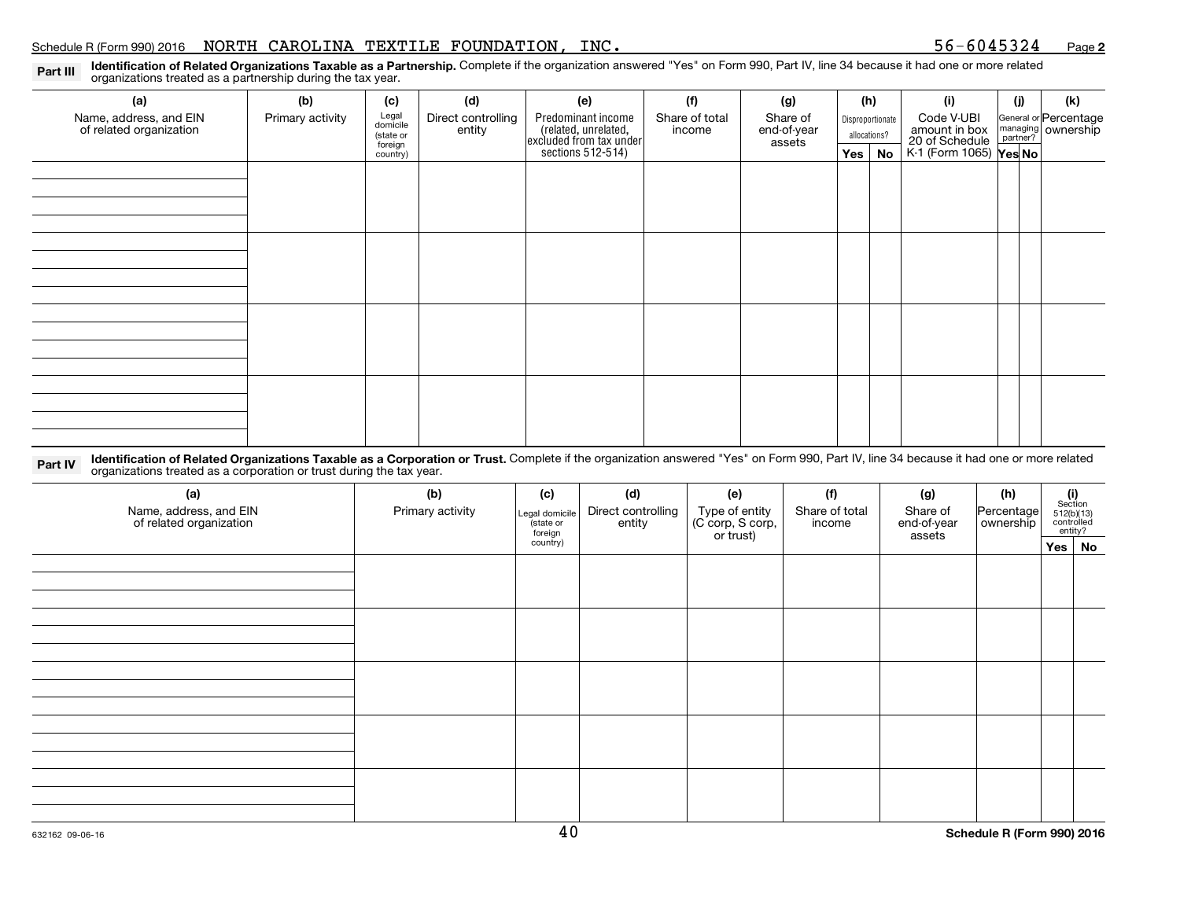Schedule R (Form 990) 2016 NORTH CAROLINA TEXTILE FOUNDATION, INC. 56-6045324 Page **2**

**Part III** **Identification of Related Organizations Taxable as a Partnership.** Complete if the organization answered "Yes" on Form 990, Part IV, line 34 because it had one or more related organizations treated as a partnership during the tax year.

| (a) Name, address, and EIN of related organization | (b) Primary activity | (c) Legal domicile (state or foreign country) | (d) Direct controlling entity | (e) Predominant income (related, unrelated, excluded from tax under sections 512-514) | (f) Share of total income | (g) Share of end-of-year assets | (h) Disproportionate allocations? | | (i) Code V-UBI amount in box 20 of Schedule K-1 (Form 1065) | (j) General or managing partner? | | (k) Percentage ownership |
|---|---|---|---|---|---|---|---|---|---|---|---|---|
| | | | | | | | Yes | No | | Yes | No | |
| | | | | | | | | | | | | |
| | | | | | | | | | | | | |
| | | | | | | | | | | | | |
| | | | | | | | | | | | | |

**Part IV** **Identification of Related Organizations Taxable as a Corporation or Trust.** Complete if the organization answered "Yes" on Form 990, Part IV, line 34 because it had one or more related organizations treated as a corporation or trust during the tax year.

| (a) Name, address, and EIN of related organization | (b) Primary activity | (c) Legal domicile (state or foreign country) | (d) Direct controlling entity | (e) Type of entity (C corp, S corp, or trust) | (f) Share of total income | (g) Share of end-of-year assets | (h) Percentage ownership | (i) Section 512(b)(13) controlled entity? | |
|---|---|---|---|---|---|---|---|---|---|
| | | | | | | | | Yes | No |
| | | | | | | | | | |
| | | | | | | | | | |
| | | | | | | | | | |
| | | | | | | | | | |
| | | | | | | | | | |

632162 09-06-16

**Schedule R (Form 990) 2016**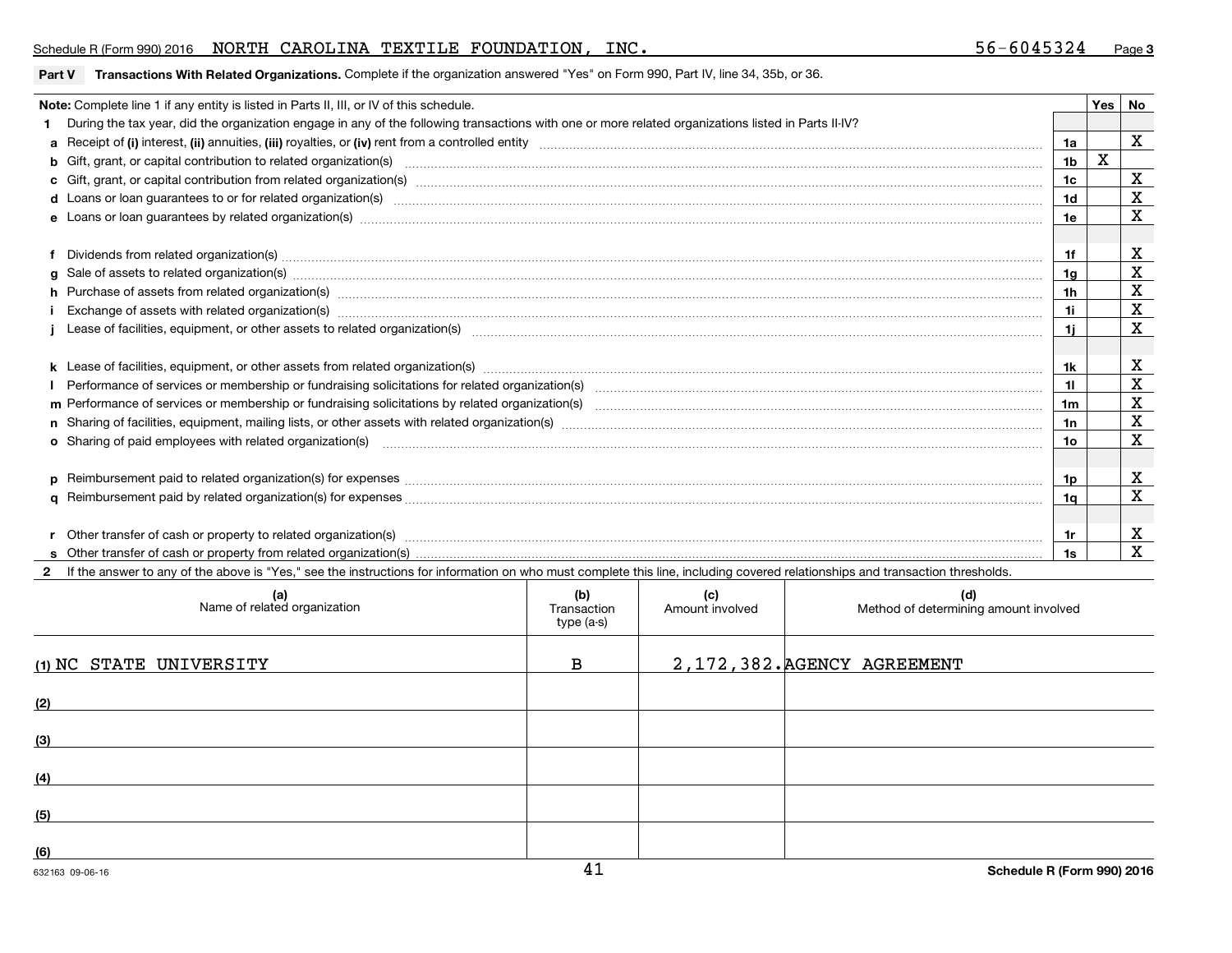Schedule R (Form 990) 2016 NORTH CAROLINA TEXTILE FOUNDATION, INC. 56-6045324 Page **3**

**Part V Transactions With Related Organizations.** Complete if the organization answered "Yes" on Form 990, Part IV, line 34, 35b, or 36.

| **Note:** Complete line 1 if any entity is listed in Parts II, III, or IV of this schedule. | | Yes | No |
|---|---|---|---|
| **1** During the tax year, did the organization engage in any of the following transactions with one or more related organizations listed in Parts II-IV? | | | |
| **a** Receipt of **(i)** interest, **(ii)** annuities, **(iii)** royalties, or **(iv)** rent from a controlled entity | 1a | | X |
| **b** Gift, grant, or capital contribution to related organization(s) | 1b | X | |
| **c** Gift, grant, or capital contribution from related organization(s) | 1c | | X |
| **d** Loans or loan guarantees to or for related organization(s) | 1d | | X |
| **e** Loans or loan guarantees by related organization(s) | 1e | | X |
| **f** Dividends from related organization(s) | 1f | | X |
| **g** Sale of assets to related organization(s) | 1g | | X |
| **h** Purchase of assets from related organization(s) | 1h | | X |
| **i** Exchange of assets with related organization(s) | 1i | | X |
| **j** Lease of facilities, equipment, or other assets to related organization(s) | 1j | | X |
| **k** Lease of facilities, equipment, or other assets from related organization(s) | 1k | | X |
| **l** Performance of services or membership or fundraising solicitations for related organization(s) | 1l | | X |
| **m** Performance of services or membership or fundraising solicitations by related organization(s) | 1m | | X |
| **n** Sharing of facilities, equipment, mailing lists, or other assets with related organization(s) | 1n | | X |
| **o** Sharing of paid employees with related organization(s) | 1o | | X |
| **p** Reimbursement paid to related organization(s) for expenses | 1p | | X |
| **q** Reimbursement paid by related organization(s) for expenses | 1q | | X |
| **r** Other transfer of cash or property to related organization(s) | 1r | | X |
| **s** Other transfer of cash or property from related organization(s) | 1s | | X |

**2** If the answer to any of the above is "Yes," see the instructions for information on who must complete this line, including covered relationships and transaction thresholds.

| (a) Name of related organization | (b) Transaction type (a-s) | (c) Amount involved | (d) Method of determining amount involved |
|---|---|---|---|
| (1) NC STATE UNIVERSITY | B | 2,172,382. | AGENCY AGREEMENT |
| (2) | | | |
| (3) | | | |
| (4) | | | |
| (5) | | | |
| (6) | | | |

632163 09-06-16 **Schedule R (Form 990) 2016**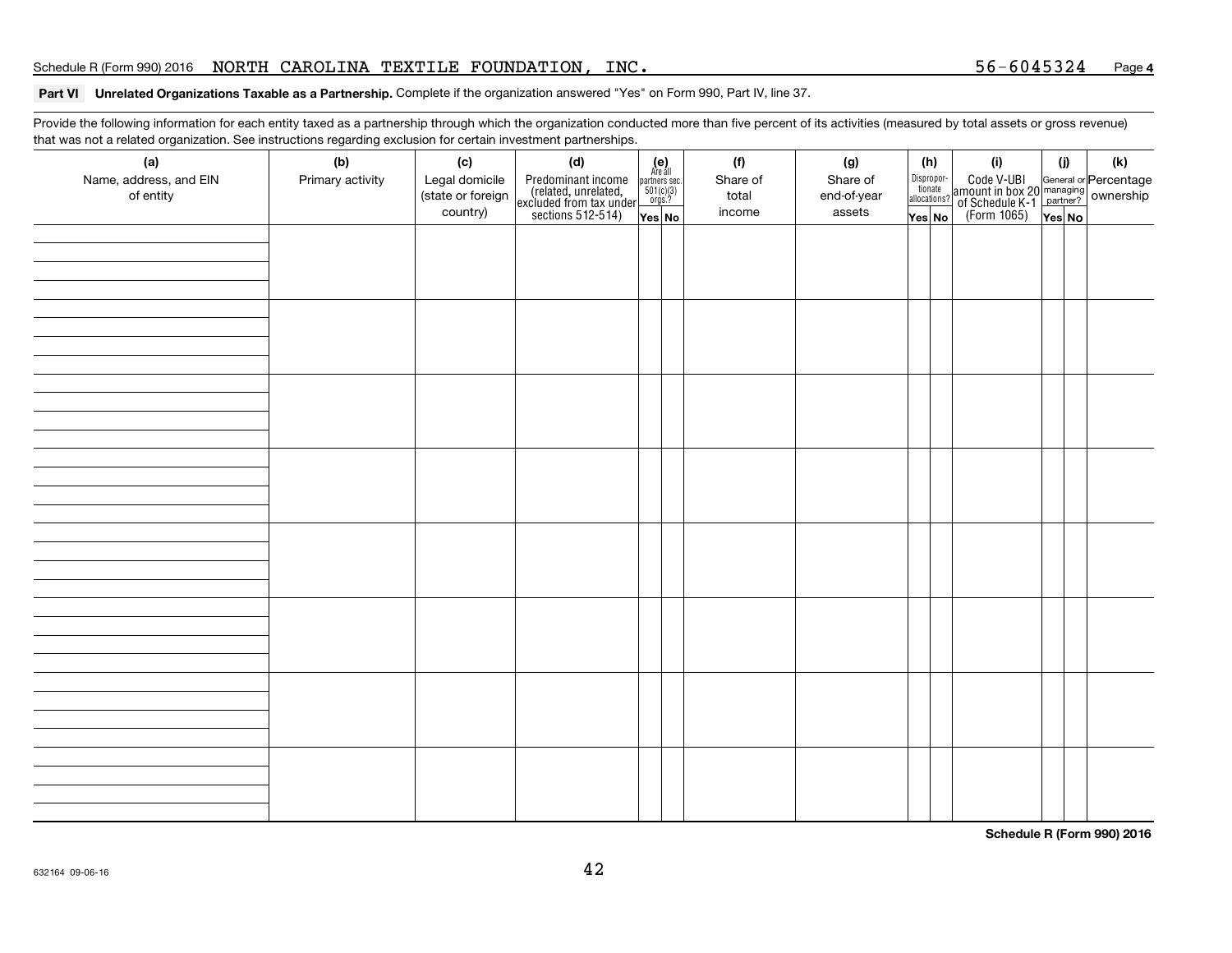Schedule R (Form 990) 2016 NORTH CAROLINA TEXTILE FOUNDATION, INC. 56-6045324 Page 4

**Part VI Unrelated Organizations Taxable as a Partnership.** Complete if the organization answered "Yes" on Form 990, Part IV, line 37.

Provide the following information for each entity taxed as a partnership through which the organization conducted more than five percent of its activities (measured by total assets or gross revenue) that was not a related organization. See instructions regarding exclusion for certain investment partnerships.

| (a) Name, address, and EIN of entity | (b) Primary activity | (c) Legal domicile (state or foreign country) | (d) Predominant income (related, unrelated, excluded from tax under sections 512-514) | (e) Are all partners sec. 501(c)(3) orgs.? | | (f) Share of total income | (g) Share of end-of-year assets | (h) Dispropor-tionate allocations? | | (i) Code V-UBI amount in box 20 of Schedule K-1 (Form 1065) | (j) General or managing partner? | | (k) Percentage ownership |
|---|---|---|---|---|---|---|---|---|---|---|---|---|---|
| | | | | Yes | No | | | Yes | No | | Yes | No | |
| | | | | | | | | | | | | | |
| | | | | | | | | | | | | | |
| | | | | | | | | | | | | | |
| | | | | | | | | | | | | | |
| | | | | | | | | | | | | | |
| | | | | | | | | | | | | | |
| | | | | | | | | | | | | | |
| | | | | | | | | | | | | | |

Schedule R (Form 990) 2016

632164 09-06-16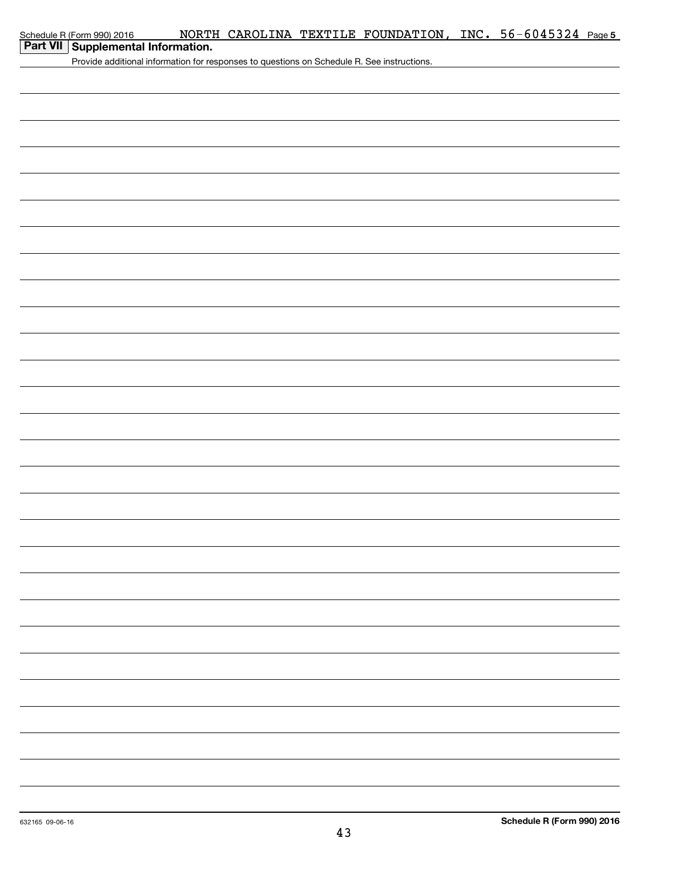Schedule R (Form 990) 2016 NORTH CAROLINA TEXTILE FOUNDATION, INC. 56-6045324 Page 5

**Part VII Supplemental Information.**

Provide additional information for responses to questions on Schedule R. See instructions.

632165 09-06-16

**Schedule R (Form 990) 2016**